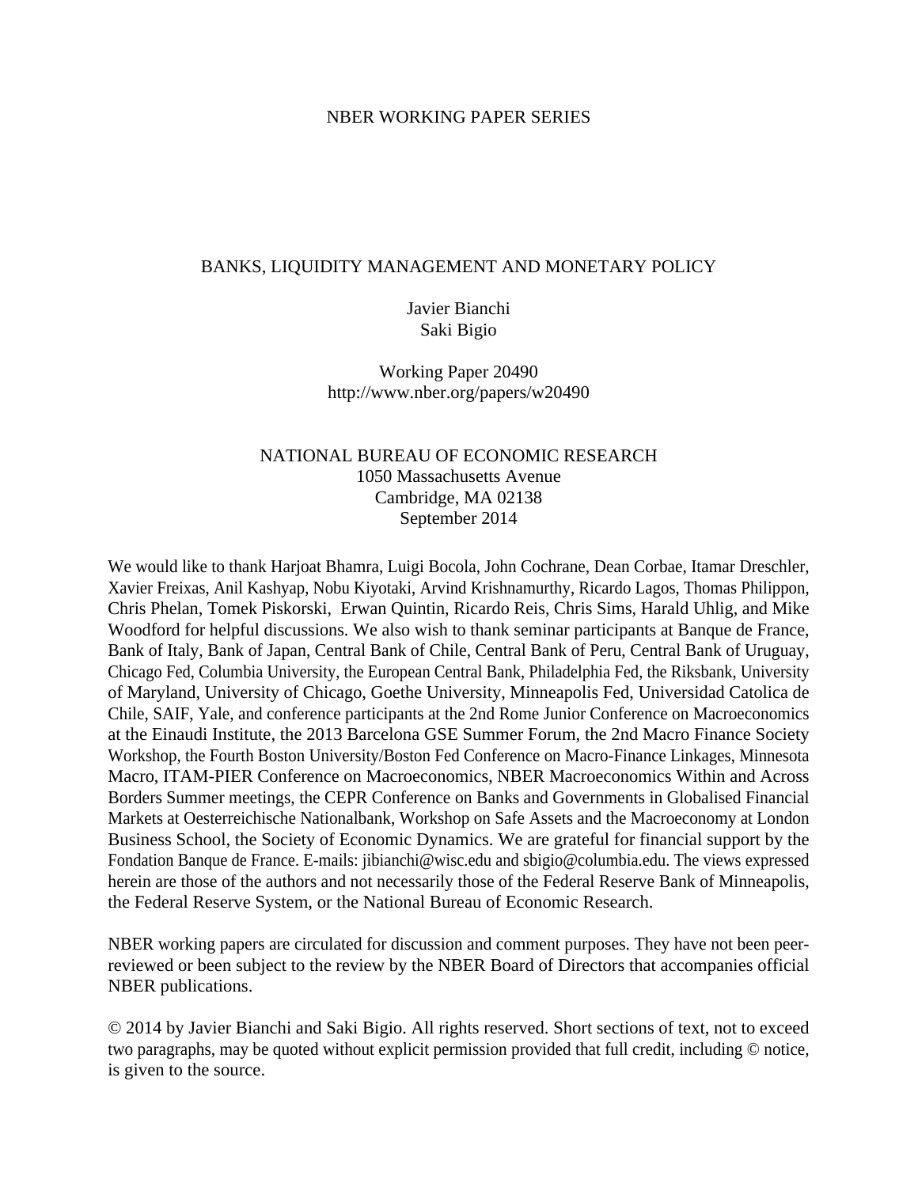NBER WORKING PAPER SERIES

# BANKS, LIQUIDITY MANAGEMENT AND MONETARY POLICY

Javier Bianchi
Saki Bigio

Working Paper 20490
http://www.nber.org/papers/w20490

NATIONAL BUREAU OF ECONOMIC RESEARCH
1050 Massachusetts Avenue
Cambridge, MA 02138
September 2014

We would like to thank Harjoat Bhamra, Luigi Bocola, John Cochrane, Dean Corbae, Itamar Dreschler, Xavier Freixas, Anil Kashyap, Nobu Kiyotaki, Arvind Krishnamurthy, Ricardo Lagos, Thomas Philippon, Chris Phelan, Tomek Piskorski, Erwan Quintin, Ricardo Reis, Chris Sims, Harald Uhlig, and Mike Woodford for helpful discussions. We also wish to thank seminar participants at Banque de France, Bank of Italy, Bank of Japan, Central Bank of Chile, Central Bank of Peru, Central Bank of Uruguay, Chicago Fed, Columbia University, the European Central Bank, Philadelphia Fed, the Riksbank, University of Maryland, University of Chicago, Goethe University, Minneapolis Fed, Universidad Catolica de Chile, SAIF, Yale, and conference participants at the 2nd Rome Junior Conference on Macroeconomics at the Einaudi Institute, the 2013 Barcelona GSE Summer Forum, the 2nd Macro Finance Society Workshop, the Fourth Boston University/Boston Fed Conference on Macro-Finance Linkages, Minnesota Macro, ITAM-PIER Conference on Macroeconomics, NBER Macroeconomics Within and Across Borders Summer meetings, the CEPR Conference on Banks and Governments in Globalised Financial Markets at Oesterreichische Nationalbank, Workshop on Safe Assets and the Macroeconomy at London Business School, the Society of Economic Dynamics. We are grateful for financial support by the Fondation Banque de France. E-mails: jibianchi@wisc.edu and sbigio@columbia.edu. The views expressed herein are those of the authors and not necessarily those of the Federal Reserve Bank of Minneapolis, the Federal Reserve System, or the National Bureau of Economic Research.

NBER working papers are circulated for discussion and comment purposes. They have not been peer-reviewed or been subject to the review by the NBER Board of Directors that accompanies official NBER publications.

© 2014 by Javier Bianchi and Saki Bigio. All rights reserved. Short sections of text, not to exceed two paragraphs, may be quoted without explicit permission provided that full credit, including © notice, is given to the source.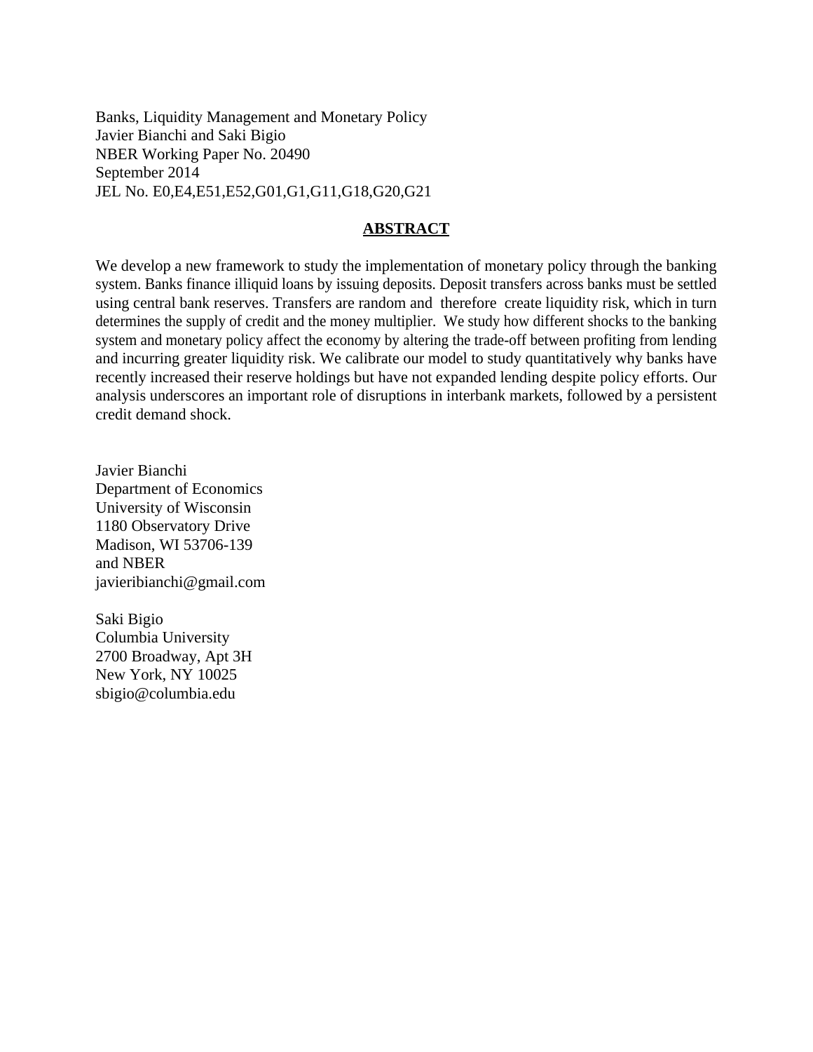Banks, Liquidity Management and Monetary Policy
Javier Bianchi and Saki Bigio
NBER Working Paper No. 20490
September 2014
JEL No. E0,E4,E51,E52,G01,G1,G11,G18,G20,G21

## ABSTRACT

We develop a new framework to study the implementation of monetary policy through the banking system. Banks finance illiquid loans by issuing deposits. Deposit transfers across banks must be settled using central bank reserves. Transfers are random and therefore create liquidity risk, which in turn determines the supply of credit and the money multiplier. We study how different shocks to the banking system and monetary policy affect the economy by altering the trade-off between profiting from lending and incurring greater liquidity risk. We calibrate our model to study quantitatively why banks have recently increased their reserve holdings but have not expanded lending despite policy efforts. Our analysis underscores an important role of disruptions in interbank markets, followed by a persistent credit demand shock.

Javier Bianchi
Department of Economics
University of Wisconsin
1180 Observatory Drive
Madison, WI 53706-139
and NBER
javieribianchi@gmail.com

Saki Bigio
Columbia University
2700 Broadway, Apt 3H
New York, NY 10025
sbigio@columbia.edu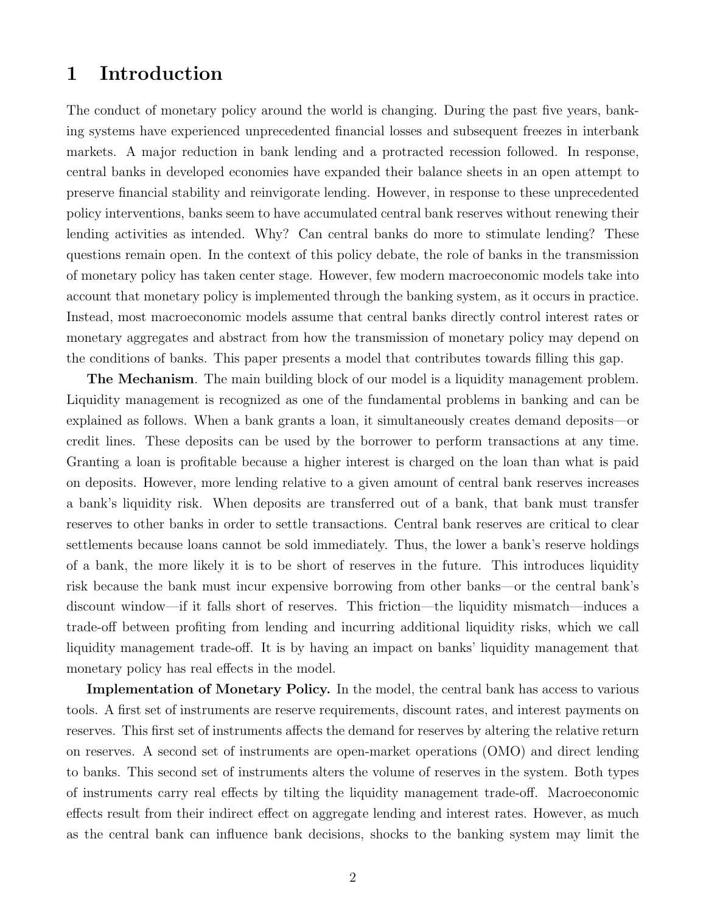# 1 Introduction

The conduct of monetary policy around the world is changing. During the past five years, banking systems have experienced unprecedented financial losses and subsequent freezes in interbank markets. A major reduction in bank lending and a protracted recession followed. In response, central banks in developed economies have expanded their balance sheets in an open attempt to preserve financial stability and reinvigorate lending. However, in response to these unprecedented policy interventions, banks seem to have accumulated central bank reserves without renewing their lending activities as intended. Why? Can central banks do more to stimulate lending? These questions remain open. In the context of this policy debate, the role of banks in the transmission of monetary policy has taken center stage. However, few modern macroeconomic models take into account that monetary policy is implemented through the banking system, as it occurs in practice. Instead, most macroeconomic models assume that central banks directly control interest rates or monetary aggregates and abstract from how the transmission of monetary policy may depend on the conditions of banks. This paper presents a model that contributes towards filling this gap.

**The Mechanism**. The main building block of our model is a liquidity management problem. Liquidity management is recognized as one of the fundamental problems in banking and can be explained as follows. When a bank grants a loan, it simultaneously creates demand deposits—or credit lines. These deposits can be used by the borrower to perform transactions at any time. Granting a loan is profitable because a higher interest is charged on the loan than what is paid on deposits. However, more lending relative to a given amount of central bank reserves increases a bank's liquidity risk. When deposits are transferred out of a bank, that bank must transfer reserves to other banks in order to settle transactions. Central bank reserves are critical to clear settlements because loans cannot be sold immediately. Thus, the lower a bank's reserve holdings of a bank, the more likely it is to be short of reserves in the future. This introduces liquidity risk because the bank must incur expensive borrowing from other banks—or the central bank's discount window—if it falls short of reserves. This friction—the liquidity mismatch—induces a trade-off between profiting from lending and incurring additional liquidity risks, which we call liquidity management trade-off. It is by having an impact on banks' liquidity management that monetary policy has real effects in the model.

**Implementation of Monetary Policy.** In the model, the central bank has access to various tools. A first set of instruments are reserve requirements, discount rates, and interest payments on reserves. This first set of instruments affects the demand for reserves by altering the relative return on reserves. A second set of instruments are open-market operations (OMO) and direct lending to banks. This second set of instruments alters the volume of reserves in the system. Both types of instruments carry real effects by tilting the liquidity management trade-off. Macroeconomic effects result from their indirect effect on aggregate lending and interest rates. However, as much as the central bank can influence bank decisions, shocks to the banking system may limit the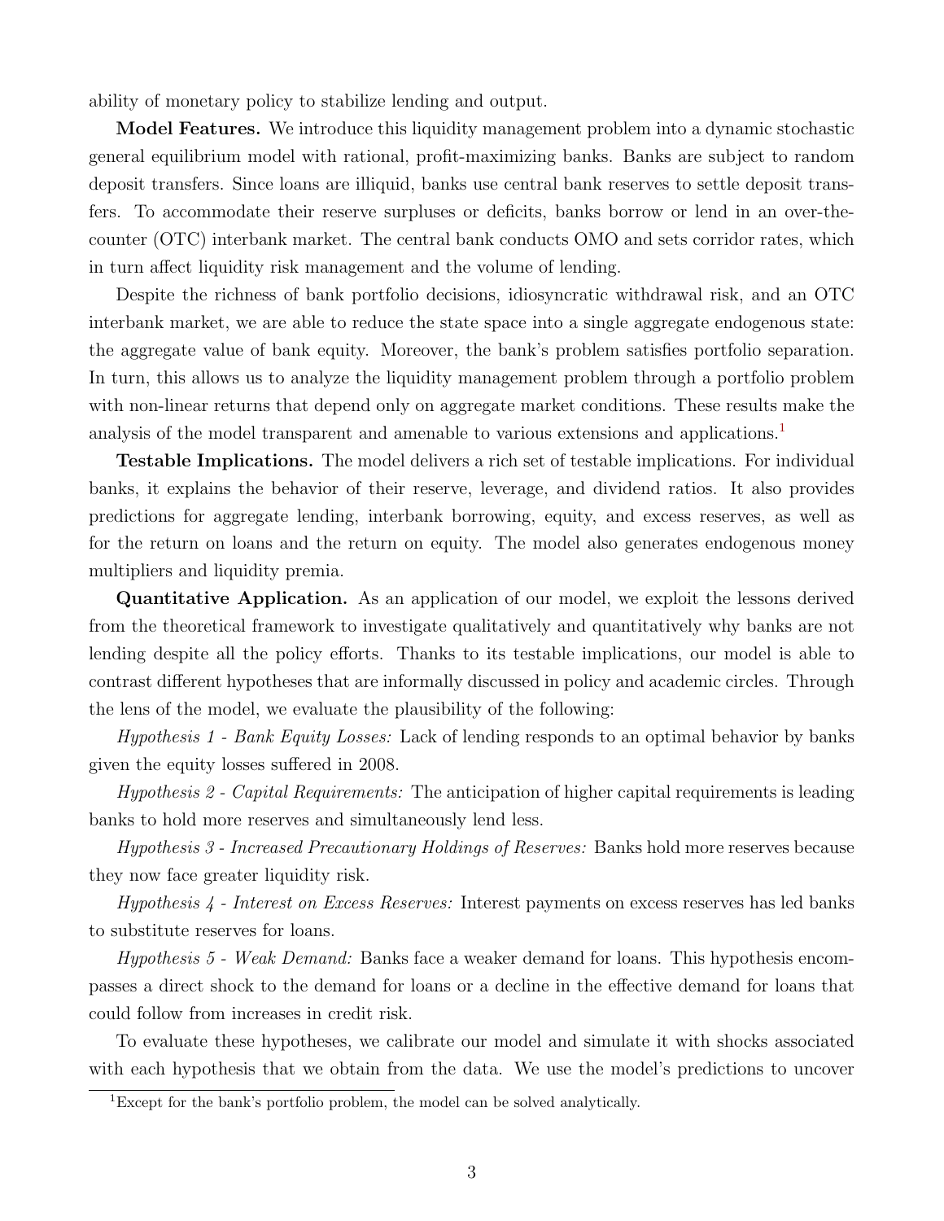ability of monetary policy to stabilize lending and output.

**Model Features.** We introduce this liquidity management problem into a dynamic stochastic general equilibrium model with rational, profit-maximizing banks. Banks are subject to random deposit transfers. Since loans are illiquid, banks use central bank reserves to settle deposit transfers. To accommodate their reserve surpluses or deficits, banks borrow or lend in an over-the-counter (OTC) interbank market. The central bank conducts OMO and sets corridor rates, which in turn affect liquidity risk management and the volume of lending.

Despite the richness of bank portfolio decisions, idiosyncratic withdrawal risk, and an OTC interbank market, we are able to reduce the state space into a single aggregate endogenous state: the aggregate value of bank equity. Moreover, the bank's problem satisfies portfolio separation. In turn, this allows us to analyze the liquidity management problem through a portfolio problem with non-linear returns that depend only on aggregate market conditions. These results make the analysis of the model transparent and amenable to various extensions and applications.[1]

**Testable Implications.** The model delivers a rich set of testable implications. For individual banks, it explains the behavior of their reserve, leverage, and dividend ratios. It also provides predictions for aggregate lending, interbank borrowing, equity, and excess reserves, as well as for the return on loans and the return on equity. The model also generates endogenous money multipliers and liquidity premia.

**Quantitative Application.** As an application of our model, we exploit the lessons derived from the theoretical framework to investigate qualitatively and quantitatively why banks are not lending despite all the policy efforts. Thanks to its testable implications, our model is able to contrast different hypotheses that are informally discussed in policy and academic circles. Through the lens of the model, we evaluate the plausibility of the following:

*Hypothesis 1 - Bank Equity Losses:* Lack of lending responds to an optimal behavior by banks given the equity losses suffered in 2008.

*Hypothesis 2 - Capital Requirements:* The anticipation of higher capital requirements is leading banks to hold more reserves and simultaneously lend less.

*Hypothesis 3 - Increased Precautionary Holdings of Reserves:* Banks hold more reserves because they now face greater liquidity risk.

*Hypothesis 4 - Interest on Excess Reserves:* Interest payments on excess reserves has led banks to substitute reserves for loans.

*Hypothesis 5 - Weak Demand:* Banks face a weaker demand for loans. This hypothesis encompasses a direct shock to the demand for loans or a decline in the effective demand for loans that could follow from increases in credit risk.

To evaluate these hypotheses, we calibrate our model and simulate it with shocks associated with each hypothesis that we obtain from the data. We use the model's predictions to uncover

[1] Except for the bank's portfolio problem, the model can be solved analytically.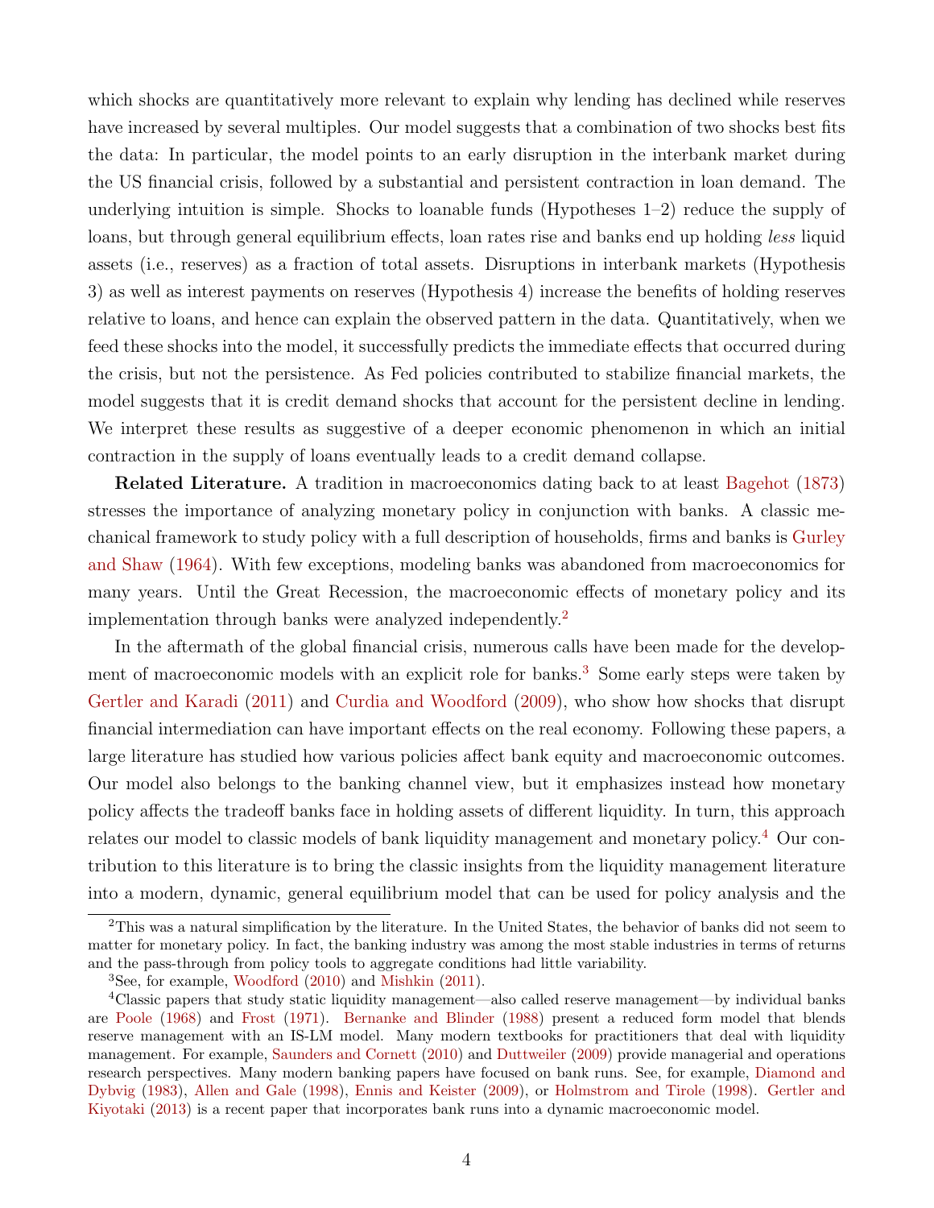which shocks are quantitatively more relevant to explain why lending has declined while reserves have increased by several multiples. Our model suggests that a combination of two shocks best fits the data: In particular, the model points to an early disruption in the interbank market during the US financial crisis, followed by a substantial and persistent contraction in loan demand. The underlying intuition is simple. Shocks to loanable funds (Hypotheses 1–2) reduce the supply of loans, but through general equilibrium effects, loan rates rise and banks end up holding *less* liquid assets (i.e., reserves) as a fraction of total assets. Disruptions in interbank markets (Hypothesis 3) as well as interest payments on reserves (Hypothesis 4) increase the benefits of holding reserves relative to loans, and hence can explain the observed pattern in the data. Quantitatively, when we feed these shocks into the model, it successfully predicts the immediate effects that occurred during the crisis, but not the persistence. As Fed policies contributed to stabilize financial markets, the model suggests that it is credit demand shocks that account for the persistent decline in lending. We interpret these results as suggestive of a deeper economic phenomenon in which an initial contraction in the supply of loans eventually leads to a credit demand collapse.

**Related Literature.** A tradition in macroeconomics dating back to at least Bagehot (1873) stresses the importance of analyzing monetary policy in conjunction with banks. A classic mechanical framework to study policy with a full description of households, firms and banks is Gurley and Shaw (1964). With few exceptions, modeling banks was abandoned from macroeconomics for many years. Until the Great Recession, the macroeconomic effects of monetary policy and its implementation through banks were analyzed independently.[2]

In the aftermath of the global financial crisis, numerous calls have been made for the development of macroeconomic models with an explicit role for banks.[3] Some early steps were taken by Gertler and Karadi (2011) and Curdia and Woodford (2009), who show how shocks that disrupt financial intermediation can have important effects on the real economy. Following these papers, a large literature has studied how various policies affect bank equity and macroeconomic outcomes. Our model also belongs to the banking channel view, but it emphasizes instead how monetary policy affects the tradeoff banks face in holding assets of different liquidity. In turn, this approach relates our model to classic models of bank liquidity management and monetary policy.[4] Our contribution to this literature is to bring the classic insights from the liquidity management literature into a modern, dynamic, general equilibrium model that can be used for policy analysis and the

[2] This was a natural simplification by the literature. In the United States, the behavior of banks did not seem to matter for monetary policy. In fact, the banking industry was among the most stable industries in terms of returns and the pass-through from policy tools to aggregate conditions had little variability.

[3] See, for example, Woodford (2010) and Mishkin (2011).

[4] Classic papers that study static liquidity management—also called reserve management—by individual banks are Poole (1968) and Frost (1971). Bernanke and Blinder (1988) present a reduced form model that blends reserve management with an IS-LM model. Many modern textbooks for practitioners that deal with liquidity management. For example, Saunders and Cornett (2010) and Duttweiler (2009) provide managerial and operations research perspectives. Many modern banking papers have focused on bank runs. See, for example, Diamond and Dybvig (1983), Allen and Gale (1998), Ennis and Keister (2009), or Holmstrom and Tirole (1998). Gertler and Kiyotaki (2013) is a recent paper that incorporates bank runs into a dynamic macroeconomic model.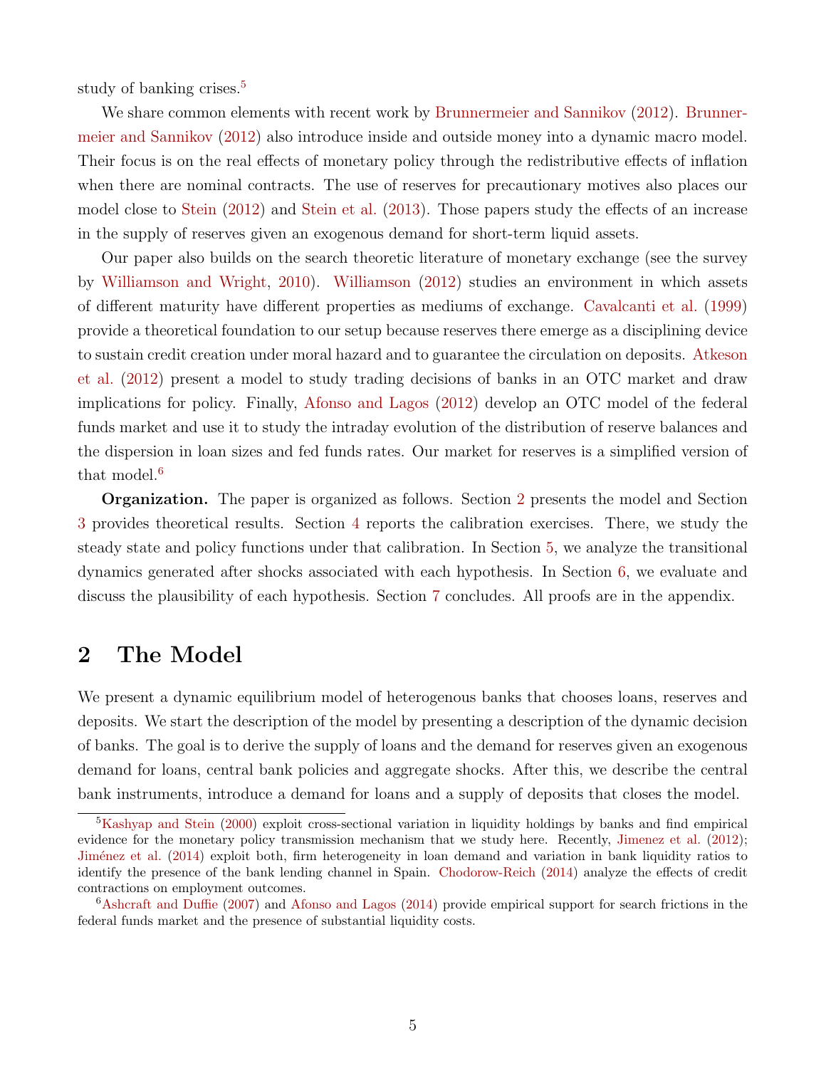study of banking crises.[5]

We share common elements with recent work by Brunnermeier and Sannikov (2012). Brunnermeier and Sannikov (2012) also introduce inside and outside money into a dynamic macro model. Their focus is on the real effects of monetary policy through the redistributive effects of inflation when there are nominal contracts. The use of reserves for precautionary motives also places our model close to Stein (2012) and Stein et al. (2013). Those papers study the effects of an increase in the supply of reserves given an exogenous demand for short-term liquid assets.

Our paper also builds on the search theoretic literature of monetary exchange (see the survey by Williamson and Wright, 2010). Williamson (2012) studies an environment in which assets of different maturity have different properties as mediums of exchange. Cavalcanti et al. (1999) provide a theoretical foundation to our setup because reserves there emerge as a disciplining device to sustain credit creation under moral hazard and to guarantee the circulation on deposits. Atkeson et al. (2012) present a model to study trading decisions of banks in an OTC market and draw implications for policy. Finally, Afonso and Lagos (2012) develop an OTC model of the federal funds market and use it to study the intraday evolution of the distribution of reserve balances and the dispersion in loan sizes and fed funds rates. Our market for reserves is a simplified version of that model.[6]

**Organization.** The paper is organized as follows. Section 2 presents the model and Section 3 provides theoretical results. Section 4 reports the calibration exercises. There, we study the steady state and policy functions under that calibration. In Section 5, we analyze the transitional dynamics generated after shocks associated with each hypothesis. In Section 6, we evaluate and discuss the plausibility of each hypothesis. Section 7 concludes. All proofs are in the appendix.

# 2 The Model

We present a dynamic equilibrium model of heterogenous banks that chooses loans, reserves and deposits. We start the description of the model by presenting a description of the dynamic decision of banks. The goal is to derive the supply of loans and the demand for reserves given an exogenous demand for loans, central bank policies and aggregate shocks. After this, we describe the central bank instruments, introduce a demand for loans and a supply of deposits that closes the model.

[5] Kashyap and Stein (2000) exploit cross-sectional variation in liquidity holdings by banks and find empirical evidence for the monetary policy transmission mechanism that we study here. Recently, Jimenez et al. (2012); Jiménez et al. (2014) exploit both, firm heterogeneity in loan demand and variation in bank liquidity ratios to identify the presence of the bank lending channel in Spain. Chodorow-Reich (2014) analyze the effects of credit contractions on employment outcomes.

[6] Ashcraft and Duffie (2007) and Afonso and Lagos (2014) provide empirical support for search frictions in the federal funds market and the presence of substantial liquidity costs.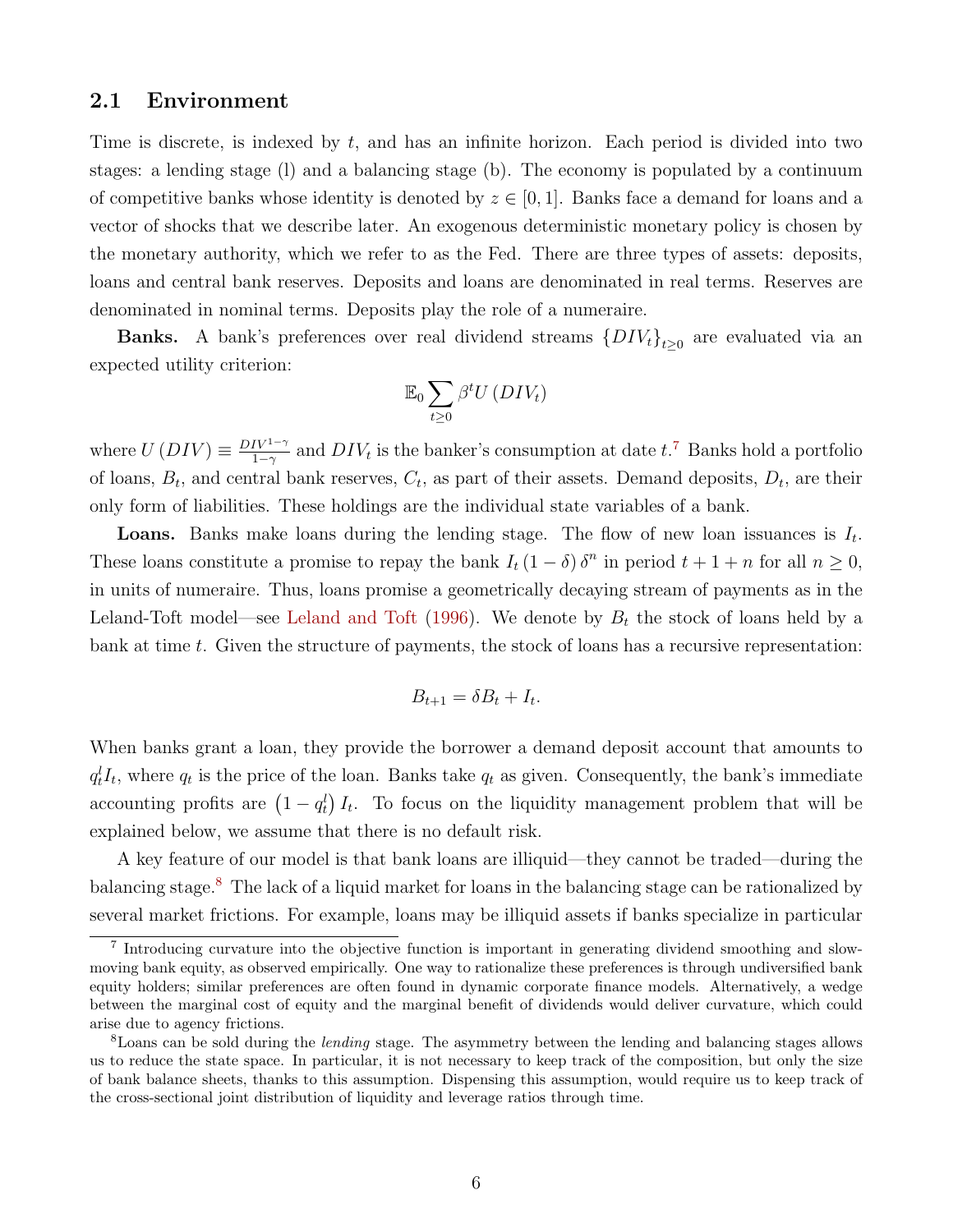## 2.1 Environment

Time is discrete, is indexed by $t$, and has an infinite horizon. Each period is divided into two stages: a lending stage (l) and a balancing stage (b). The economy is populated by a continuum of competitive banks whose identity is denoted by $z \in [0, 1]$. Banks face a demand for loans and a vector of shocks that we describe later. An exogenous deterministic monetary policy is chosen by the monetary authority, which we refer to as the Fed. There are three types of assets: deposits, loans and central bank reserves. Deposits and loans are denominated in real terms. Reserves are denominated in nominal terms. Deposits play the role of a numeraire.

**Banks.** A bank's preferences over real dividend streams $\{DIV_t\}_{t\geq 0}$ are evaluated via an expected utility criterion:

$$\mathbb{E}_0 \sum_{t\geq 0} \beta^t U(DIV_t)$$

where $U(DIV) \equiv \frac{DIV^{1-\gamma}}{1-\gamma}$ and $DIV_t$ is the banker's consumption at date $t$.[7] Banks hold a portfolio of loans, $B_t$, and central bank reserves, $C_t$, as part of their assets. Demand deposits, $D_t$, are their only form of liabilities. These holdings are the individual state variables of a bank.

**Loans.** Banks make loans during the lending stage. The flow of new loan issuances is $I_t$. These loans constitute a promise to repay the bank $I_t(1-\delta)\delta^n$ in period $t+1+n$ for all $n \geq 0$, in units of numeraire. Thus, loans promise a geometrically decaying stream of payments as in the Leland-Toft model—see Leland and Toft (1996). We denote by $B_t$ the stock of loans held by a bank at time $t$. Given the structure of payments, the stock of loans has a recursive representation:

$$B_{t+1} = \delta B_t + I_t.$$

When banks grant a loan, they provide the borrower a demand deposit account that amounts to $q_t^l I_t$, where $q_t$ is the price of the loan. Banks take $q_t$ as given. Consequently, the bank's immediate accounting profits are $(1 - q_t^l) I_t$. To focus on the liquidity management problem that will be explained below, we assume that there is no default risk.

A key feature of our model is that bank loans are illiquid—they cannot be traded—during the balancing stage.[8] The lack of a liquid market for loans in the balancing stage can be rationalized by several market frictions. For example, loans may be illiquid assets if banks specialize in particular

[7] Introducing curvature into the objective function is important in generating dividend smoothing and slow-moving bank equity, as observed empirically. One way to rationalize these preferences is through undiversified bank equity holders; similar preferences are often found in dynamic corporate finance models. Alternatively, a wedge between the marginal cost of equity and the marginal benefit of dividends would deliver curvature, which could arise due to agency frictions.

[8] Loans can be sold during the *lending* stage. The asymmetry between the lending and balancing stages allows us to reduce the state space. In particular, it is not necessary to keep track of the composition, but only the size of bank balance sheets, thanks to this assumption. Dispensing this assumption, would require us to keep track of the cross-sectional joint distribution of liquidity and leverage ratios through time.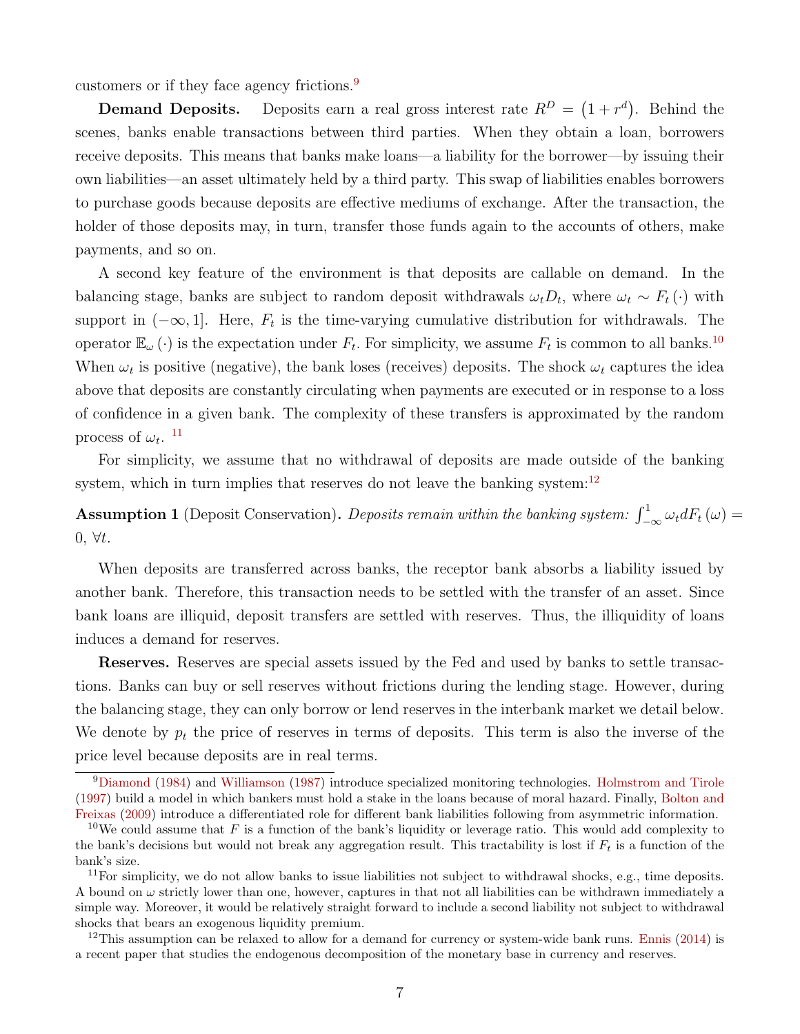customers or if they face agency frictions.[9]

**Demand Deposits.** Deposits earn a real gross interest rate $R^D = \left(1 + r^d\right)$. Behind the scenes, banks enable transactions between third parties. When they obtain a loan, borrowers receive deposits. This means that banks make loans—a liability for the borrower—by issuing their own liabilities—an asset ultimately held by a third party. This swap of liabilities enables borrowers to purchase goods because deposits are effective mediums of exchange. After the transaction, the holder of those deposits may, in turn, transfer those funds again to the accounts of others, make payments, and so on.

A second key feature of the environment is that deposits are callable on demand. In the balancing stage, banks are subject to random deposit withdrawals $\omega_t D_t$, where $\omega_t \sim F_t(\cdot)$ with support in $(-\infty, 1]$. Here, $F_t$ is the time-varying cumulative distribution for withdrawals. The operator $\mathbb{E}_\omega(\cdot)$ is the expectation under $F_t$. For simplicity, we assume $F_t$ is common to all banks.[10] When $\omega_t$ is positive (negative), the bank loses (receives) deposits. The shock $\omega_t$ captures the idea above that deposits are constantly circulating when payments are executed or in response to a loss of confidence in a given bank. The complexity of these transfers is approximated by the random process of $\omega_t$. [11]

For simplicity, we assume that no withdrawal of deposits are made outside of the banking system, which in turn implies that reserves do not leave the banking system:[12]

**Assumption 1** (Deposit Conservation)**.** *Deposits remain within the banking system:* $\int_{-\infty}^{1} \omega_t dF_t(\omega) = 0$, $\forall t$.

When deposits are transferred across banks, the receptor bank absorbs a liability issued by another bank. Therefore, this transaction needs to be settled with the transfer of an asset. Since bank loans are illiquid, deposit transfers are settled with reserves. Thus, the illiquidity of loans induces a demand for reserves.

**Reserves.** Reserves are special assets issued by the Fed and used by banks to settle transactions. Banks can buy or sell reserves without frictions during the lending stage. However, during the balancing stage, they can only borrow or lend reserves in the interbank market we detail below. We denote by $p_t$ the price of reserves in terms of deposits. This term is also the inverse of the price level because deposits are in real terms.

[9] Diamond (1984) and Williamson (1987) introduce specialized monitoring technologies. Holmstrom and Tirole (1997) build a model in which bankers must hold a stake in the loans because of moral hazard. Finally, Bolton and Freixas (2009) introduce a differentiated role for different bank liabilities following from asymmetric information.

[10] We could assume that $F$ is a function of the bank's liquidity or leverage ratio. This would add complexity to the bank's decisions but would not break any aggregation result. This tractability is lost if $F_t$ is a function of the bank's size.

[11] For simplicity, we do not allow banks to issue liabilities not subject to withdrawal shocks, e.g., time deposits. A bound on $\omega$ strictly lower than one, however, captures in that not all liabilities can be withdrawn immediately a simple way. Moreover, it would be relatively straight forward to include a second liability not subject to withdrawal shocks that bears an exogenous liquidity premium.

[12] This assumption can be relaxed to allow for a demand for currency or system-wide bank runs. Ennis (2014) is a recent paper that studies the endogenous decomposition of the monetary base in currency and reserves.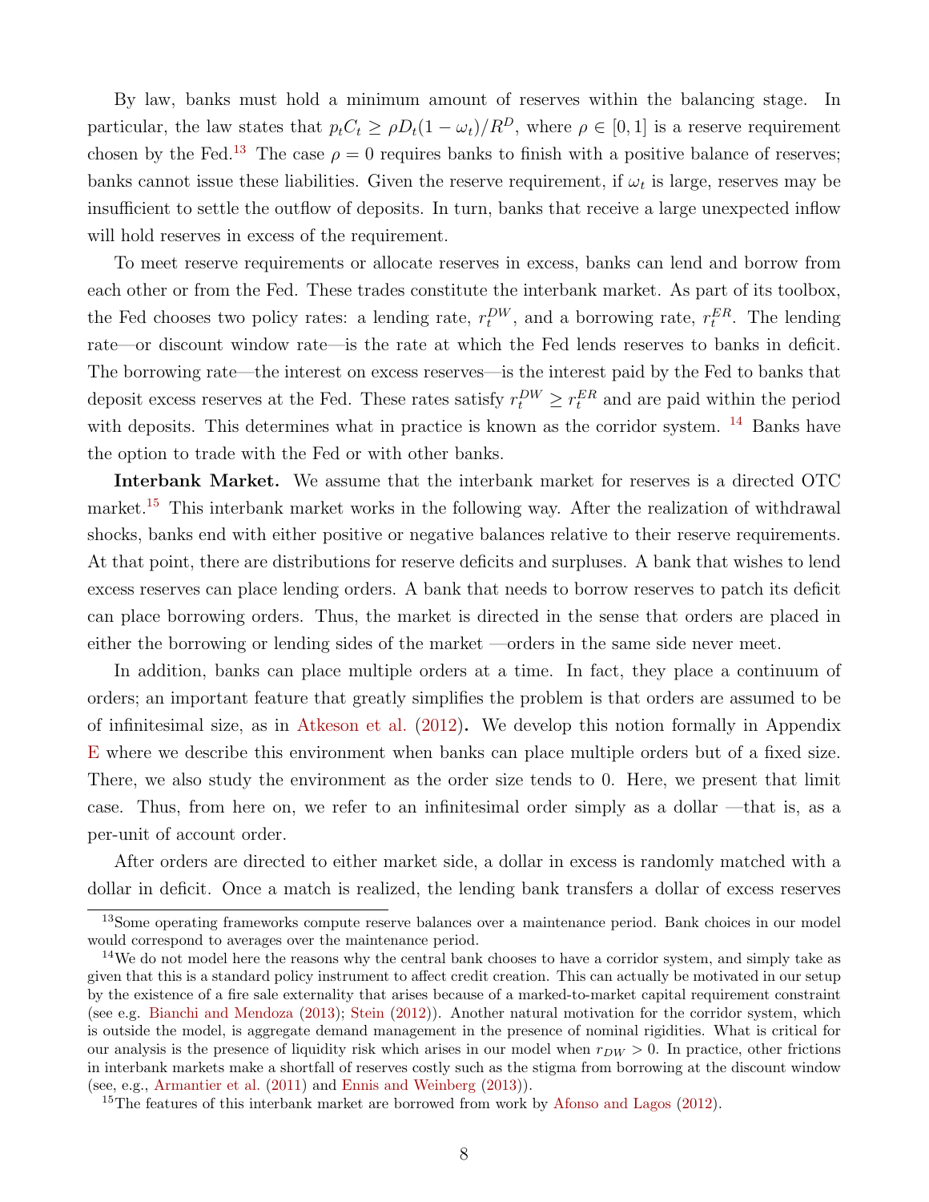By law, banks must hold a minimum amount of reserves within the balancing stage. In particular, the law states that $p_t C_t \geq \rho D_t(1-\omega_t)/R^D$, where $\rho \in [0,1]$ is a reserve requirement chosen by the Fed.[13] The case $\rho = 0$ requires banks to finish with a positive balance of reserves; banks cannot issue these liabilities. Given the reserve requirement, if $\omega_t$ is large, reserves may be insufficient to settle the outflow of deposits. In turn, banks that receive a large unexpected inflow will hold reserves in excess of the requirement.

To meet reserve requirements or allocate reserves in excess, banks can lend and borrow from each other or from the Fed. These trades constitute the interbank market. As part of its toolbox, the Fed chooses two policy rates: a lending rate, $r_t^{DW}$, and a borrowing rate, $r_t^{ER}$. The lending rate—or discount window rate—is the rate at which the Fed lends reserves to banks in deficit. The borrowing rate—the interest on excess reserves—is the interest paid by the Fed to banks that deposit excess reserves at the Fed. These rates satisfy $r_t^{DW} \geq r_t^{ER}$ and are paid within the period with deposits. This determines what in practice is known as the corridor system. [14] Banks have the option to trade with the Fed or with other banks.

**Interbank Market.** We assume that the interbank market for reserves is a directed OTC market.[15] This interbank market works in the following way. After the realization of withdrawal shocks, banks end with either positive or negative balances relative to their reserve requirements. At that point, there are distributions for reserve deficits and surpluses. A bank that wishes to lend excess reserves can place lending orders. A bank that needs to borrow reserves to patch its deficit can place borrowing orders. Thus, the market is directed in the sense that orders are placed in either the borrowing or lending sides of the market —orders in the same side never meet.

In addition, banks can place multiple orders at a time. In fact, they place a continuum of orders; an important feature that greatly simplifies the problem is that orders are assumed to be of infinitesimal size, as in Atkeson et al. (2012). We develop this notion formally in Appendix E where we describe this environment when banks can place multiple orders but of a fixed size. There, we also study the environment as the order size tends to 0. Here, we present that limit case. Thus, from here on, we refer to an infinitesimal order simply as a dollar —that is, as a per-unit of account order.

After orders are directed to either market side, a dollar in excess is randomly matched with a dollar in deficit. Once a match is realized, the lending bank transfers a dollar of excess reserves

---

[13] Some operating frameworks compute reserve balances over a maintenance period. Bank choices in our model would correspond to averages over the maintenance period.

[14] We do not model here the reasons why the central bank chooses to have a corridor system, and simply take as given that this is a standard policy instrument to affect credit creation. This can actually be motivated in our setup by the existence of a fire sale externality that arises because of a marked-to-market capital requirement constraint (see e.g. Bianchi and Mendoza (2013); Stein (2012)). Another natural motivation for the corridor system, which is outside the model, is aggregate demand management in the presence of nominal rigidities. What is critical for our analysis is the presence of liquidity risk which arises in our model when $r_{DW} > 0$. In practice, other frictions in interbank markets make a shortfall of reserves costly such as the stigma from borrowing at the discount window (see, e.g., Armantier et al. (2011) and Ennis and Weinberg (2013)).

[15] The features of this interbank market are borrowed from work by Afonso and Lagos (2012).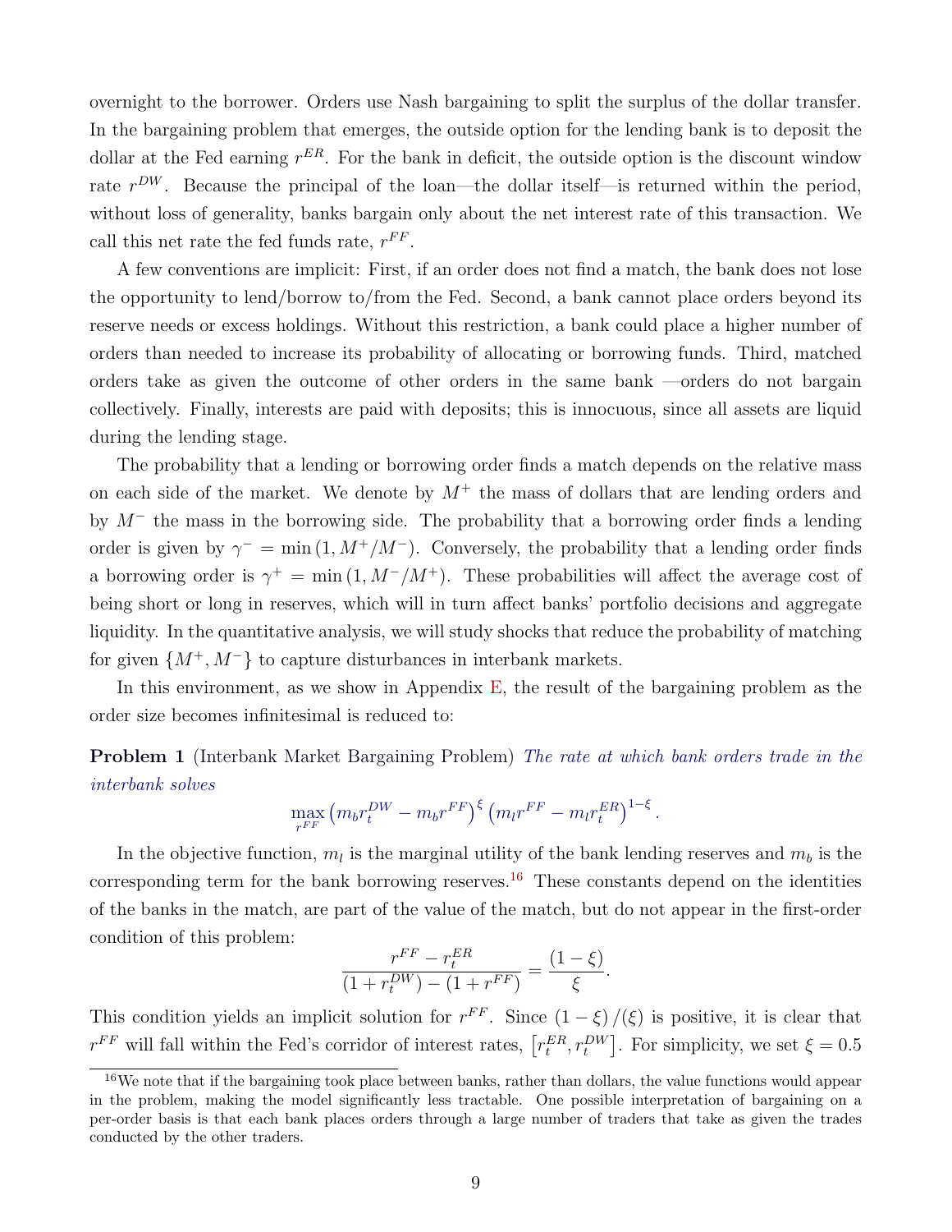overnight to the borrower. Orders use Nash bargaining to split the surplus of the dollar transfer. In the bargaining problem that emerges, the outside option for the lending bank is to deposit the dollar at the Fed earning $r^{ER}$. For the bank in deficit, the outside option is the discount window rate $r^{DW}$. Because the principal of the loan—the dollar itself—is returned within the period, without loss of generality, banks bargain only about the net interest rate of this transaction. We call this net rate the fed funds rate, $r^{FF}$.

A few conventions are implicit: First, if an order does not find a match, the bank does not lose the opportunity to lend/borrow to/from the Fed. Second, a bank cannot place orders beyond its reserve needs or excess holdings. Without this restriction, a bank could place a higher number of orders than needed to increase its probability of allocating or borrowing funds. Third, matched orders take as given the outcome of other orders in the same bank —orders do not bargain collectively. Finally, interests are paid with deposits; this is innocuous, since all assets are liquid during the lending stage.

The probability that a lending or borrowing order finds a match depends on the relative mass on each side of the market. We denote by $M^+$ the mass of dollars that are lending orders and by $M^-$ the mass in the borrowing side. The probability that a borrowing order finds a lending order is given by $\gamma^- = \min(1, M^+/M^-)$. Conversely, the probability that a lending order finds a borrowing order is $\gamma^+ = \min(1, M^-/M^+)$. These probabilities will affect the average cost of being short or long in reserves, which will in turn affect banks' portfolio decisions and aggregate liquidity. In the quantitative analysis, we will study shocks that reduce the probability of matching for given $\{M^+, M^-\}$ to capture disturbances in interbank markets.

In this environment, as we show in Appendix E, the result of the bargaining problem as the order size becomes infinitesimal is reduced to:

**Problem 1** (Interbank Market Bargaining Problem) *The rate at which bank orders trade in the interbank solves*

$$\max_{r^{FF}} \left(m_b r_t^{DW} - m_b r^{FF}\right)^{\xi} \left(m_l r^{FF} - m_l r_t^{ER}\right)^{1-\xi}.$$

In the objective function, $m_l$ is the marginal utility of the bank lending reserves and $m_b$ is the corresponding term for the bank borrowing reserves.[16] These constants depend on the identities of the banks in the match, are part of the value of the match, but do not appear in the first-order condition of this problem:

$$\frac{r^{FF} - r_t^{ER}}{(1 + r_t^{DW}) - (1 + r^{FF})} = \frac{(1 - \xi)}{\xi}.$$

This condition yields an implicit solution for $r^{FF}$. Since $(1 - \xi)/(\xi)$ is positive, it is clear that $r^{FF}$ will fall within the Fed's corridor of interest rates, $\left[r_t^{ER}, r_t^{DW}\right]$. For simplicity, we set $\xi = 0.5$

[16] We note that if the bargaining took place between banks, rather than dollars, the value functions would appear in the problem, making the model significantly less tractable. One possible interpretation of bargaining on a per-order basis is that each bank places orders through a large number of traders that take as given the trades conducted by the other traders.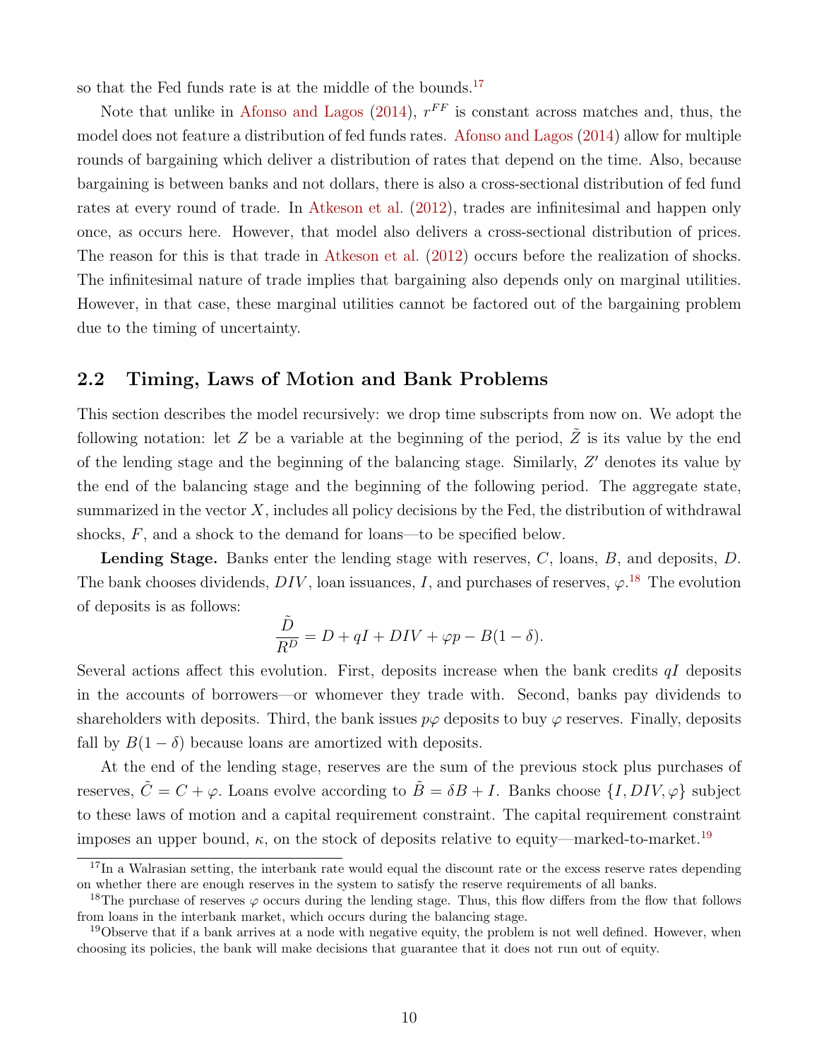so that the Fed funds rate is at the middle of the bounds.[17]

Note that unlike in Afonso and Lagos (2014), $r^{FF}$ is constant across matches and, thus, the model does not feature a distribution of fed funds rates. Afonso and Lagos (2014) allow for multiple rounds of bargaining which deliver a distribution of rates that depend on the time. Also, because bargaining is between banks and not dollars, there is also a cross-sectional distribution of fed fund rates at every round of trade. In Atkeson et al. (2012), trades are infinitesimal and happen only once, as occurs here. However, that model also delivers a cross-sectional distribution of prices. The reason for this is that trade in Atkeson et al. (2012) occurs before the realization of shocks. The infinitesimal nature of trade implies that bargaining also depends only on marginal utilities. However, in that case, these marginal utilities cannot be factored out of the bargaining problem due to the timing of uncertainty.

## 2.2 Timing, Laws of Motion and Bank Problems

This section describes the model recursively: we drop time subscripts from now on. We adopt the following notation: let $Z$ be a variable at the beginning of the period, $\tilde{Z}$ is its value by the end of the lending stage and the beginning of the balancing stage. Similarly, $Z'$ denotes its value by the end of the balancing stage and the beginning of the following period. The aggregate state, summarized in the vector $X$, includes all policy decisions by the Fed, the distribution of withdrawal shocks, $F$, and a shock to the demand for loans—to be specified below.

**Lending Stage.** Banks enter the lending stage with reserves, $C$, loans, $B$, and deposits, $D$. The bank chooses dividends, $DIV$, loan issuances, $I$, and purchases of reserves, $\varphi$.[18] The evolution of deposits is as follows:

$$\frac{\tilde{D}}{R^D} = D + qI + DIV + \varphi p - B(1-\delta).$$

Several actions affect this evolution. First, deposits increase when the bank credits $qI$ deposits in the accounts of borrowers—or whomever they trade with. Second, banks pay dividends to shareholders with deposits. Third, the bank issues $p\varphi$ deposits to buy $\varphi$ reserves. Finally, deposits fall by $B(1-\delta)$ because loans are amortized with deposits.

At the end of the lending stage, reserves are the sum of the previous stock plus purchases of reserves, $\tilde{C} = C + \varphi$. Loans evolve according to $\tilde{B} = \delta B + I$. Banks choose $\{I, DIV, \varphi\}$ subject to these laws of motion and a capital requirement constraint. The capital requirement constraint imposes an upper bound, $\kappa$, on the stock of deposits relative to equity—marked-to-market.[19]

[17] In a Walrasian setting, the interbank rate would equal the discount rate or the excess reserve rates depending on whether there are enough reserves in the system to satisfy the reserve requirements of all banks.

[18] The purchase of reserves $\varphi$ occurs during the lending stage. Thus, this flow differs from the flow that follows from loans in the interbank market, which occurs during the balancing stage.

[19] Observe that if a bank arrives at a node with negative equity, the problem is not well defined. However, when choosing its policies, the bank will make decisions that guarantee that it does not run out of equity.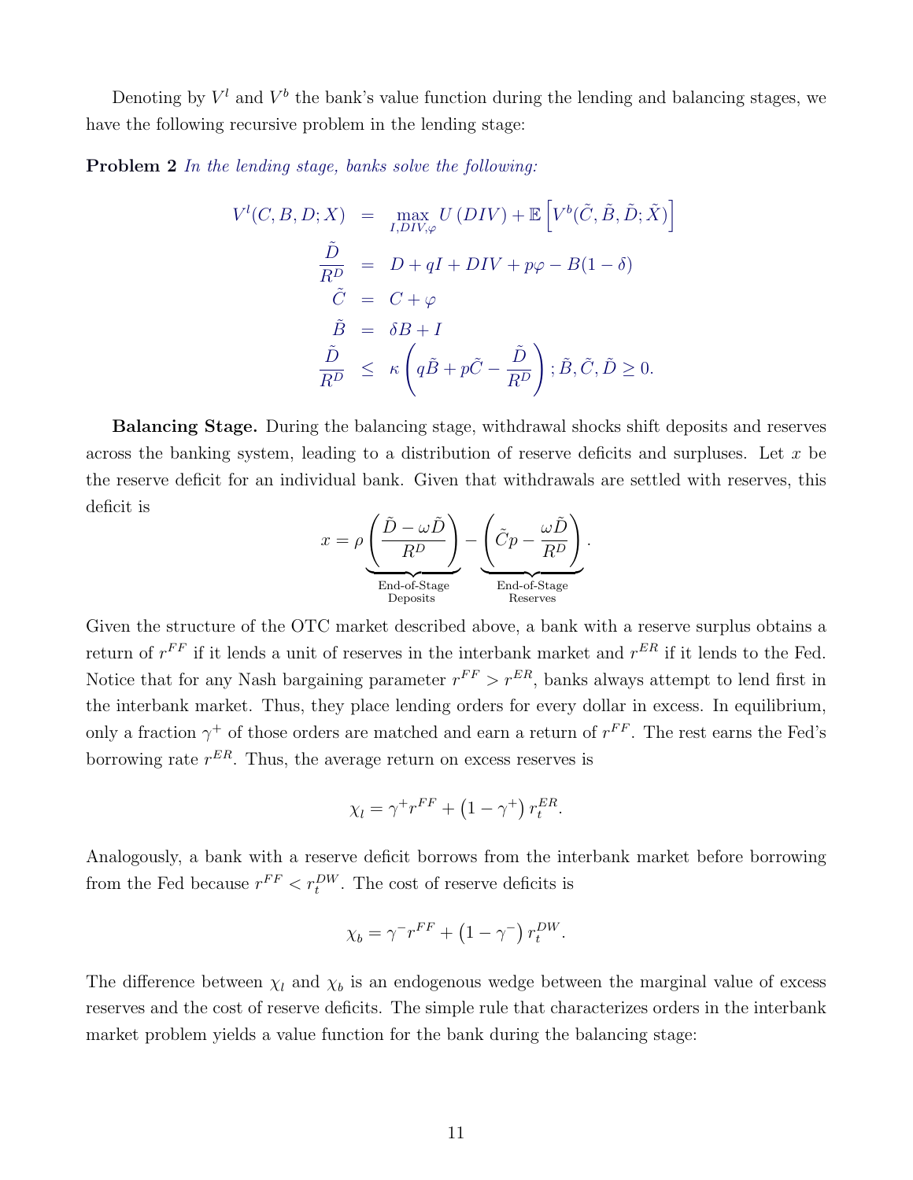Denoting by $V^l$ and $V^b$ the bank's value function during the lending and balancing stages, we have the following recursive problem in the lending stage:

**Problem 2** *In the lending stage, banks solve the following:*

$$
\begin{aligned}
V^l(C, B, D; X) &= \max_{I, DIV, \varphi} U(DIV) + \mathbb{E}\left[V^b(\tilde{C}, \tilde{B}, \tilde{D}; \tilde{X})\right] \\
\frac{\tilde{D}}{R^D} &= D + qI + DIV + p\varphi - B(1-\delta) \\
\tilde{C} &= C + \varphi \\
\tilde{B} &= \delta B + I \\
\frac{\tilde{D}}{R^D} &\leq \kappa\left(q\tilde{B} + p\tilde{C} - \frac{\tilde{D}}{R^D}\right); \tilde{B}, \tilde{C}, \tilde{D} \geq 0.
\end{aligned}
$$

**Balancing Stage.** During the balancing stage, withdrawal shocks shift deposits and reserves across the banking system, leading to a distribution of reserve deficits and surpluses. Let $x$ be the reserve deficit for an individual bank. Given that withdrawals are settled with reserves, this deficit is

$$
x = \rho \underbrace{\left(\frac{\tilde{D} - \omega\tilde{D}}{R^D}\right)}_{\substack{\text{End-of-Stage} \\ \text{Deposits}}} - \underbrace{\left(\tilde{C}p - \frac{\omega\tilde{D}}{R^D}\right)}_{\substack{\text{End-of-Stage} \\ \text{Reserves}}}.
$$

Given the structure of the OTC market described above, a bank with a reserve surplus obtains a return of $r^{FF}$ if it lends a unit of reserves in the interbank market and $r^{ER}$ if it lends to the Fed. Notice that for any Nash bargaining parameter $r^{FF} > r^{ER}$, banks always attempt to lend first in the interbank market. Thus, they place lending orders for every dollar in excess. In equilibrium, only a fraction $\gamma^+$ of those orders are matched and earn a return of $r^{FF}$. The rest earns the Fed's borrowing rate $r^{ER}$. Thus, the average return on excess reserves is

$$
\chi_l = \gamma^+ r^{FF} + \left(1 - \gamma^+\right) r_t^{ER}.
$$

Analogously, a bank with a reserve deficit borrows from the interbank market before borrowing from the Fed because $r^{FF} < r_t^{DW}$. The cost of reserve deficits is

$$
\chi_b = \gamma^- r^{FF} + \left(1 - \gamma^-\right) r_t^{DW}.
$$

The difference between $\chi_l$ and $\chi_b$ is an endogenous wedge between the marginal value of excess reserves and the cost of reserve deficits. The simple rule that characterizes orders in the interbank market problem yields a value function for the bank during the balancing stage: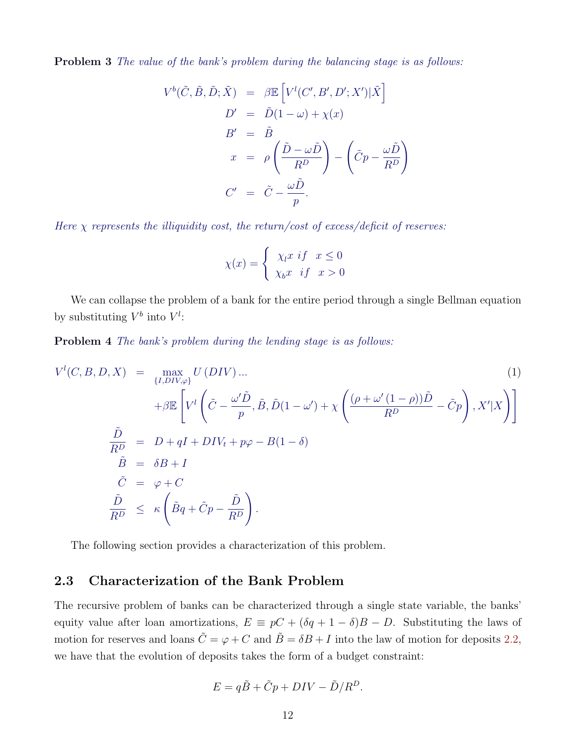**Problem 3** *The value of the bank's problem during the balancing stage is as follows:*

$$
\begin{aligned}
V^b(\tilde{C}, \tilde{B}, \tilde{D}; \tilde{X}) &= \beta \mathbb{E}\left[V^l(C', B', D'; X') | \tilde{X}\right] \\
D' &= \tilde{D}(1-\omega) + \chi(x) \\
B' &= \tilde{B} \\
x &= \rho\left(\frac{\tilde{D} - \omega \tilde{D}}{R^D}\right) - \left(\tilde{C}p - \frac{\omega \tilde{D}}{R^D}\right) \\
C' &= \tilde{C} - \frac{\omega \tilde{D}}{p}.
\end{aligned}
$$

*Here $\chi$ represents the illiquidity cost, the return/cost of excess/deficit of reserves:*

$$
\chi(x) = \begin{cases} \chi_l x \ \ if \ \ x \leq 0 \\ \chi_b x \ \ if \ \ x > 0 \end{cases}
$$

We can collapse the problem of a bank for the entire period through a single Bellman equation by substituting $V^b$ into $V^l$:

**Problem 4** *The bank's problem during the lending stage is as follows:*

$$
\begin{aligned}
V^l(C, B, D, X) &= \max_{\{I, DIV, \varphi\}} U\left(DIV\right) ... \qquad (1) \\
&\quad + \beta \mathbb{E}\left[V^l\left(\tilde{C} - \frac{\omega' \tilde{D}}{p}, \tilde{B}, \tilde{D}(1-\omega') + \chi\left(\frac{(\rho + \omega'(1-\rho))\tilde{D}}{R^D} - \tilde{C}p\right), X' | X\right)\right] \\
\frac{\tilde{D}}{R^D} &= D + qI + DIV_t + p\varphi - B(1-\delta) \\
\tilde{B} &= \delta B + I \\
\tilde{C} &= \varphi + C \\
\frac{\tilde{D}}{R^D} &\leq \kappa\left(\tilde{B}q + \tilde{C}p - \frac{\tilde{D}}{R^D}\right).
\end{aligned}
$$

The following section provides a characterization of this problem.

## 2.3 Characterization of the Bank Problem

The recursive problem of banks can be characterized through a single state variable, the banks' equity value after loan amortizations, $E \equiv pC + (\delta q + 1 - \delta)B - D$. Substituting the laws of motion for reserves and loans $\tilde{C} = \varphi + C$ and $\tilde{B} = \delta B + I$ into the law of motion for deposits 2.2, we have that the evolution of deposits takes the form of a budget constraint:

$$
E = q\tilde{B} + \tilde{C}p + DIV - \tilde{D}/R^D.
$$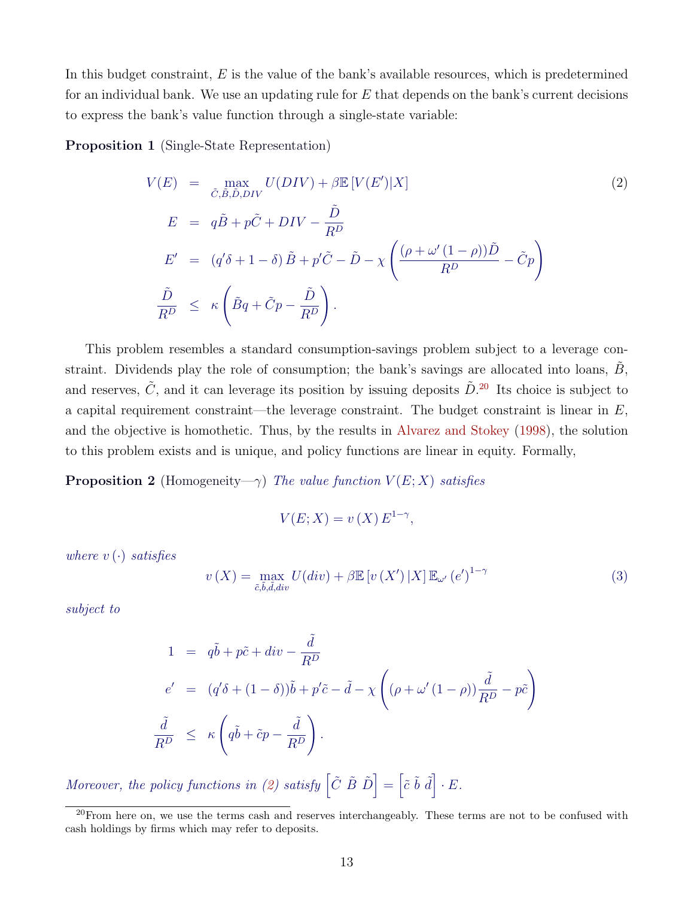In this budget constraint, $E$ is the value of the bank's available resources, which is predetermined for an individual bank. We use an updating rule for $E$ that depends on the bank's current decisions to express the bank's value function through a single-state variable:

**Proposition 1** (Single-State Representation)

$$
\begin{aligned}
V(E) &= \max_{\tilde{C},\tilde{B},\tilde{D},DIV} U(DIV) + \beta \mathbb{E}\left[V(E')|X\right] \\
E &= q\tilde{B} + p\tilde{C} + DIV - \frac{\tilde{D}}{R^D} \\
E' &= \left(q'\delta + 1 - \delta\right)\tilde{B} + p'\tilde{C} - \tilde{D} - \chi\left(\frac{(\rho + \omega'(1-\rho))\tilde{D}}{R^D} - \tilde{C}p\right) \\
\frac{\tilde{D}}{R^D} &\leq \kappa\left(\tilde{B}q + \tilde{C}p - \frac{\tilde{D}}{R^D}\right).
\end{aligned} \tag{2}
$$

This problem resembles a standard consumption-savings problem subject to a leverage constraint. Dividends play the role of consumption; the bank's savings are allocated into loans, $\tilde{B}$, and reserves, $\tilde{C}$, and it can leverage its position by issuing deposits $\tilde{D}$.[20] Its choice is subject to a capital requirement constraint—the leverage constraint. The budget constraint is linear in $E$, and the objective is homothetic. Thus, by the results in Alvarez and Stokey (1998), the solution to this problem exists and is unique, and policy functions are linear in equity. Formally,

**Proposition 2** (Homogeneity—$\gamma$) *The value function $V(E;X)$ satisfies*

$$
V(E;X) = v\left(X\right)E^{1-\gamma},
$$

*where $v(\cdot)$ satisfies*

$$
v\left(X\right) = \max_{\tilde{c},\tilde{b},\tilde{d},div} U(div) + \beta\mathbb{E}\left[v\left(X'\right)|X\right]\mathbb{E}_{\omega'}\left(e'\right)^{1-\gamma} \tag{3}
$$

*subject to*

$$
\begin{aligned}
1 &= q\tilde{b} + p\tilde{c} + div - \frac{\tilde{d}}{R^D} \\
e' &= (q'\delta + (1-\delta))\tilde{b} + p'\tilde{c} - \tilde{d} - \chi\left((\rho + \omega'(1-\rho))\frac{\tilde{d}}{R^D} - p\tilde{c}\right) \\
\frac{\tilde{d}}{R^D} &\leq \kappa\left(q\tilde{b} + \tilde{c}p - \frac{\tilde{d}}{R^D}\right).
\end{aligned}
$$

*Moreover, the policy functions in (2) satisfy* $\left[\tilde{C}\ \tilde{B}\ \tilde{D}\right] = \left[\tilde{c}\ \tilde{b}\ \tilde{d}\right]\cdot E.$

[20] From here on, we use the terms cash and reserves interchangeably. These terms are not to be confused with cash holdings by firms which may refer to deposits.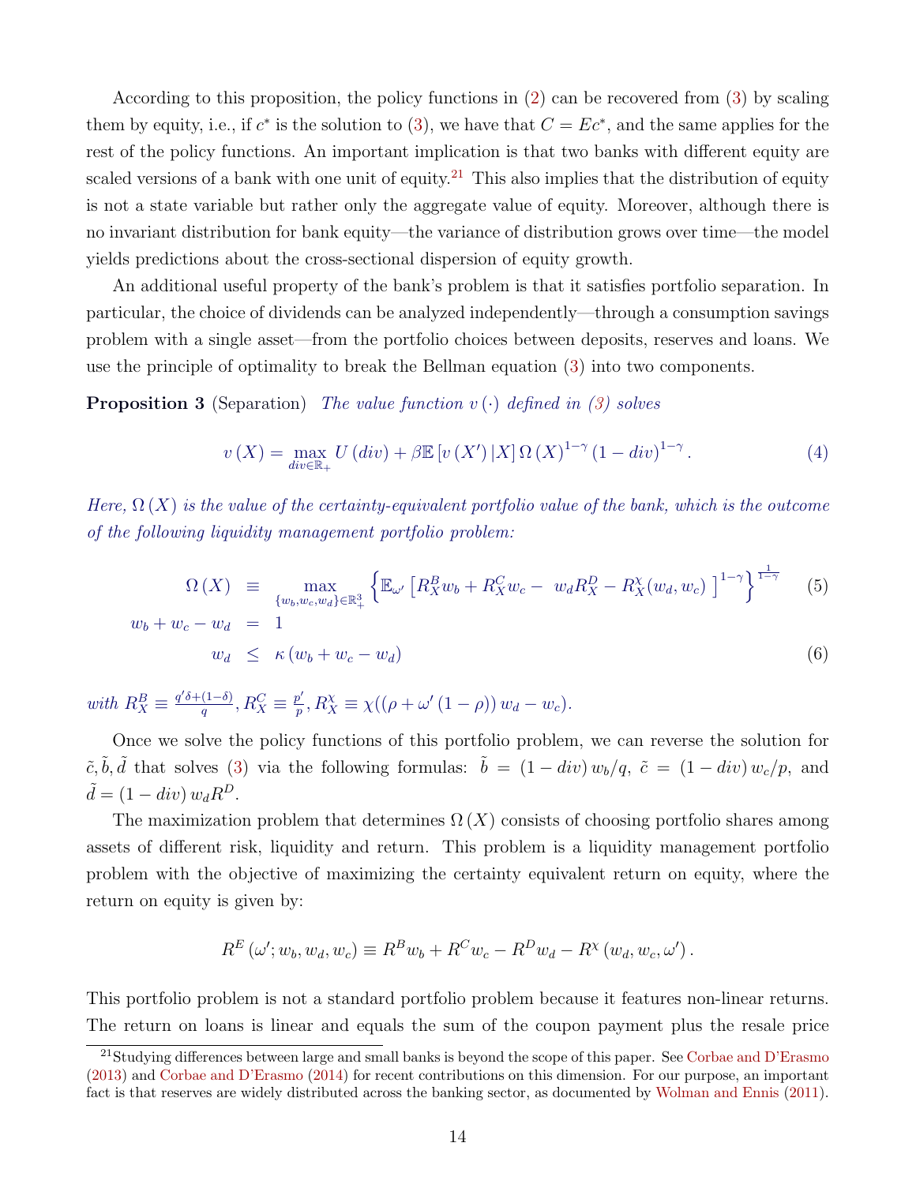According to this proposition, the policy functions in (2) can be recovered from (3) by scaling them by equity, i.e., if $c^*$ is the solution to (3), we have that $C = Ec^*$, and the same applies for the rest of the policy functions. An important implication is that two banks with different equity are scaled versions of a bank with one unit of equity.[21] This also implies that the distribution of equity is not a state variable but rather only the aggregate value of equity. Moreover, although there is no invariant distribution for bank equity—the variance of distribution grows over time—the model yields predictions about the cross-sectional dispersion of equity growth.

An additional useful property of the bank's problem is that it satisfies portfolio separation. In particular, the choice of dividends can be analyzed independently—through a consumption savings problem with a single asset—from the portfolio choices between deposits, reserves and loans. We use the principle of optimality to break the Bellman equation (3) into two components.

**Proposition 3** (Separation) *The value function $v(\cdot)$ defined in (3) solves*

$$v(X) = \max_{div \in \mathbb{R}_+} U(div) + \beta \mathbb{E}\left[v(X')\,|X\right] \Omega(X)^{1-\gamma} (1-div)^{1-\gamma}. \tag{4}$$

*Here, $\Omega(X)$ is the value of the certainty-equivalent portfolio value of the bank, which is the outcome of the following liquidity management portfolio problem:*

$$\Omega(X) \equiv \max_{\{w_b, w_c, w_d\} \in \mathbb{R}^3_+} \left\{ \mathbb{E}_{\omega'} \left[ R^B_X w_b + R^C_X w_c - w_d R^D_X - R^{\chi}_X(w_d, w_c) \right]^{1-\gamma} \right\}^{\frac{1}{1-\gamma}} \tag{5}$$

$$w_b + w_c - w_d = 1$$

$$w_d \leq \kappa (w_b + w_c - w_d) \tag{6}$$

*with $R^B_X \equiv \frac{q'\delta + (1-\delta)}{q}$, $R^C_X \equiv \frac{p'}{p}$, $R^{\chi}_X \equiv \chi((\rho + \omega'(1-\rho))\,w_d - w_c)$.*

Once we solve the policy functions of this portfolio problem, we can reverse the solution for $\tilde{c}, \tilde{b}, \tilde{d}$ that solves (3) via the following formulas: $\tilde{b} = (1-div)\,w_b/q$, $\tilde{c} = (1-div)\,w_c/p$, and $\tilde{d} = (1-div)\,w_d R^D$.

The maximization problem that determines $\Omega(X)$ consists of choosing portfolio shares among assets of different risk, liquidity and return. This problem is a liquidity management portfolio problem with the objective of maximizing the certainty equivalent return on equity, where the return on equity is given by:

$$R^E(\omega'; w_b, w_d, w_c) \equiv R^B w_b + R^C w_c - R^D w_d - R^{\chi}(w_d, w_c, \omega').$$

This portfolio problem is not a standard portfolio problem because it features non-linear returns. The return on loans is linear and equals the sum of the coupon payment plus the resale price

[21] Studying differences between large and small banks is beyond the scope of this paper. See Corbae and D'Erasmo (2013) and Corbae and D'Erasmo (2014) for recent contributions on this dimension. For our purpose, an important fact is that reserves are widely distributed across the banking sector, as documented by Wolman and Ennis (2011).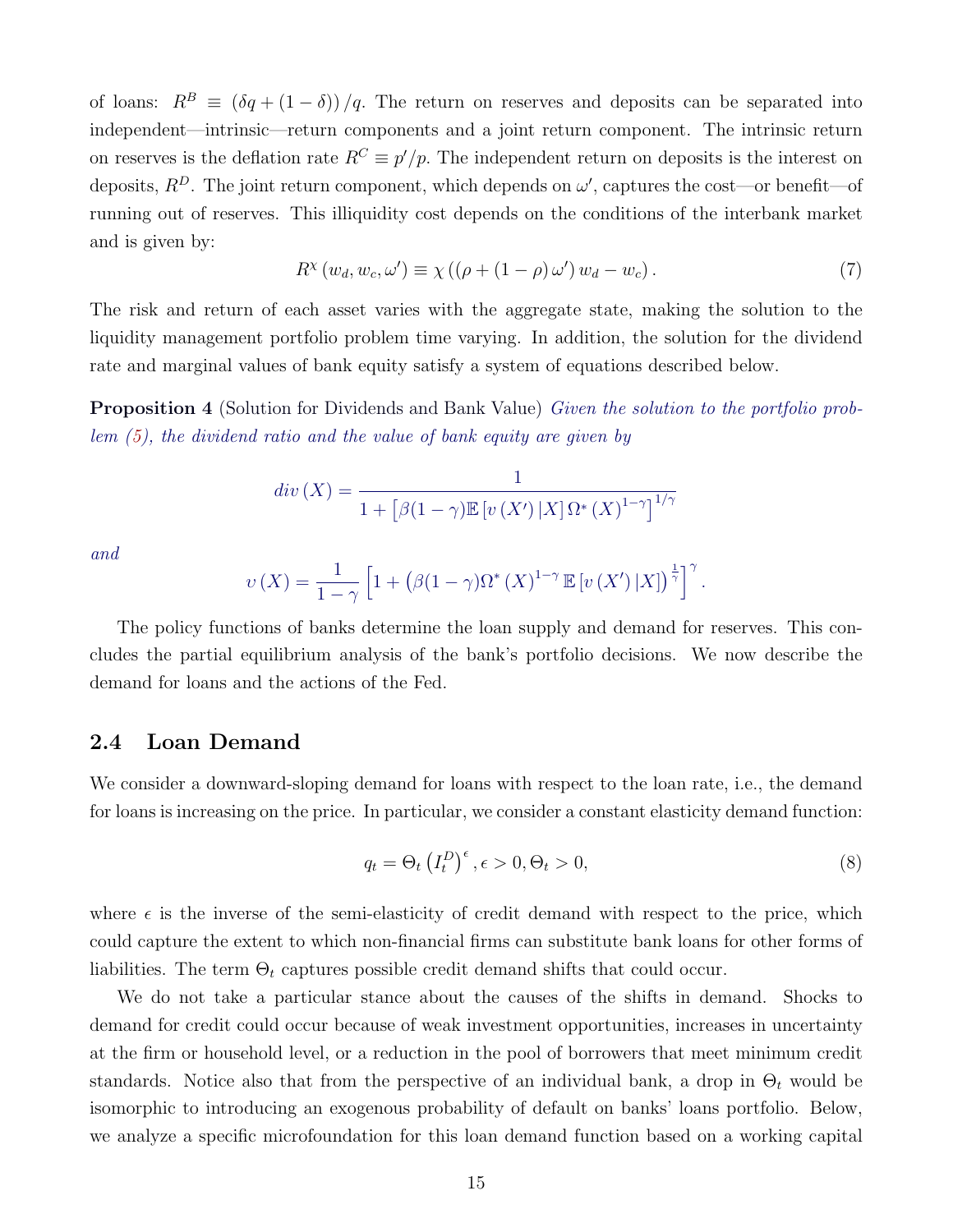of loans: $R^B \equiv (\delta q + (1-\delta))/q$. The return on reserves and deposits can be separated into independent—intrinsic—return components and a joint return component. The intrinsic return on reserves is the deflation rate $R^C \equiv p'/p$. The independent return on deposits is the interest on deposits, $R^D$. The joint return component, which depends on $\omega'$, captures the cost—or benefit—of running out of reserves. This illiquidity cost depends on the conditions of the interbank market and is given by:

$$R^{\chi}(w_d, w_c, \omega') \equiv \chi\left((\rho + (1-\rho)\omega')\, w_d - w_c\right). \tag{7}$$

The risk and return of each asset varies with the aggregate state, making the solution to the liquidity management portfolio problem time varying. In addition, the solution for the dividend rate and marginal values of bank equity satisfy a system of equations described below.

**Proposition 4** (Solution for Dividends and Bank Value) *Given the solution to the portfolio problem (5), the dividend ratio and the value of bank equity are given by*

$$div(X) = \frac{1}{1 + \left[\beta(1-\gamma)\mathbb{E}\left[v(X')\,|X\right]\Omega^*(X)^{1-\gamma}\right]^{1/\gamma}}$$

*and*

$$v(X) = \frac{1}{1-\gamma}\left[1 + \left(\beta(1-\gamma)\Omega^*(X)^{1-\gamma}\,\mathbb{E}\left[v(X')\,|X\right]\right)^{\frac{1}{\gamma}}\right]^{\gamma}.$$

The policy functions of banks determine the loan supply and demand for reserves. This concludes the partial equilibrium analysis of the bank's portfolio decisions. We now describe the demand for loans and the actions of the Fed.

## 2.4 Loan Demand

We consider a downward-sloping demand for loans with respect to the loan rate, i.e., the demand for loans is increasing on the price. In particular, we consider a constant elasticity demand function:

$$q_t = \Theta_t \left(I_t^D\right)^{\epsilon}, \epsilon > 0, \Theta_t > 0, \tag{8}$$

where $\epsilon$ is the inverse of the semi-elasticity of credit demand with respect to the price, which could capture the extent to which non-financial firms can substitute bank loans for other forms of liabilities. The term $\Theta_t$ captures possible credit demand shifts that could occur.

We do not take a particular stance about the causes of the shifts in demand. Shocks to demand for credit could occur because of weak investment opportunities, increases in uncertainty at the firm or household level, or a reduction in the pool of borrowers that meet minimum credit standards. Notice also that from the perspective of an individual bank, a drop in $\Theta_t$ would be isomorphic to introducing an exogenous probability of default on banks' loans portfolio. Below, we analyze a specific microfoundation for this loan demand function based on a working capital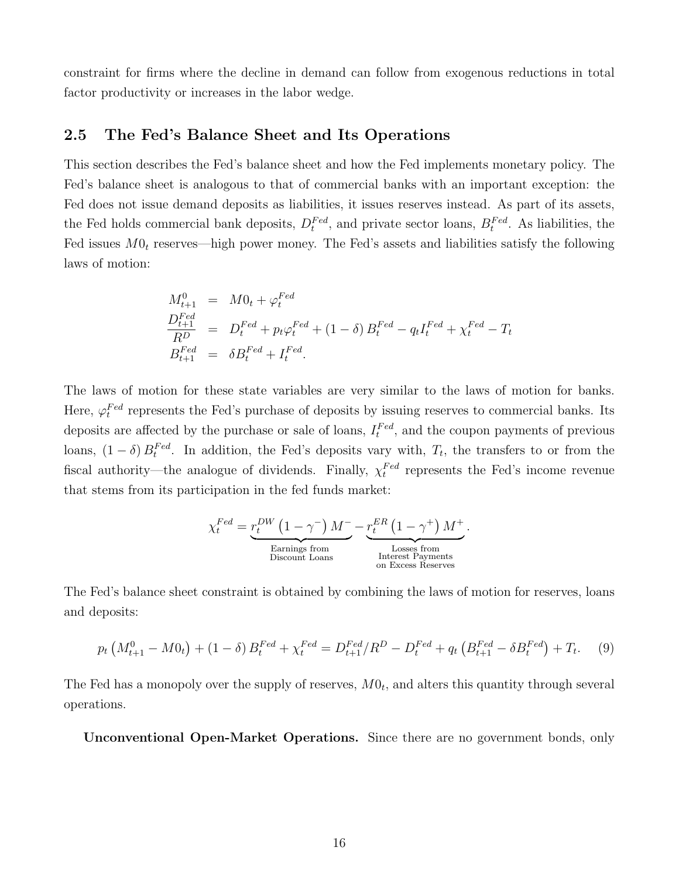constraint for firms where the decline in demand can follow from exogenous reductions in total factor productivity or increases in the labor wedge.

## 2.5 The Fed's Balance Sheet and Its Operations

This section describes the Fed's balance sheet and how the Fed implements monetary policy. The Fed's balance sheet is analogous to that of commercial banks with an important exception: the Fed does not issue demand deposits as liabilities, it issues reserves instead. As part of its assets, the Fed holds commercial bank deposits, $D_t^{Fed}$, and private sector loans, $B_t^{Fed}$. As liabilities, the Fed issues $M0_t$ reserves—high power money. The Fed's assets and liabilities satisfy the following laws of motion:

$$
\begin{aligned}
M_{t+1}^{0} &= M0_t + \varphi_t^{Fed} \\
\frac{D_{t+1}^{Fed}}{R^D} &= D_t^{Fed} + p_t \varphi_t^{Fed} + (1-\delta) B_t^{Fed} - q_t I_t^{Fed} + \chi_t^{Fed} - T_t \\
B_{t+1}^{Fed} &= \delta B_t^{Fed} + I_t^{Fed}.
\end{aligned}
$$

The laws of motion for these state variables are very similar to the laws of motion for banks. Here, $\varphi_t^{Fed}$ represents the Fed's purchase of deposits by issuing reserves to commercial banks. Its deposits are affected by the purchase or sale of loans, $I_t^{Fed}$, and the coupon payments of previous loans, $(1-\delta) B_t^{Fed}$. In addition, the Fed's deposits vary with, $T_t$, the transfers to or from the fiscal authority—the analogue of dividends. Finally, $\chi_t^{Fed}$ represents the Fed's income revenue that stems from its participation in the fed funds market:

$$
\chi_t^{Fed} = \underbrace{r_t^{DW}\left(1-\gamma^{-}\right) M^{-}}_{\substack{\text{Earnings from} \\ \text{Discount Loans}}} - \underbrace{r_t^{ER}\left(1-\gamma^{+}\right) M^{+}}_{\substack{\text{Losses from} \\ \text{Interest Payments} \\ \text{on Excess Reserves}}}.
$$

The Fed's balance sheet constraint is obtained by combining the laws of motion for reserves, loans and deposits:

$$
p_t\left(M_{t+1}^{0} - M0_t\right) + (1-\delta) B_t^{Fed} + \chi_t^{Fed} = D_{t+1}^{Fed}/R^D - D_t^{Fed} + q_t\left(B_{t+1}^{Fed} - \delta B_t^{Fed}\right) + T_t. \quad (9)
$$

The Fed has a monopoly over the supply of reserves, $M0_t$, and alters this quantity through several operations.

**Unconventional Open-Market Operations.** Since there are no government bonds, only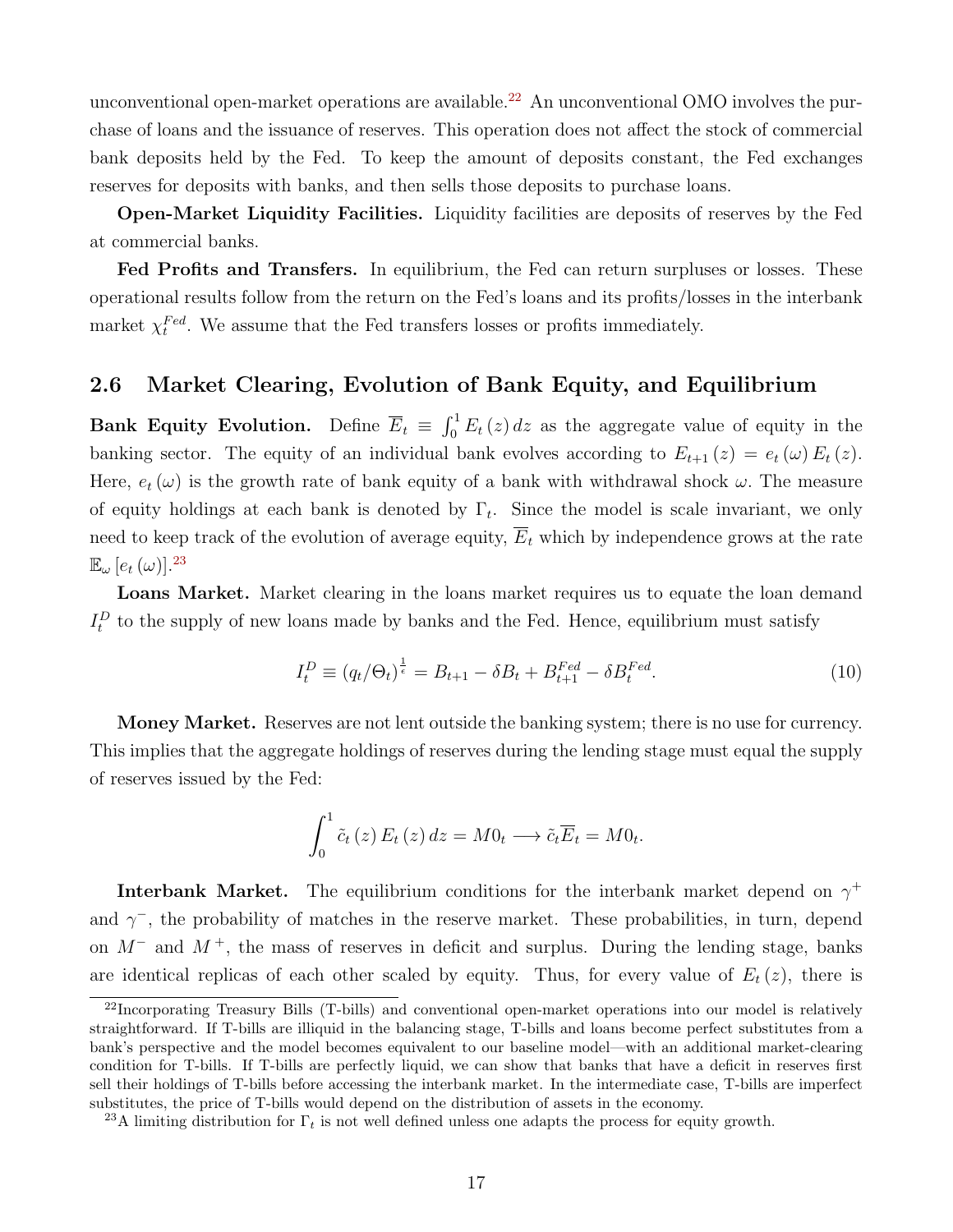unconventional open-market operations are available.[22] An unconventional OMO involves the purchase of loans and the issuance of reserves. This operation does not affect the stock of commercial bank deposits held by the Fed. To keep the amount of deposits constant, the Fed exchanges reserves for deposits with banks, and then sells those deposits to purchase loans.

**Open-Market Liquidity Facilities.** Liquidity facilities are deposits of reserves by the Fed at commercial banks.

**Fed Profits and Transfers.** In equilibrium, the Fed can return surpluses or losses. These operational results follow from the return on the Fed's loans and its profits/losses in the interbank market $\chi_t^{Fed}$. We assume that the Fed transfers losses or profits immediately.

## 2.6 Market Clearing, Evolution of Bank Equity, and Equilibrium

**Bank Equity Evolution.** Define $\overline{E}_t \equiv \int_0^1 E_t(z)\,dz$ as the aggregate value of equity in the banking sector. The equity of an individual bank evolves according to $E_{t+1}(z) = e_t(\omega)\,E_t(z)$. Here, $e_t(\omega)$ is the growth rate of bank equity of a bank with withdrawal shock $\omega$. The measure of equity holdings at each bank is denoted by $\Gamma_t$. Since the model is scale invariant, we only need to keep track of the evolution of average equity, $\overline{E}_t$ which by independence grows at the rate $\mathbb{E}_\omega[e_t(\omega)]$.[23]

**Loans Market.** Market clearing in the loans market requires us to equate the loan demand $I_t^D$ to the supply of new loans made by banks and the Fed. Hence, equilibrium must satisfy

$$I_t^D \equiv (q_t/\Theta_t)^{\frac{1}{\epsilon}} = B_{t+1} - \delta B_t + B_{t+1}^{Fed} - \delta B_t^{Fed}. \tag{10}$$

**Money Market.** Reserves are not lent outside the banking system; there is no use for currency. This implies that the aggregate holdings of reserves during the lending stage must equal the supply of reserves issued by the Fed:

$$\int_0^1 \tilde{c}_t(z)\,E_t(z)\,dz = M0_t \longrightarrow \tilde{c}_t\overline{E}_t = M0_t.$$

**Interbank Market.** The equilibrium conditions for the interbank market depend on $\gamma^+$ and $\gamma^-$, the probability of matches in the reserve market. These probabilities, in turn, depend on $M^-$ and $M^+$, the mass of reserves in deficit and surplus. During the lending stage, banks are identical replicas of each other scaled by equity. Thus, for every value of $E_t(z)$, there is

[22] Incorporating Treasury Bills (T-bills) and conventional open-market operations into our model is relatively straightforward. If T-bills are illiquid in the balancing stage, T-bills and loans become perfect substitutes from a bank's perspective and the model becomes equivalent to our baseline model—with an additional market-clearing condition for T-bills. If T-bills are perfectly liquid, we can show that banks that have a deficit in reserves first sell their holdings of T-bills before accessing the interbank market. In the intermediate case, T-bills are imperfect substitutes, the price of T-bills would depend on the distribution of assets in the economy.

[23] A limiting distribution for $\Gamma_t$ is not well defined unless one adapts the process for equity growth.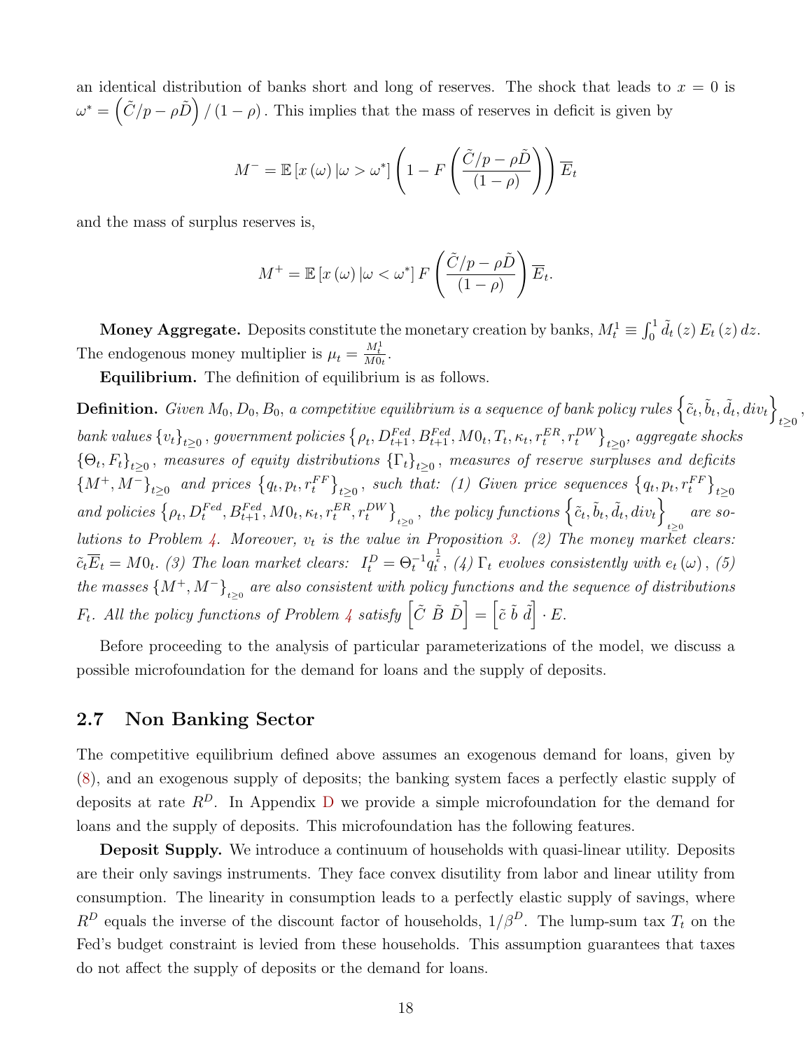an identical distribution of banks short and long of reserves. The shock that leads to $x = 0$ is $\omega^* = \left(\tilde{C}/p - \rho\tilde{D}\right)/(1-\rho)$. This implies that the mass of reserves in deficit is given by

$$M^- = \mathbb{E}\left[x(\omega)\,|\omega > \omega^*\right]\left(1 - F\left(\frac{\tilde{C}/p - \rho\tilde{D}}{(1-\rho)}\right)\right)\overline{E}_t$$

and the mass of surplus reserves is,

$$M^+ = \mathbb{E}\left[x(\omega)\,|\omega < \omega^*\right]F\left(\frac{\tilde{C}/p - \rho\tilde{D}}{(1-\rho)}\right)\overline{E}_t.$$

**Money Aggregate.** Deposits constitute the monetary creation by banks, $M_t^1 \equiv \int_0^1 \tilde{d}_t(z)\,E_t(z)\,dz$. The endogenous money multiplier is $\mu_t = \frac{M_t^1}{M0_t}$.

**Equilibrium.** The definition of equilibrium is as follows.

**Definition.** *Given $M_0, D_0, B_0$, a competitive equilibrium is a sequence of bank policy rules $\left\{\tilde{c}_t, \tilde{b}_t, \tilde{d}_t, div_t\right\}_{t\geq 0}$, bank values $\{v_t\}_{t\geq 0}$, government policies $\left\{\rho_t, D_{t+1}^{Fed}, B_{t+1}^{Fed}, M0_t, T_t, \kappa_t, r_t^{ER}, r_t^{DW}\right\}_{t\geq 0}$, aggregate shocks $\{\Theta_t, F_t\}_{t\geq 0}$, measures of equity distributions $\{\Gamma_t\}_{t\geq 0}$, measures of reserve surpluses and deficits $\{M^+, M^-\}_{t\geq 0}$ and prices $\left\{q_t, p_t, r_t^{FF}\right\}_{t\geq 0}$, such that: (1) Given price sequences $\left\{q_t, p_t, r_t^{FF}\right\}_{t\geq 0}$ and policies $\left\{\rho_t, D_t^{Fed}, B_{t+1}^{Fed}, M0_t, \kappa_t, r_t^{ER}, r_t^{DW}\right\}_{t\geq 0}$, the policy functions $\left\{\tilde{c}_t, \tilde{b}_t, \tilde{d}_t, div_t\right\}_{t\geq 0}$ are solutions to Problem 4. Moreover, $v_t$ is the value in Proposition 3. (2) The money market clears: $\tilde{c}_t\overline{E}_t = M0_t$. (3) The loan market clears: $I_t^D = \Theta_t^{-1}q_t^{\frac{1}{\epsilon}}$, (4) $\Gamma_t$ evolves consistently with $e_t(\omega)$, (5) the masses $\{M^+, M^-\}_{t\geq 0}$ are also consistent with policy functions and the sequence of distributions $F_t$. All the policy functions of Problem 4 satisfy $\left[\tilde{C}\ \tilde{B}\ \tilde{D}\right] = \left[\tilde{c}\ \tilde{b}\ \tilde{d}\right]\cdot E$.*

Before proceeding to the analysis of particular parameterizations of the model, we discuss a possible microfoundation for the demand for loans and the supply of deposits.

## 2.7 Non Banking Sector

The competitive equilibrium defined above assumes an exogenous demand for loans, given by (8), and an exogenous supply of deposits; the banking system faces a perfectly elastic supply of deposits at rate $R^D$. In Appendix D we provide a simple microfoundation for the demand for loans and the supply of deposits. This microfoundation has the following features.

**Deposit Supply.** We introduce a continuum of households with quasi-linear utility. Deposits are their only savings instruments. They face convex disutility from labor and linear utility from consumption. The linearity in consumption leads to a perfectly elastic supply of savings, where $R^D$ equals the inverse of the discount factor of households, $1/\beta^D$. The lump-sum tax $T_t$ on the Fed's budget constraint is levied from these households. This assumption guarantees that taxes do not affect the supply of deposits or the demand for loans.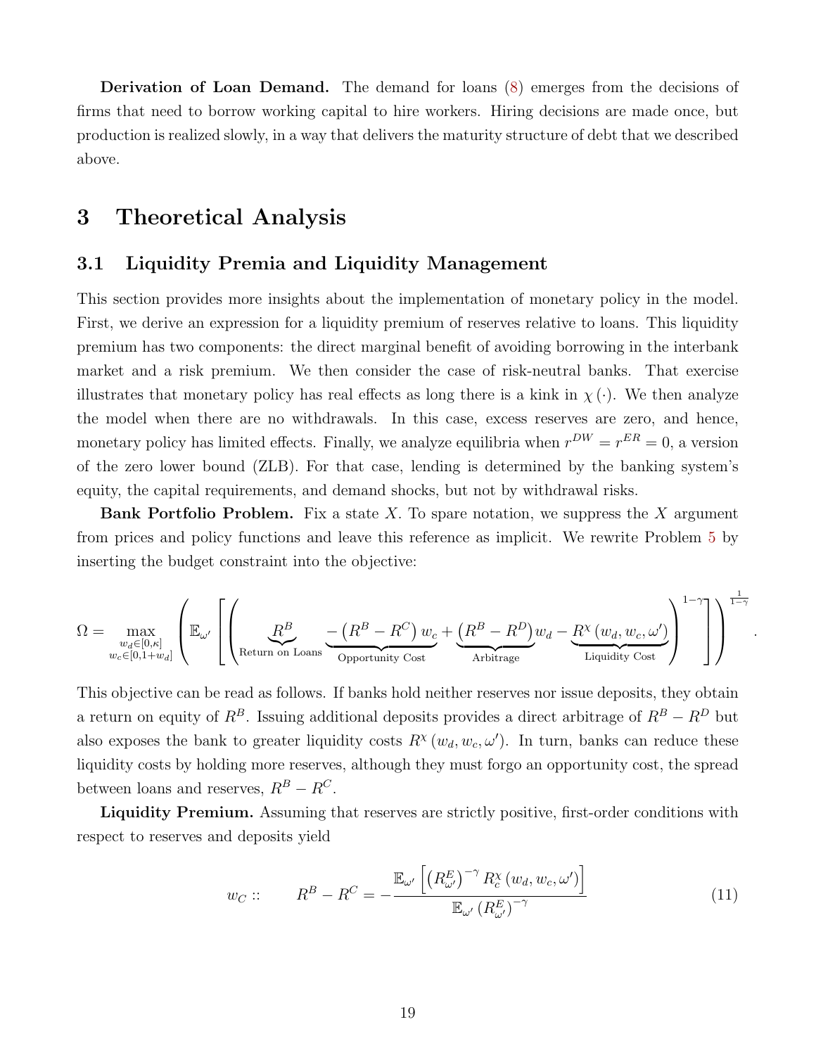**Derivation of Loan Demand.** The demand for loans (8) emerges from the decisions of firms that need to borrow working capital to hire workers. Hiring decisions are made once, but production is realized slowly, in a way that delivers the maturity structure of debt that we described above.

# 3 Theoretical Analysis

## 3.1 Liquidity Premia and Liquidity Management

This section provides more insights about the implementation of monetary policy in the model. First, we derive an expression for a liquidity premium of reserves relative to loans. This liquidity premium has two components: the direct marginal benefit of avoiding borrowing in the interbank market and a risk premium. We then consider the case of risk-neutral banks. That exercise illustrates that monetary policy has real effects as long there is a kink in $\chi(\cdot)$. We then analyze the model when there are no withdrawals. In this case, excess reserves are zero, and hence, monetary policy has limited effects. Finally, we analyze equilibria when $r^{DW} = r^{ER} = 0$, a version of the zero lower bound (ZLB). For that case, lending is determined by the banking system's equity, the capital requirements, and demand shocks, but not by withdrawal risks.

**Bank Portfolio Problem.** Fix a state $X$. To spare notation, we suppress the $X$ argument from prices and policy functions and leave this reference as implicit. We rewrite Problem 5 by inserting the budget constraint into the objective:

$$\Omega = \max_{\substack{w_d \in [0,\kappa] \\ w_c \in [0, 1+w_d]}} \left( \mathbb{E}_{\omega'} \left[ \left( \underbrace{R^B}_{\text{Return on Loans}} \underbrace{- \left(R^B - R^C\right) w_c}_{\text{Opportunity Cost}} + \underbrace{\left(R^B - R^D\right)}_{\text{Arbitrage}} w_d - \underbrace{R^{\chi}\left(w_d, w_c, \omega'\right)}_{\text{Liquidity Cost}} \right)^{1-\gamma} \right] \right)^{\frac{1}{1-\gamma}}.$$

This objective can be read as follows. If banks hold neither reserves nor issue deposits, they obtain a return on equity of $R^B$. Issuing additional deposits provides a direct arbitrage of $R^B - R^D$ but also exposes the bank to greater liquidity costs $R^{\chi}(w_d, w_c, \omega')$. In turn, banks can reduce these liquidity costs by holding more reserves, although they must forgo an opportunity cost, the spread between loans and reserves, $R^B - R^C$.

**Liquidity Premium.** Assuming that reserves are strictly positive, first-order conditions with respect to reserves and deposits yield

$$w_C :: \qquad R^B - R^C = - \frac{\mathbb{E}_{\omega'} \left[ \left(R^E_{\omega'}\right)^{-\gamma} R^{\chi}_c\left(w_d, w_c, \omega'\right) \right]}{\mathbb{E}_{\omega'} \left(R^E_{\omega'}\right)^{-\gamma}} \tag{11}$$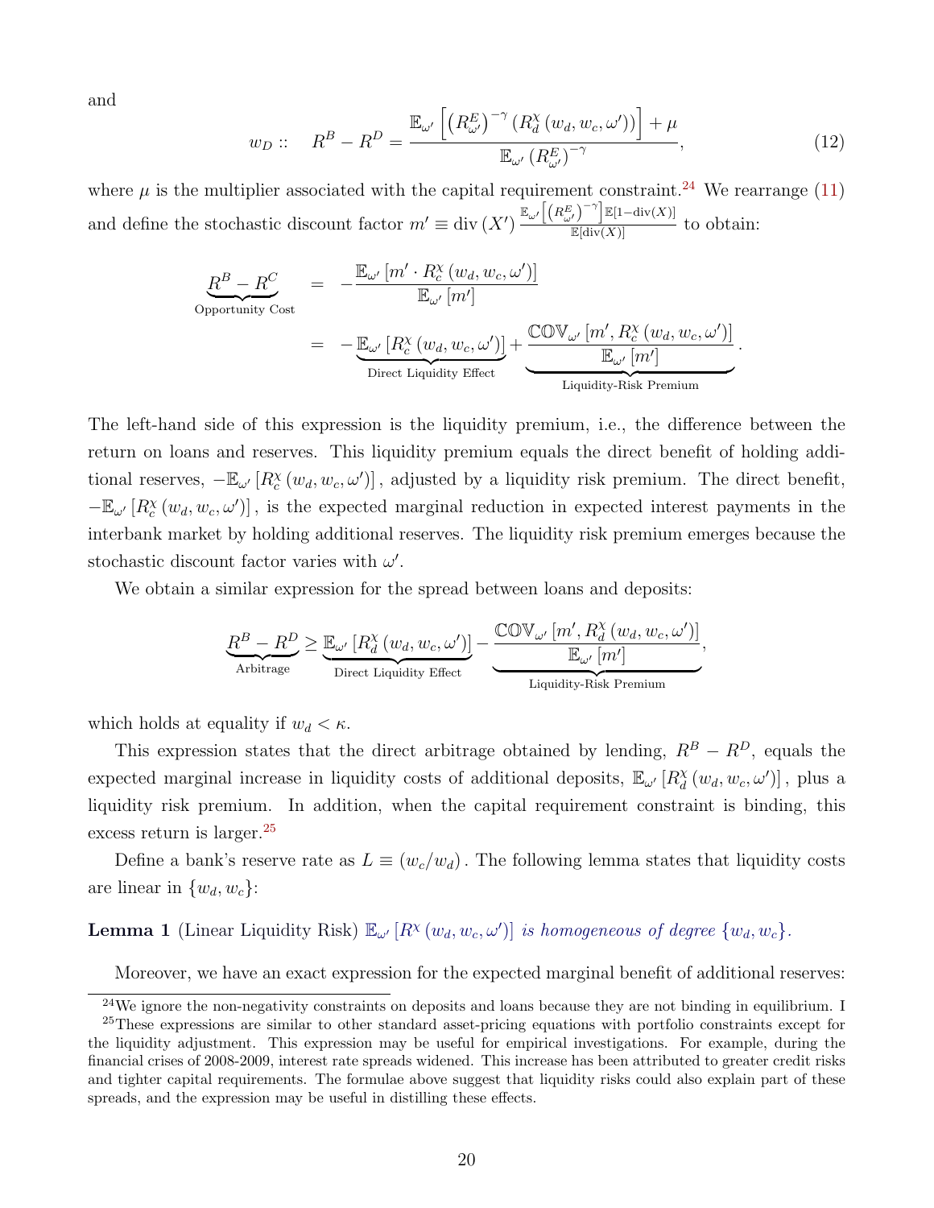and

$$
w_D :: \quad R^B - R^D = \frac{\mathbb{E}_{\omega'}\left[\left(R^E_{\omega'}\right)^{-\gamma}\left(R^{\chi}_d\left(w_d, w_c, \omega'\right)\right)\right] + \mu}{\mathbb{E}_{\omega'}\left(R^E_{\omega'}\right)^{-\gamma}}, \tag{12}
$$

where $\mu$ is the multiplier associated with the capital requirement constraint.[24] We rearrange (11) and define the stochastic discount factor $m' \equiv \operatorname{div}(X') \frac{\mathbb{E}_{\omega'}\left[\left(R^E_{\omega'}\right)^{-\gamma}\right]\mathbb{E}[1-\operatorname{div}(X)]}{\mathbb{E}[\operatorname{div}(X)]}$ to obtain:

$$
\begin{aligned}
\underbrace{R^B - R^C}_{\text{Opportunity Cost}} &= -\frac{\mathbb{E}_{\omega'}\left[m' \cdot R^{\chi}_c\left(w_d, w_c, \omega'\right)\right]}{\mathbb{E}_{\omega'}\left[m'\right]} \\
&= -\underbrace{\mathbb{E}_{\omega'}\left[R^{\chi}_c\left(w_d, w_c, \omega'\right)\right]}_{\text{Direct Liquidity Effect}} + \underbrace{\frac{\mathbb{COV}_{\omega'}\left[m', R^{\chi}_c\left(w_d, w_c, \omega'\right)\right]}{\mathbb{E}_{\omega'}\left[m'\right]}}_{\text{Liquidity-Risk Premium}}.
\end{aligned}
$$

The left-hand side of this expression is the liquidity premium, i.e., the difference between the return on loans and reserves. This liquidity premium equals the direct benefit of holding additional reserves, $-\mathbb{E}_{\omega'}\left[R^{\chi}_c\left(w_d, w_c, \omega'\right)\right]$, adjusted by a liquidity risk premium. The direct benefit, $-\mathbb{E}_{\omega'}\left[R^{\chi}_c\left(w_d, w_c, \omega'\right)\right]$, is the expected marginal reduction in expected interest payments in the interbank market by holding additional reserves. The liquidity risk premium emerges because the stochastic discount factor varies with $\omega'$.

We obtain a similar expression for the spread between loans and deposits:

$$
\underbrace{R^B - R^D}_{\text{Arbitrage}} \geq \underbrace{\mathbb{E}_{\omega'}\left[R^{\chi}_d\left(w_d, w_c, \omega'\right)\right]}_{\text{Direct Liquidity Effect}} - \underbrace{\frac{\mathbb{COV}_{\omega'}\left[m', R^{\chi}_d\left(w_d, w_c, \omega'\right)\right]}{\mathbb{E}_{\omega'}\left[m'\right]}}_{\text{Liquidity-Risk Premium}},
$$

which holds at equality if $w_d < \kappa$.

This expression states that the direct arbitrage obtained by lending, $R^B - R^D$, equals the expected marginal increase in liquidity costs of additional deposits, $\mathbb{E}_{\omega'}\left[R^{\chi}_d\left(w_d, w_c, \omega'\right)\right]$, plus a liquidity risk premium. In addition, when the capital requirement constraint is binding, this excess return is larger.[25]

Define a bank's reserve rate as $L \equiv (w_c/w_d)$. The following lemma states that liquidity costs are linear in $\{w_d, w_c\}$:

**Lemma 1** (Linear Liquidity Risk) *$\mathbb{E}_{\omega'}\left[R^{\chi}\left(w_d, w_c, \omega'\right)\right]$ is homogeneous of degree $\{w_d, w_c\}$.*

Moreover, we have an exact expression for the expected marginal benefit of additional reserves:

---

[24] We ignore the non-negativity constraints on deposits and loans because they are not binding in equilibrium. I

[25] These expressions are similar to other standard asset-pricing equations with portfolio constraints except for the liquidity adjustment. This expression may be useful for empirical investigations. For example, during the financial crises of 2008-2009, interest rate spreads widened. This increase has been attributed to greater credit risks and tighter capital requirements. The formulae above suggest that liquidity risks could also explain part of these spreads, and the expression may be useful in distilling these effects.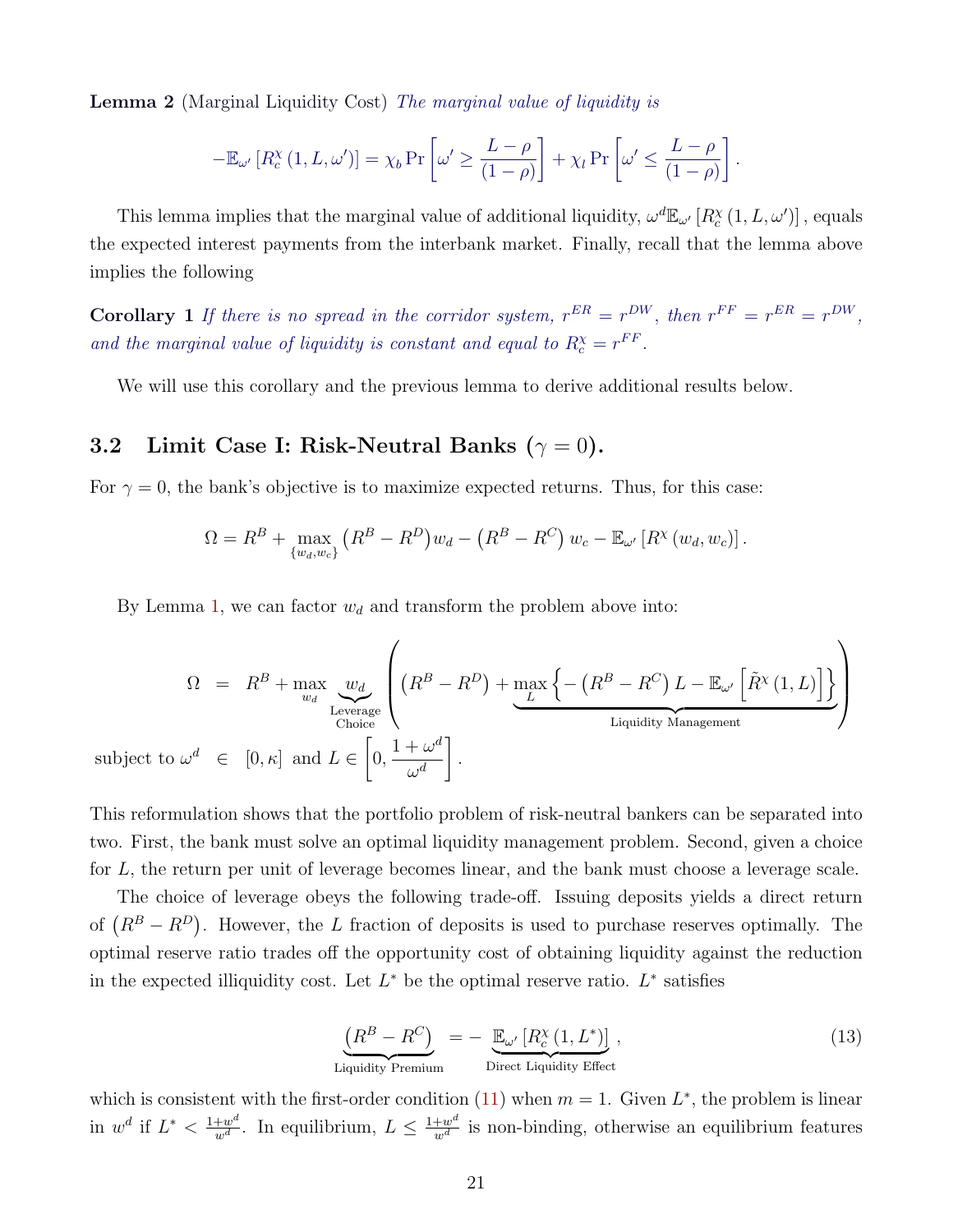**Lemma 2** (Marginal Liquidity Cost) *The marginal value of liquidity is*

$$-\mathbb{E}_{\omega'}\left[R_c^{\chi}\left(1,L,\omega'\right)\right]=\chi_b \Pr\left[\omega'\geq\frac{L-\rho}{(1-\rho)}\right]+\chi_l \Pr\left[\omega'\leq\frac{L-\rho}{(1-\rho)}\right].$$

This lemma implies that the marginal value of additional liquidity, $\omega^d\mathbb{E}_{\omega'}\left[R_c^{\chi}\left(1,L,\omega'\right)\right]$, equals the expected interest payments from the interbank market. Finally, recall that the lemma above implies the following

**Corollary 1** *If there is no spread in the corridor system, $r^{ER}=r^{DW}$, then $r^{FF}=r^{ER}=r^{DW}$, and the marginal value of liquidity is constant and equal to $R_c^{\chi}=r^{FF}$.*

We will use this corollary and the previous lemma to derive additional results below.

## 3.2 Limit Case I: Risk-Neutral Banks ($\gamma=0$).

For $\gamma=0$, the bank's objective is to maximize expected returns. Thus, for this case:

$$\Omega=R^B+\max_{\{w_d,w_c\}}\left(R^B-R^D\right)w_d-\left(R^B-R^C\right)w_c-\mathbb{E}_{\omega'}\left[R^{\chi}\left(w_d,w_c\right)\right].$$

By Lemma 1, we can factor $w_d$ and transform the problem above into:

$$\Omega \;=\; R^B+\max_{w_d}\underbrace{w_d}_{\substack{\text{Leverage}\\\text{Choice}}}\left(\left(R^B-R^D\right)+\underbrace{\max_{L}\left\{-\left(R^B-R^C\right)L-\mathbb{E}_{\omega'}\left[\tilde{R}^{\chi}\left(1,L\right)\right]\right\}}_{\text{Liquidity Management}}\right)$$

$$\text{subject to } \omega^d \in [0,\kappa] \text{ and } L\in\left[0,\frac{1+\omega^d}{\omega^d}\right].$$

This reformulation shows that the portfolio problem of risk-neutral bankers can be separated into two. First, the bank must solve an optimal liquidity management problem. Second, given a choice for $L$, the return per unit of leverage becomes linear, and the bank must choose a leverage scale.

The choice of leverage obeys the following trade-off. Issuing deposits yields a direct return of $\left(R^B-R^D\right)$. However, the $L$ fraction of deposits is used to purchase reserves optimally. The optimal reserve ratio trades off the opportunity cost of obtaining liquidity against the reduction in the expected illiquidity cost. Let $L^*$ be the optimal reserve ratio. $L^*$ satisfies

$$\underbrace{\left(R^B-R^C\right)}_{\text{Liquidity Premium}}=-\underbrace{\mathbb{E}_{\omega'}\left[R_c^{\chi}\left(1,L^*\right)\right]}_{\text{Direct Liquidity Effect}},\tag{13}$$

which is consistent with the first-order condition (11) when $m=1$. Given $L^*$, the problem is linear in $w^d$ if $L^*<\frac{1+w^d}{w^d}$. In equilibrium, $L\leq\frac{1+w^d}{w^d}$ is non-binding, otherwise an equilibrium features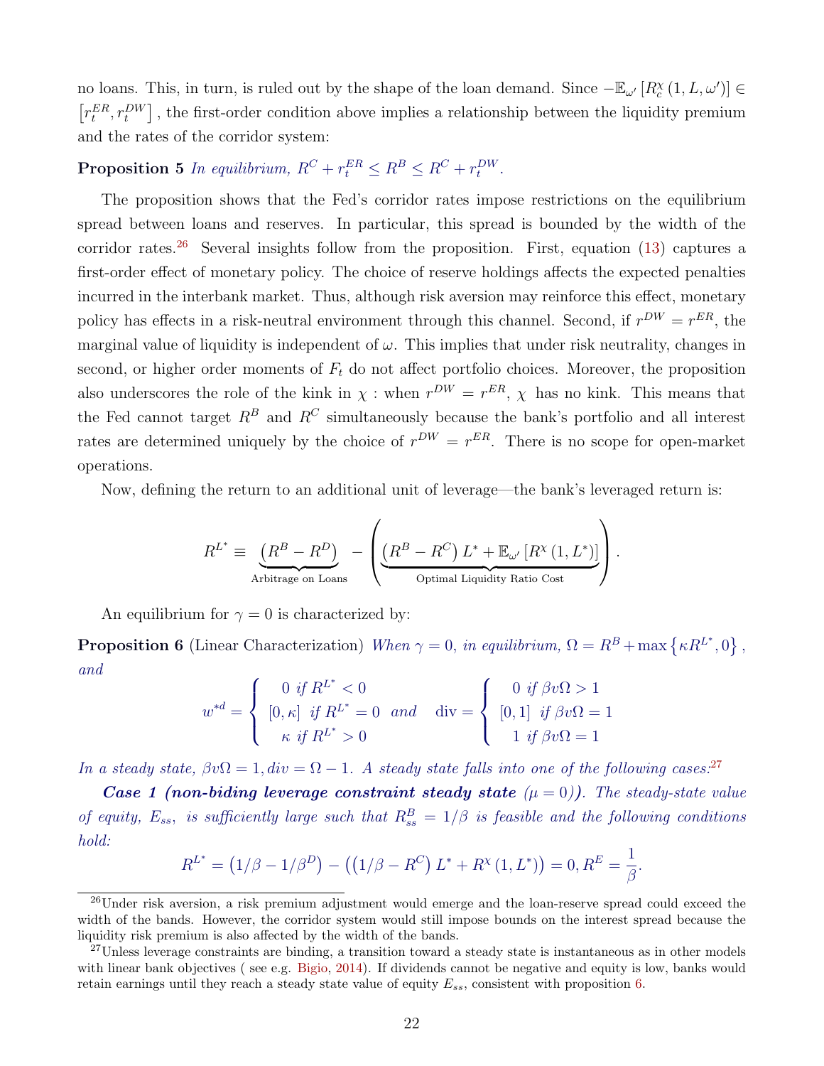no loans. This, in turn, is ruled out by the shape of the loan demand. Since $-\mathbb{E}_{\omega'}\left[R_c^{\chi}(1, L, \omega')\right] \in \left[r_t^{ER}, r_t^{DW}\right]$, the first-order condition above implies a relationship between the liquidity premium and the rates of the corridor system:

**Proposition 5** *In equilibrium,* $R^C + r_t^{ER} \leq R^B \leq R^C + r_t^{DW}$.

The proposition shows that the Fed's corridor rates impose restrictions on the equilibrium spread between loans and reserves. In particular, this spread is bounded by the width of the corridor rates.[26] Several insights follow from the proposition. First, equation (13) captures a first-order effect of monetary policy. The choice of reserve holdings affects the expected penalties incurred in the interbank market. Thus, although risk aversion may reinforce this effect, monetary policy has effects in a risk-neutral environment through this channel. Second, if $r^{DW} = r^{ER}$, the marginal value of liquidity is independent of $\omega$. This implies that under risk neutrality, changes in second, or higher order moments of $F_t$ do not affect portfolio choices. Moreover, the proposition also underscores the role of the kink in $\chi$ : when $r^{DW} = r^{ER}$, $\chi$ has no kink. This means that the Fed cannot target $R^B$ and $R^C$ simultaneously because the bank's portfolio and all interest rates are determined uniquely by the choice of $r^{DW} = r^{ER}$. There is no scope for open-market operations.

Now, defining the return to an additional unit of leverage—the bank's leveraged return is:

$$R^{L^*} \equiv \underbrace{\left(R^B - R^D\right)}_{\text{Arbitrage on Loans}} - \left(\underbrace{\left(R^B - R^C\right)L^* + \mathbb{E}_{\omega'}\left[R^{\chi}(1, L^*)\right]}_{\text{Optimal Liquidity Ratio Cost}}\right).$$

An equilibrium for $\gamma = 0$ is characterized by:

**Proposition 6** (Linear Characterization) *When* $\gamma = 0$, *in equilibrium,* $\Omega = R^B + \max\left\{\kappa R^{L^*}, 0\right\}$, *and*

$$w^{*d} = \begin{cases} 0 \text{ if } R^{L^*} < 0 \\ [0, \kappa] \text{ if } R^{L^*} = 0 \\ \kappa \text{ if } R^{L^*} > 0 \end{cases} \text{ and } \quad \text{div} = \begin{cases} 0 \text{ if } \beta v \Omega > 1 \\ [0, 1] \text{ if } \beta v \Omega = 1 \\ 1 \text{ if } \beta v \Omega = 1 \end{cases}$$

*In a steady state,* $\beta v \Omega = 1, div = \Omega - 1$. *A steady state falls into one of the following cases:*[27]

***Case 1 (non-biding leverage constraint steady state*** $(\mu = 0)$***).*** *The steady-state value of equity,* $E_{ss}$, *is sufficiently large such that* $R^B_{ss} = 1/\beta$ *is feasible and the following conditions hold:*

$$R^{L^*} = \left(1/\beta - 1/\beta^D\right) - \left(\left(1/\beta - R^C\right)L^* + R^{\chi}(1, L^*)\right) = 0, R^E = \frac{1}{\beta}.$$

[26] Under risk aversion, a risk premium adjustment would emerge and the loan-reserve spread could exceed the width of the bands. However, the corridor system would still impose bounds on the interest spread because the liquidity risk premium is also affected by the width of the bands.

[27] Unless leverage constraints are binding, a transition toward a steady state is instantaneous as in other models with linear bank objectives ( see e.g. Bigio, 2014). If dividends cannot be negative and equity is low, banks would retain earnings until they reach a steady state value of equity $E_{ss}$, consistent with proposition 6.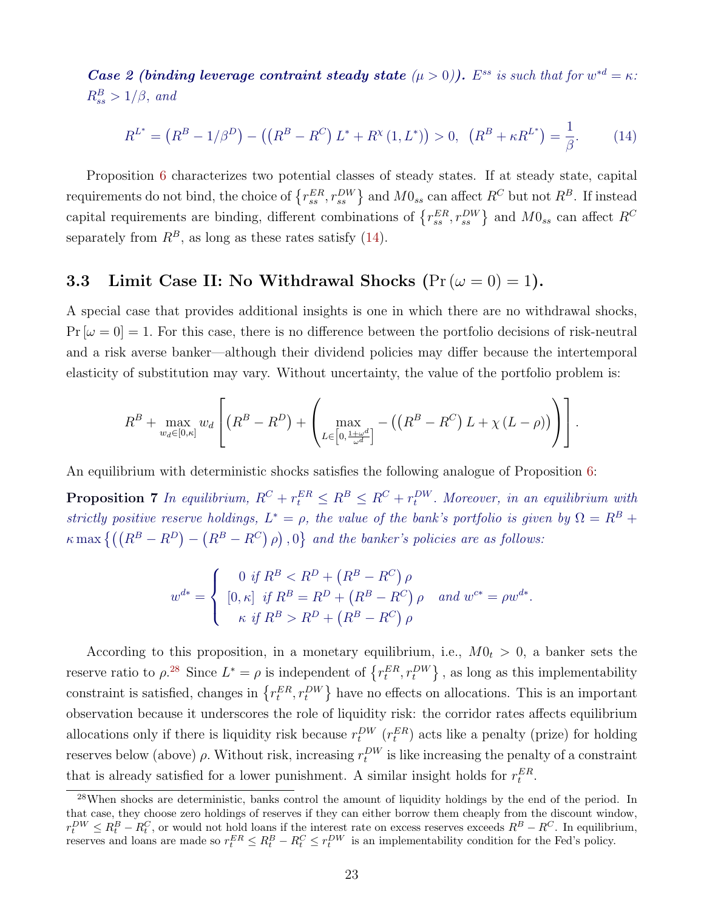***Case 2 (binding leverage contraint steady state*** $(\mu > 0)$***).*** *$E^{ss}$ is such that for $w^{*d} = \kappa$: $R^B_{ss} > 1/\beta$, and*

$$R^{L^*} = \left(R^B - 1/\beta^D\right) - \left(\left(R^B - R^C\right) L^* + R^{\chi}\left(1, L^*\right)\right) > 0, \ \left(R^B + \kappa R^{L^*}\right) = \frac{1}{\beta}. \tag{14}$$

Proposition 6 characterizes two potential classes of steady states. If at steady state, capital requirements do not bind, the choice of $\left\{r^{ER}_{ss}, r^{DW}_{ss}\right\}$ and $M0_{ss}$ can affect $R^C$ but not $R^B$. If instead capital requirements are binding, different combinations of $\left\{r^{ER}_{ss}, r^{DW}_{ss}\right\}$ and $M0_{ss}$ can affect $R^C$ separately from $R^B$, as long as these rates satisfy (14).

### 3.3 Limit Case II: No Withdrawal Shocks $(\Pr(\omega = 0) = 1)$.

A special case that provides additional insights is one in which there are no withdrawal shocks, $\Pr[\omega = 0] = 1$. For this case, there is no difference between the portfolio decisions of risk-neutral and a risk averse banker—although their dividend policies may differ because the intertemporal elasticity of substitution may vary. Without uncertainty, the value of the portfolio problem is:

$$R^B + \max_{w_d \in [0,\kappa]} w_d \left[\left(R^B - R^D\right) + \left(\max_{L \in \left[0, \frac{1+\omega^d}{\omega^d}\right]} - \left(\left(R^B - R^C\right) L + \chi\left(L - \rho\right)\right)\right)\right].$$

An equilibrium with deterministic shocks satisfies the following analogue of Proposition 6:

**Proposition 7** *In equilibrium, $R^C + r^{ER}_t \leq R^B \leq R^C + r^{DW}_t$. Moreover, in an equilibrium with strictly positive reserve holdings, $L^* = \rho$, the value of the bank's portfolio is given by $\Omega = R^B + \kappa \max\left\{\left(\left(R^B - R^D\right) - \left(R^B - R^C\right)\rho\right), 0\right\}$ and the banker's policies are as follows:*

$$w^{d*} = \begin{cases} 0 \text{ if } R^B < R^D + \left(R^B - R^C\right)\rho \\ [0, \kappa] \text{ if } R^B = R^D + \left(R^B - R^C\right)\rho \\ \kappa \text{ if } R^B > R^D + \left(R^B - R^C\right)\rho \end{cases} \quad \text{and } w^{c*} = \rho w^{d*}.$$

According to this proposition, in a monetary equilibrium, i.e., $M0_t > 0$, a banker sets the reserve ratio to $\rho$.[28] Since $L^* = \rho$ is independent of $\left\{r^{ER}_t, r^{DW}_t\right\}$, as long as this implementability constraint is satisfied, changes in $\left\{r^{ER}_t, r^{DW}_t\right\}$ have no effects on allocations. This is an important observation because it underscores the role of liquidity risk: the corridor rates affects equilibrium allocations only if there is liquidity risk because $r^{DW}_t$ ($r^{ER}_t$) acts like a penalty (prize) for holding reserves below (above) $\rho$. Without risk, increasing $r^{DW}_t$ is like increasing the penalty of a constraint that is already satisfied for a lower punishment. A similar insight holds for $r^{ER}_t$.

[28] When shocks are deterministic, banks control the amount of liquidity holdings by the end of the period. In that case, they choose zero holdings of reserves if they can either borrow them cheaply from the discount window, $r^{DW}_t \leq R^B_t - R^C_t$, or would not hold loans if the interest rate on excess reserves exceeds $R^B - R^C$. In equilibrium, reserves and loans are made so $r^{ER}_t \leq R^B_t - R^C_t \leq r^{DW}_t$ is an implementability condition for the Fed's policy.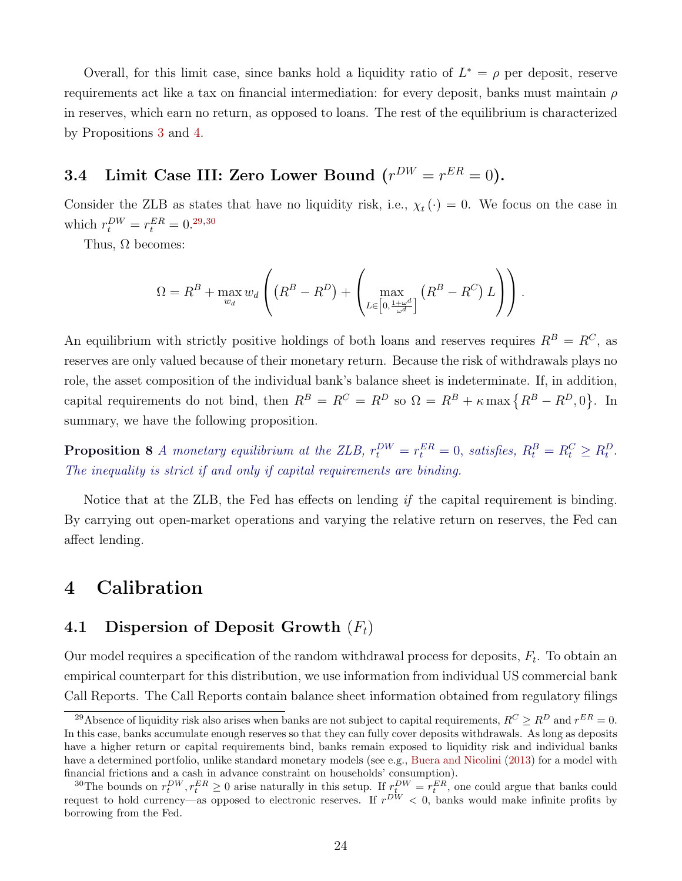Overall, for this limit case, since banks hold a liquidity ratio of $L^* = \rho$ per deposit, reserve requirements act like a tax on financial intermediation: for every deposit, banks must maintain $\rho$ in reserves, which earn no return, as opposed to loans. The rest of the equilibrium is characterized by Propositions 3 and 4.

### 3.4 Limit Case III: Zero Lower Bound ($r^{DW} = r^{ER} = 0$).

Consider the ZLB as states that have no liquidity risk, i.e., $\chi_t(\cdot) = 0$. We focus on the case in which $r_t^{DW} = r_t^{ER} = 0$.[29,30]

Thus, $\Omega$ becomes:

$$\Omega = R^B + \max_{w_d} w_d \left( \left(R^B - R^D\right) + \left( \max_{L \in \left[0, \frac{1+\omega^d}{\omega^d}\right]} \left(R^B - R^C\right) L \right) \right).$$

An equilibrium with strictly positive holdings of both loans and reserves requires $R^B = R^C$, as reserves are only valued because of their monetary return. Because the risk of withdrawals plays no role, the asset composition of the individual bank's balance sheet is indeterminate. If, in addition, capital requirements do not bind, then $R^B = R^C = R^D$ so $\Omega = R^B + \kappa \max\left\{R^B - R^D, 0\right\}$. In summary, we have the following proposition.

**Proposition 8** *A monetary equilibrium at the ZLB, $r_t^{DW} = r_t^{ER} = 0$, satisfies, $R_t^B = R_t^C \geq R_t^D$. The inequality is strict if and only if capital requirements are binding.*

Notice that at the ZLB, the Fed has effects on lending *if* the capital requirement is binding. By carrying out open-market operations and varying the relative return on reserves, the Fed can affect lending.

# 4 Calibration

## 4.1 Dispersion of Deposit Growth ($F_t$)

Our model requires a specification of the random withdrawal process for deposits, $F_t$. To obtain an empirical counterpart for this distribution, we use information from individual US commercial bank Call Reports. The Call Reports contain balance sheet information obtained from regulatory filings

---

[29] Absence of liquidity risk also arises when banks are not subject to capital requirements, $R^C \geq R^D$ and $r^{ER} = 0$. In this case, banks accumulate enough reserves so that they can fully cover deposits withdrawals. As long as deposits have a higher return or capital requirements bind, banks remain exposed to liquidity risk and individual banks have a determined portfolio, unlike standard monetary models (see e.g., Buera and Nicolini (2013) for a model with financial frictions and a cash in advance constraint on households' consumption).

[30] The bounds on $r_t^{DW}, r_t^{ER} \geq 0$ arise naturally in this setup. If $r_t^{DW} = r_t^{ER}$, one could argue that banks could request to hold currency—as opposed to electronic reserves. If $r^{DW} < 0$, banks would make infinite profits by borrowing from the Fed.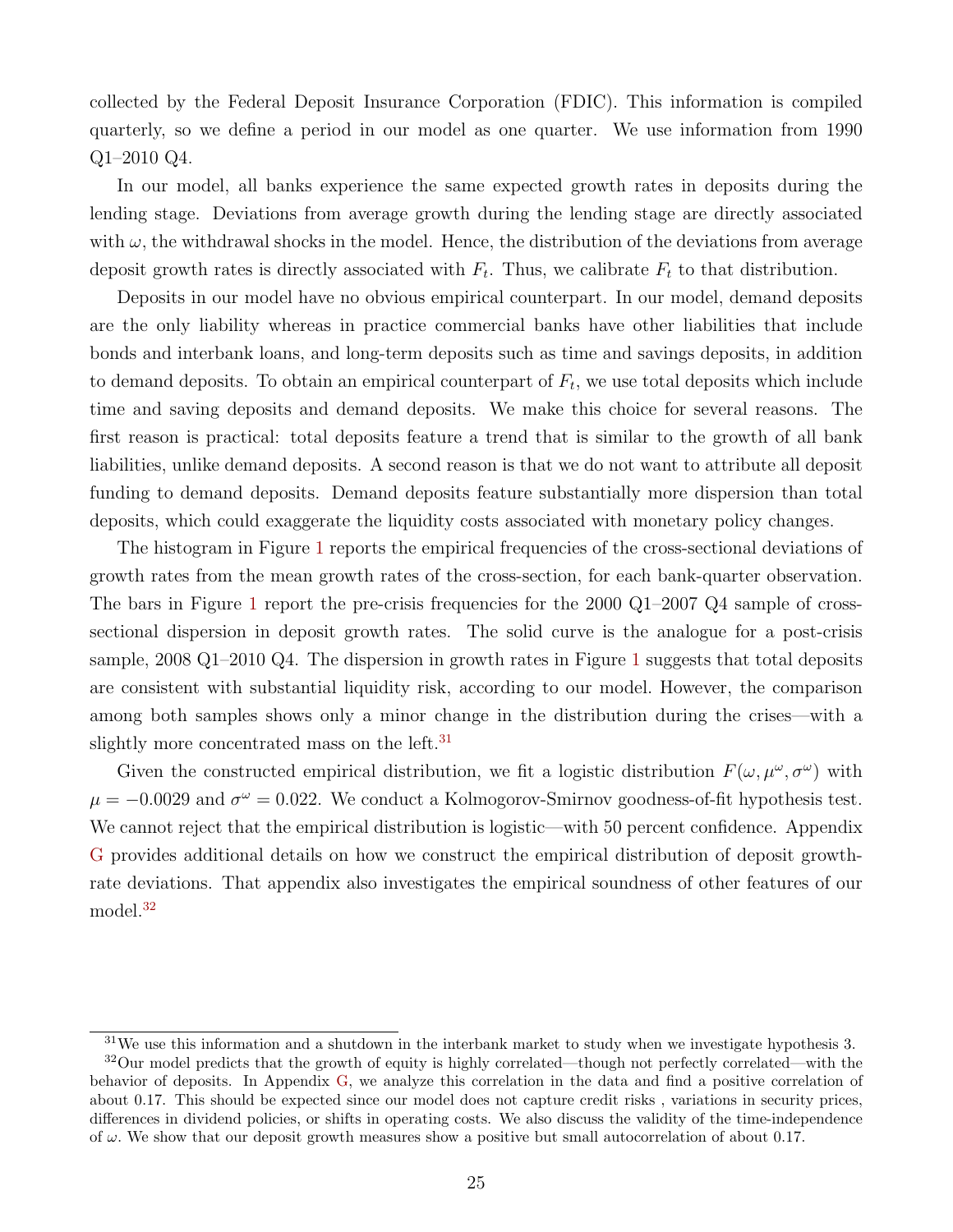collected by the Federal Deposit Insurance Corporation (FDIC). This information is compiled quarterly, so we define a period in our model as one quarter. We use information from 1990 Q1–2010 Q4.

In our model, all banks experience the same expected growth rates in deposits during the lending stage. Deviations from average growth during the lending stage are directly associated with $\omega$, the withdrawal shocks in the model. Hence, the distribution of the deviations from average deposit growth rates is directly associated with $F_t$. Thus, we calibrate $F_t$ to that distribution.

Deposits in our model have no obvious empirical counterpart. In our model, demand deposits are the only liability whereas in practice commercial banks have other liabilities that include bonds and interbank loans, and long-term deposits such as time and savings deposits, in addition to demand deposits. To obtain an empirical counterpart of $F_t$, we use total deposits which include time and saving deposits and demand deposits. We make this choice for several reasons. The first reason is practical: total deposits feature a trend that is similar to the growth of all bank liabilities, unlike demand deposits. A second reason is that we do not want to attribute all deposit funding to demand deposits. Demand deposits feature substantially more dispersion than total deposits, which could exaggerate the liquidity costs associated with monetary policy changes.

The histogram in Figure 1 reports the empirical frequencies of the cross-sectional deviations of growth rates from the mean growth rates of the cross-section, for each bank-quarter observation. The bars in Figure 1 report the pre-crisis frequencies for the 2000 Q1–2007 Q4 sample of cross-sectional dispersion in deposit growth rates. The solid curve is the analogue for a post-crisis sample, 2008 Q1–2010 Q4. The dispersion in growth rates in Figure 1 suggests that total deposits are consistent with substantial liquidity risk, according to our model. However, the comparison among both samples shows only a minor change in the distribution during the crises—with a slightly more concentrated mass on the left.[31]

Given the constructed empirical distribution, we fit a logistic distribution $F(\omega, \mu^{\omega}, \sigma^{\omega})$ with $\mu = -0.0029$ and $\sigma^{\omega} = 0.022$. We conduct a Kolmogorov-Smirnov goodness-of-fit hypothesis test. We cannot reject that the empirical distribution is logistic—with 50 percent confidence. Appendix G provides additional details on how we construct the empirical distribution of deposit growth-rate deviations. That appendix also investigates the empirical soundness of other features of our model.[32]

[31] We use this information and a shutdown in the interbank market to study when we investigate hypothesis 3.

[32] Our model predicts that the growth of equity is highly correlated—though not perfectly correlated—with the behavior of deposits. In Appendix G, we analyze this correlation in the data and find a positive correlation of about 0.17. This should be expected since our model does not capture credit risks , variations in security prices, differences in dividend policies, or shifts in operating costs. We also discuss the validity of the time-independence of $\omega$. We show that our deposit growth measures show a positive but small autocorrelation of about 0.17.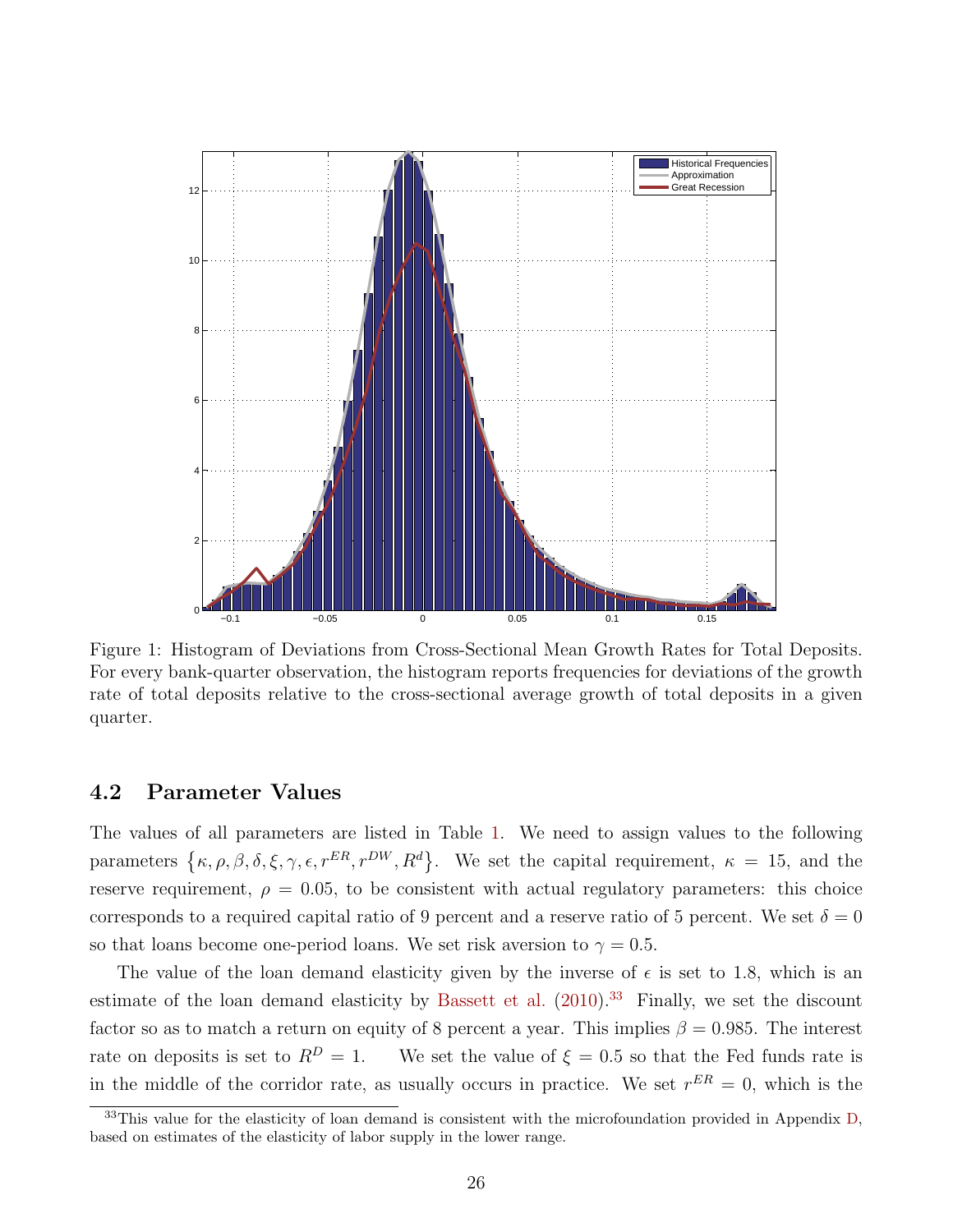Figure 1: Histogram of Deviations from Cross-Sectional Mean Growth Rates for Total Deposits. For every bank-quarter observation, the histogram reports frequencies for deviations of the growth rate of total deposits relative to the cross-sectional average growth of total deposits in a given quarter.

### 4.2 Parameter Values

The values of all parameters are listed in Table 1. We need to assign values to the following parameters $\{\kappa, \rho, \beta, \delta, \xi, \gamma, \epsilon, r^{ER}, r^{DW}, R^d\}$. We set the capital requirement, $\kappa = 15$, and the reserve requirement, $\rho = 0.05$, to be consistent with actual regulatory parameters: this choice corresponds to a required capital ratio of 9 percent and a reserve ratio of 5 percent. We set $\delta = 0$ so that loans become one-period loans. We set risk aversion to $\gamma = 0.5$.

The value of the loan demand elasticity given by the inverse of $\epsilon$ is set to 1.8, which is an estimate of the loan demand elasticity by Bassett et al. (2010).[33] Finally, we set the discount factor so as to match a return on equity of 8 percent a year. This implies $\beta = 0.985$. The interest rate on deposits is set to $R^D = 1$. We set the value of $\xi = 0.5$ so that the Fed funds rate is in the middle of the corridor rate, as usually occurs in practice. We set $r^{ER} = 0$, which is the

[33] This value for the elasticity of loan demand is consistent with the microfoundation provided in Appendix D, based on estimates of the elasticity of labor supply in the lower range.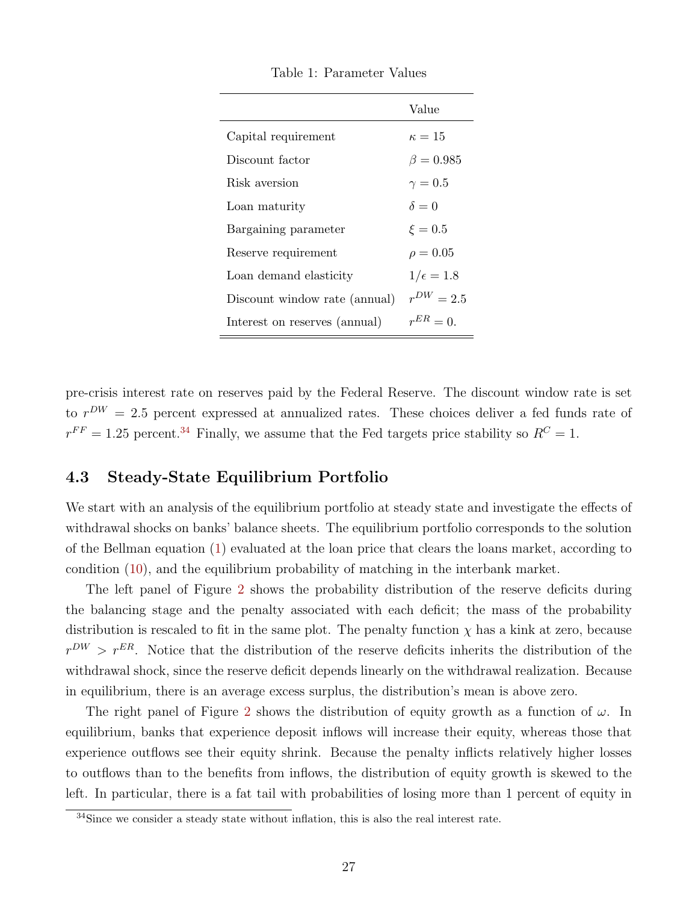Table 1: Parameter Values

| | Value |
|---|---|
| Capital requirement | $\kappa = 15$ |
| Discount factor | $\beta = 0.985$ |
| Risk aversion | $\gamma = 0.5$ |
| Loan maturity | $\delta = 0$ |
| Bargaining parameter | $\xi = 0.5$ |
| Reserve requirement | $\rho = 0.05$ |
| Loan demand elasticity | $1/\epsilon = 1.8$ |
| Discount window rate (annual) | $r^{DW} = 2.5$ |
| Interest on reserves (annual) | $r^{ER} = 0.$ |

pre-crisis interest rate on reserves paid by the Federal Reserve. The discount window rate is set to $r^{DW} = 2.5$ percent expressed at annualized rates. These choices deliver a fed funds rate of $r^{FF} = 1.25$ percent.[34] Finally, we assume that the Fed targets price stability so $R^C = 1$.

### 4.3 Steady-State Equilibrium Portfolio

We start with an analysis of the equilibrium portfolio at steady state and investigate the effects of withdrawal shocks on banks' balance sheets. The equilibrium portfolio corresponds to the solution of the Bellman equation (1) evaluated at the loan price that clears the loans market, according to condition (10), and the equilibrium probability of matching in the interbank market.

The left panel of Figure 2 shows the probability distribution of the reserve deficits during the balancing stage and the penalty associated with each deficit; the mass of the probability distribution is rescaled to fit in the same plot. The penalty function $\chi$ has a kink at zero, because $r^{DW} > r^{ER}$. Notice that the distribution of the reserve deficits inherits the distribution of the withdrawal shock, since the reserve deficit depends linearly on the withdrawal realization. Because in equilibrium, there is an average excess surplus, the distribution's mean is above zero.

The right panel of Figure 2 shows the distribution of equity growth as a function of $\omega$. In equilibrium, banks that experience deposit inflows will increase their equity, whereas those that experience outflows see their equity shrink. Because the penalty inflicts relatively higher losses to outflows than to the benefits from inflows, the distribution of equity growth is skewed to the left. In particular, there is a fat tail with probabilities of losing more than 1 percent of equity in

[34] Since we consider a steady state without inflation, this is also the real interest rate.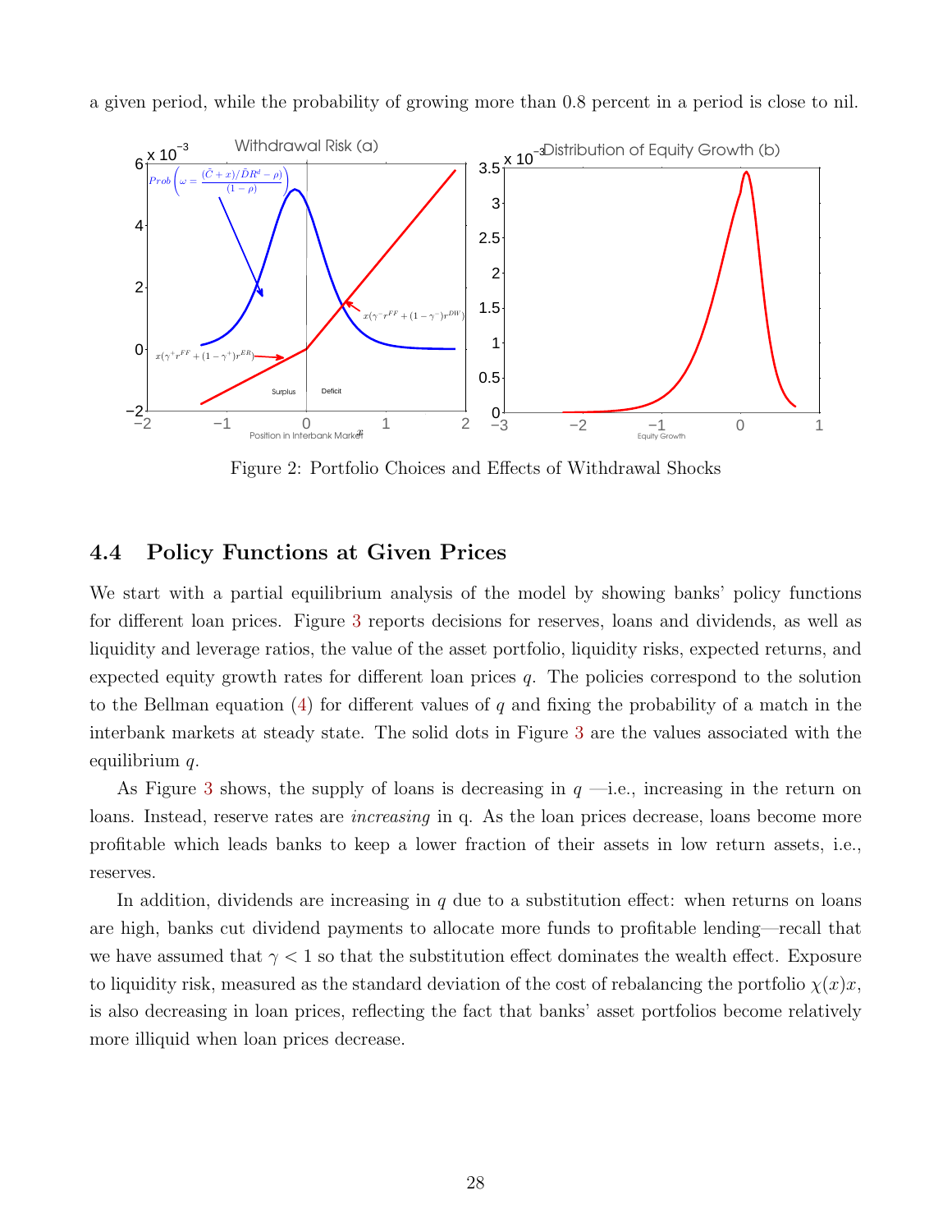a given period, while the probability of growing more than 0.8 percent in a period is close to nil.

Figure 2: Portfolio Choices and Effects of Withdrawal Shocks

### 4.4 Policy Functions at Given Prices

We start with a partial equilibrium analysis of the model by showing banks' policy functions for different loan prices. Figure 3 reports decisions for reserves, loans and dividends, as well as liquidity and leverage ratios, the value of the asset portfolio, liquidity risks, expected returns, and expected equity growth rates for different loan prices $q$. The policies correspond to the solution to the Bellman equation (4) for different values of $q$ and fixing the probability of a match in the interbank markets at steady state. The solid dots in Figure 3 are the values associated with the equilibrium $q$.

As Figure 3 shows, the supply of loans is decreasing in $q$ —i.e., increasing in the return on loans. Instead, reserve rates are *increasing* in q. As the loan prices decrease, loans become more profitable which leads banks to keep a lower fraction of their assets in low return assets, i.e., reserves.

In addition, dividends are increasing in $q$ due to a substitution effect: when returns on loans are high, banks cut dividend payments to allocate more funds to profitable lending—recall that we have assumed that $\gamma < 1$ so that the substitution effect dominates the wealth effect. Exposure to liquidity risk, measured as the standard deviation of the cost of rebalancing the portfolio $\chi(x)x$, is also decreasing in loan prices, reflecting the fact that banks' asset portfolios become relatively more illiquid when loan prices decrease.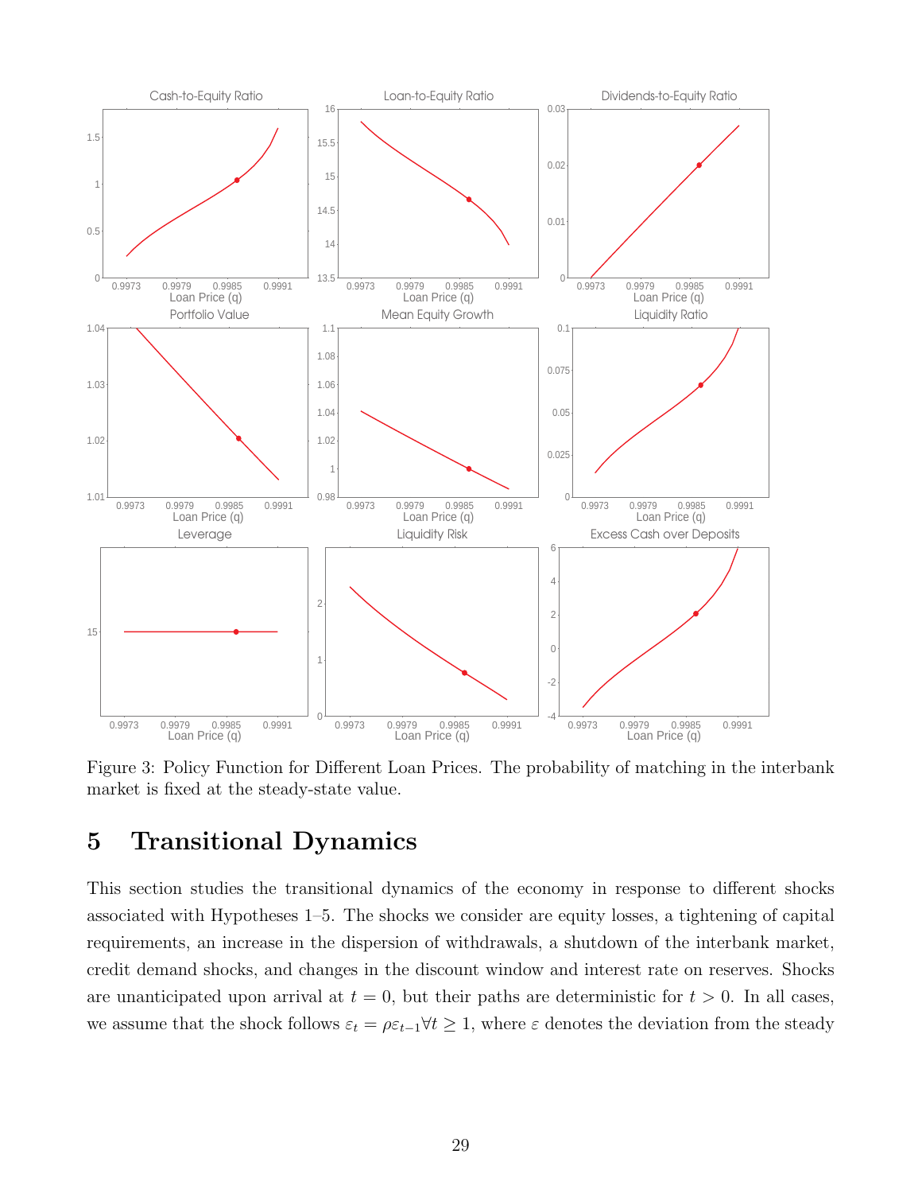Figure 3: Policy Function for Different Loan Prices. The probability of matching in the interbank market is fixed at the steady-state value.

## 5 Transitional Dynamics

This section studies the transitional dynamics of the economy in response to different shocks associated with Hypotheses 1–5. The shocks we consider are equity losses, a tightening of capital requirements, an increase in the dispersion of withdrawals, a shutdown of the interbank market, credit demand shocks, and changes in the discount window and interest rate on reserves. Shocks are unanticipated upon arrival at $t = 0$, but their paths are deterministic for $t > 0$. In all cases, we assume that the shock follows $\varepsilon_t = \rho \varepsilon_{t-1} \forall t \geq 1$, where $\varepsilon$ denotes the deviation from the steady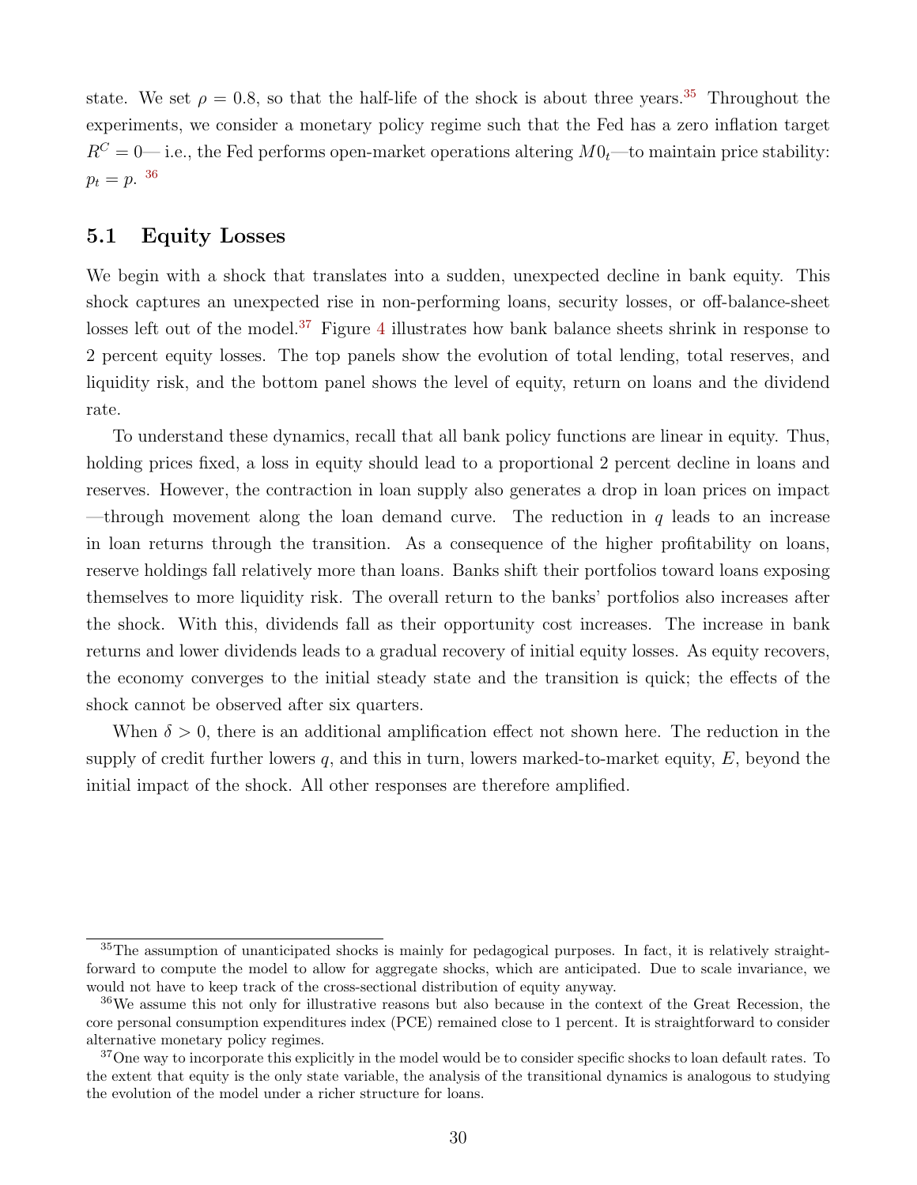state. We set $\rho = 0.8$, so that the half-life of the shock is about three years.[35] Throughout the experiments, we consider a monetary policy regime such that the Fed has a zero inflation target $R^C = 0$— i.e., the Fed performs open-market operations altering $M0_t$—to maintain price stability: $p_t = p$. [36]

## 5.1 Equity Losses

We begin with a shock that translates into a sudden, unexpected decline in bank equity. This shock captures an unexpected rise in non-performing loans, security losses, or off-balance-sheet losses left out of the model.[37] Figure 4 illustrates how bank balance sheets shrink in response to 2 percent equity losses. The top panels show the evolution of total lending, total reserves, and liquidity risk, and the bottom panel shows the level of equity, return on loans and the dividend rate.

To understand these dynamics, recall that all bank policy functions are linear in equity. Thus, holding prices fixed, a loss in equity should lead to a proportional 2 percent decline in loans and reserves. However, the contraction in loan supply also generates a drop in loan prices on impact —through movement along the loan demand curve. The reduction in $q$ leads to an increase in loan returns through the transition. As a consequence of the higher profitability on loans, reserve holdings fall relatively more than loans. Banks shift their portfolios toward loans exposing themselves to more liquidity risk. The overall return to the banks' portfolios also increases after the shock. With this, dividends fall as their opportunity cost increases. The increase in bank returns and lower dividends leads to a gradual recovery of initial equity losses. As equity recovers, the economy converges to the initial steady state and the transition is quick; the effects of the shock cannot be observed after six quarters.

When $\delta > 0$, there is an additional amplification effect not shown here. The reduction in the supply of credit further lowers $q$, and this in turn, lowers marked-to-market equity, $E$, beyond the initial impact of the shock. All other responses are therefore amplified.

---

[35] The assumption of unanticipated shocks is mainly for pedagogical purposes. In fact, it is relatively straightforward to compute the model to allow for aggregate shocks, which are anticipated. Due to scale invariance, we would not have to keep track of the cross-sectional distribution of equity anyway.

[36] We assume this not only for illustrative reasons but also because in the context of the Great Recession, the core personal consumption expenditures index (PCE) remained close to 1 percent. It is straightforward to consider alternative monetary policy regimes.

[37] One way to incorporate this explicitly in the model would be to consider specific shocks to loan default rates. To the extent that equity is the only state variable, the analysis of the transitional dynamics is analogous to studying the evolution of the model under a richer structure for loans.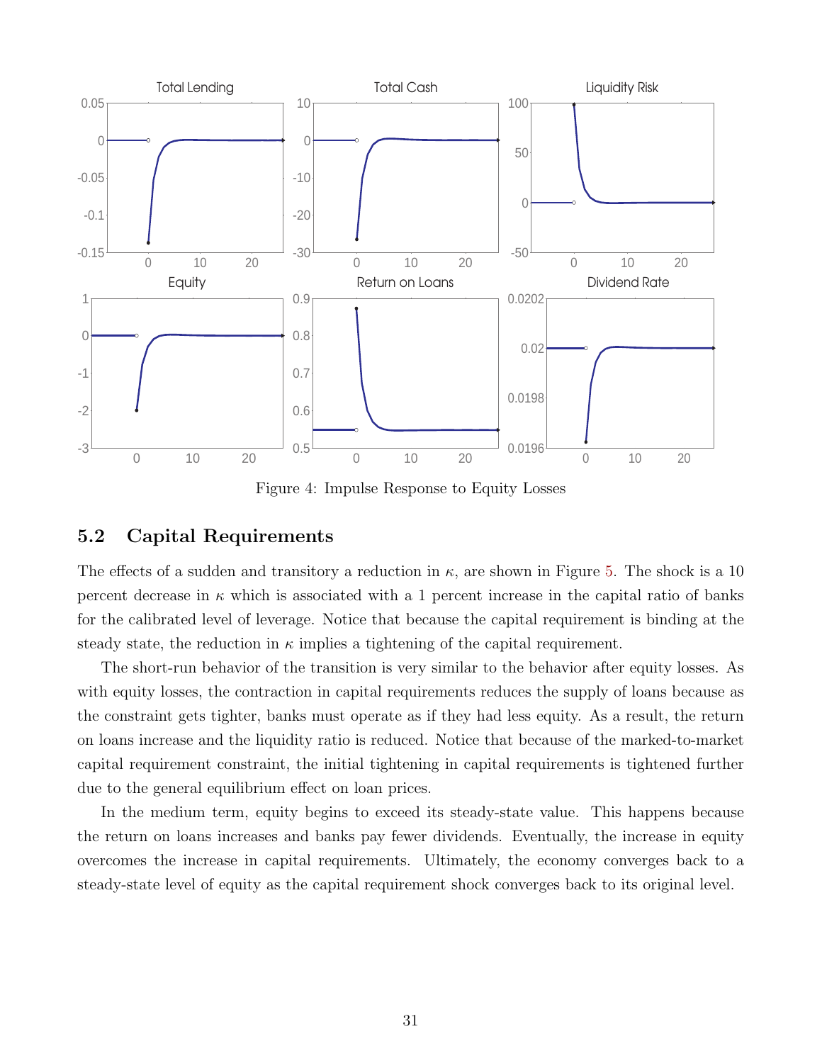Figure 4: Impulse Response to Equity Losses

## 5.2 Capital Requirements

The effects of a sudden and transitory a reduction in $\kappa$, are shown in Figure 5. The shock is a 10 percent decrease in $\kappa$ which is associated with a 1 percent increase in the capital ratio of banks for the calibrated level of leverage. Notice that because the capital requirement is binding at the steady state, the reduction in $\kappa$ implies a tightening of the capital requirement.

The short-run behavior of the transition is very similar to the behavior after equity losses. As with equity losses, the contraction in capital requirements reduces the supply of loans because as the constraint gets tighter, banks must operate as if they had less equity. As a result, the return on loans increase and the liquidity ratio is reduced. Notice that because of the marked-to-market capital requirement constraint, the initial tightening in capital requirements is tightened further due to the general equilibrium effect on loan prices.

In the medium term, equity begins to exceed its steady-state value. This happens because the return on loans increases and banks pay fewer dividends. Eventually, the increase in equity overcomes the increase in capital requirements. Ultimately, the economy converges back to a steady-state level of equity as the capital requirement shock converges back to its original level.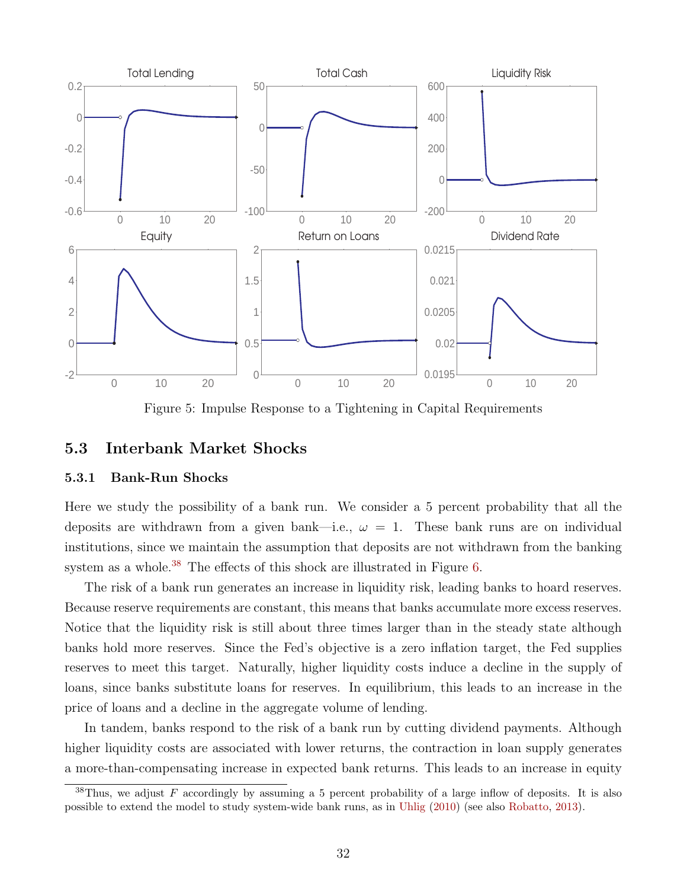Figure 5: Impulse Response to a Tightening in Capital Requirements

### 5.3 Interbank Market Shocks

#### 5.3.1 Bank-Run Shocks

Here we study the possibility of a bank run. We consider a 5 percent probability that all the deposits are withdrawn from a given bank—i.e., $\omega = 1$. These bank runs are on individual institutions, since we maintain the assumption that deposits are not withdrawn from the banking system as a whole.[38] The effects of this shock are illustrated in Figure 6.

The risk of a bank run generates an increase in liquidity risk, leading banks to hoard reserves. Because reserve requirements are constant, this means that banks accumulate more excess reserves. Notice that the liquidity risk is still about three times larger than in the steady state although banks hold more reserves. Since the Fed's objective is a zero inflation target, the Fed supplies reserves to meet this target. Naturally, higher liquidity costs induce a decline in the supply of loans, since banks substitute loans for reserves. In equilibrium, this leads to an increase in the price of loans and a decline in the aggregate volume of lending.

In tandem, banks respond to the risk of a bank run by cutting dividend payments. Although higher liquidity costs are associated with lower returns, the contraction in loan supply generates a more-than-compensating increase in expected bank returns. This leads to an increase in equity

[38] Thus, we adjust $F$ accordingly by assuming a 5 percent probability of a large inflow of deposits. It is also possible to extend the model to study system-wide bank runs, as in Uhlig (2010) (see also Robatto, 2013).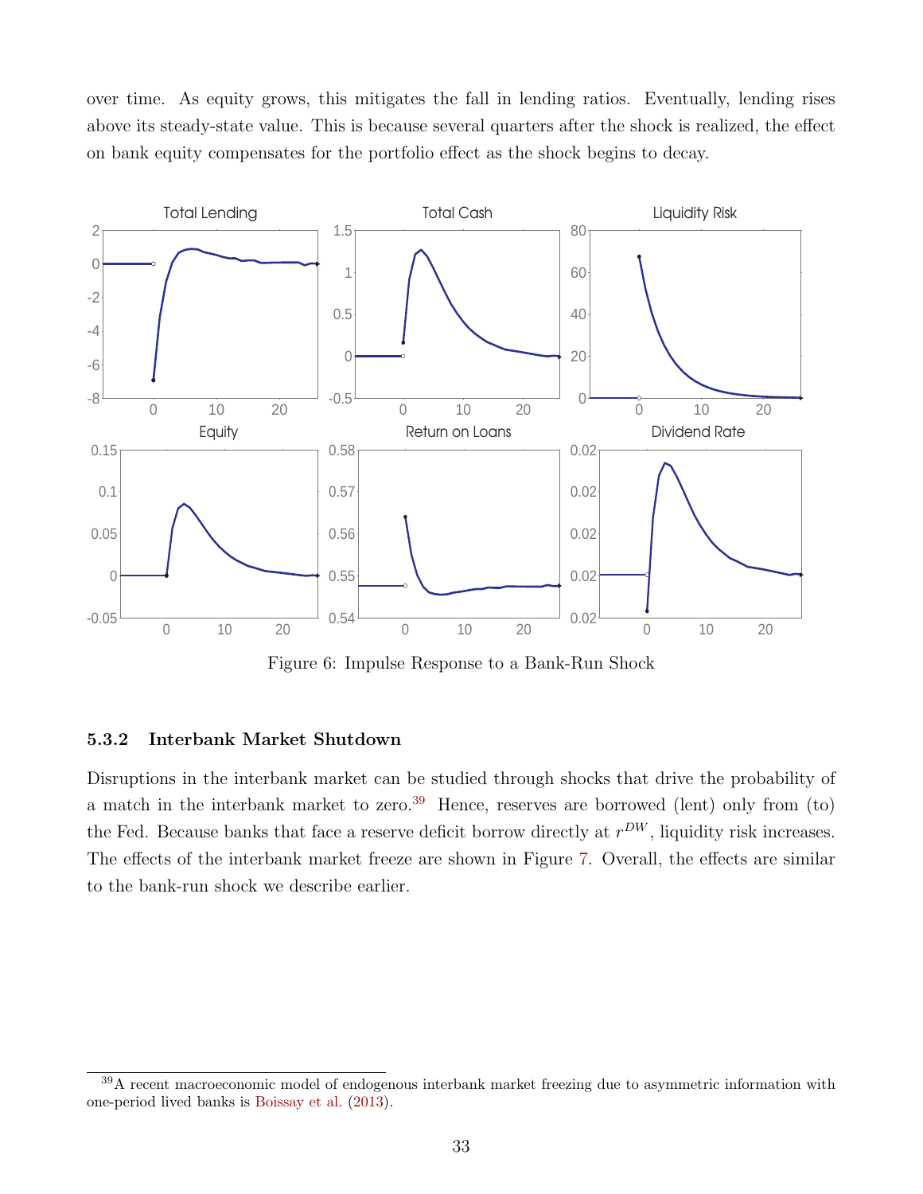over time. As equity grows, this mitigates the fall in lending ratios. Eventually, lending rises above its steady-state value. This is because several quarters after the shock is realized, the effect on bank equity compensates for the portfolio effect as the shock begins to decay.

Figure 6: Impulse Response to a Bank-Run Shock

### 5.3.2 Interbank Market Shutdown

Disruptions in the interbank market can be studied through shocks that drive the probability of a match in the interbank market to zero.[39] Hence, reserves are borrowed (lent) only from (to) the Fed. Because banks that face a reserve deficit borrow directly at $r^{DW}$, liquidity risk increases. The effects of the interbank market freeze are shown in Figure 7. Overall, the effects are similar to the bank-run shock we describe earlier.

[39] A recent macroeconomic model of endogenous interbank market freezing due to asymmetric information with one-period lived banks is Boissay et al. (2013).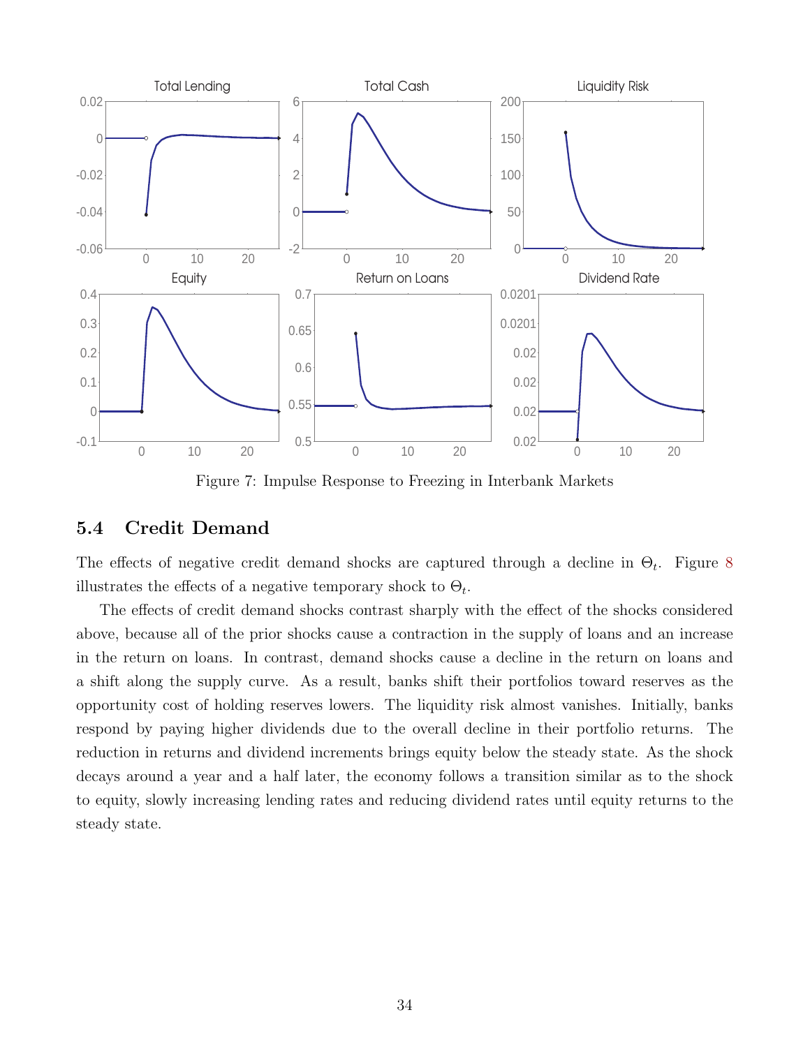Figure 7: Impulse Response to Freezing in Interbank Markets

## 5.4 Credit Demand

The effects of negative credit demand shocks are captured through a decline in $\Theta_t$. Figure 8 illustrates the effects of a negative temporary shock to $\Theta_t$.

The effects of credit demand shocks contrast sharply with the effect of the shocks considered above, because all of the prior shocks cause a contraction in the supply of loans and an increase in the return on loans. In contrast, demand shocks cause a decline in the return on loans and a shift along the supply curve. As a result, banks shift their portfolios toward reserves as the opportunity cost of holding reserves lowers. The liquidity risk almost vanishes. Initially, banks respond by paying higher dividends due to the overall decline in their portfolio returns. The reduction in returns and dividend increments brings equity below the steady state. As the shock decays around a year and a half later, the economy follows a transition similar as to the shock to equity, slowly increasing lending rates and reducing dividend rates until equity returns to the steady state.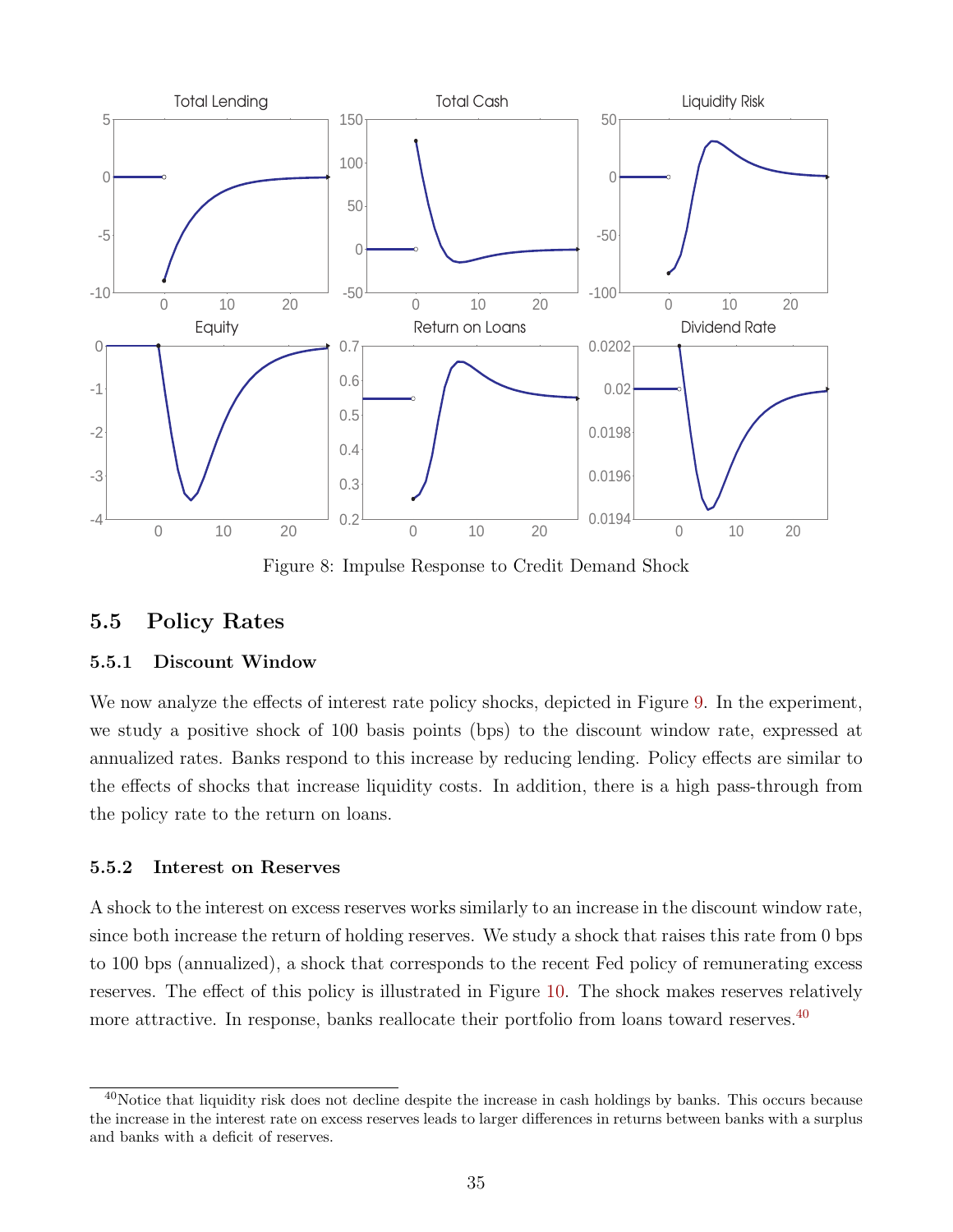Figure 8: Impulse Response to Credit Demand Shock

### 5.5 Policy Rates

#### 5.5.1 Discount Window

We now analyze the effects of interest rate policy shocks, depicted in Figure 9. In the experiment, we study a positive shock of 100 basis points (bps) to the discount window rate, expressed at annualized rates. Banks respond to this increase by reducing lending. Policy effects are similar to the effects of shocks that increase liquidity costs. In addition, there is a high pass-through from the policy rate to the return on loans.

#### 5.5.2 Interest on Reserves

A shock to the interest on excess reserves works similarly to an increase in the discount window rate, since both increase the return of holding reserves. We study a shock that raises this rate from 0 bps to 100 bps (annualized), a shock that corresponds to the recent Fed policy of remunerating excess reserves. The effect of this policy is illustrated in Figure 10. The shock makes reserves relatively more attractive. In response, banks reallocate their portfolio from loans toward reserves.[40]

[40]Notice that liquidity risk does not decline despite the increase in cash holdings by banks. This occurs because the increase in the interest rate on excess reserves leads to larger differences in returns between banks with a surplus and banks with a deficit of reserves.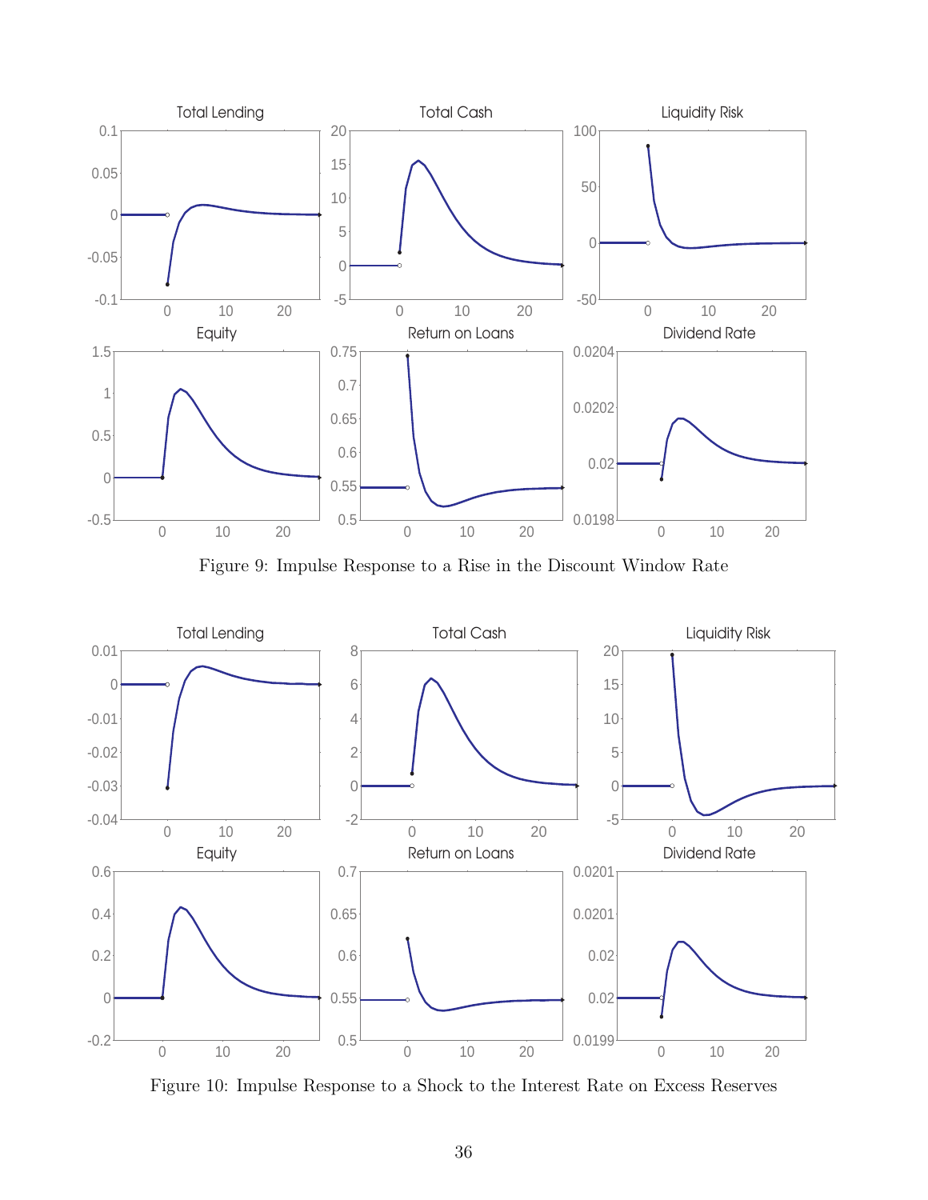Figure 9: Impulse Response to a Rise in the Discount Window Rate

Figure 10: Impulse Response to a Shock to the Interest Rate on Excess Reserves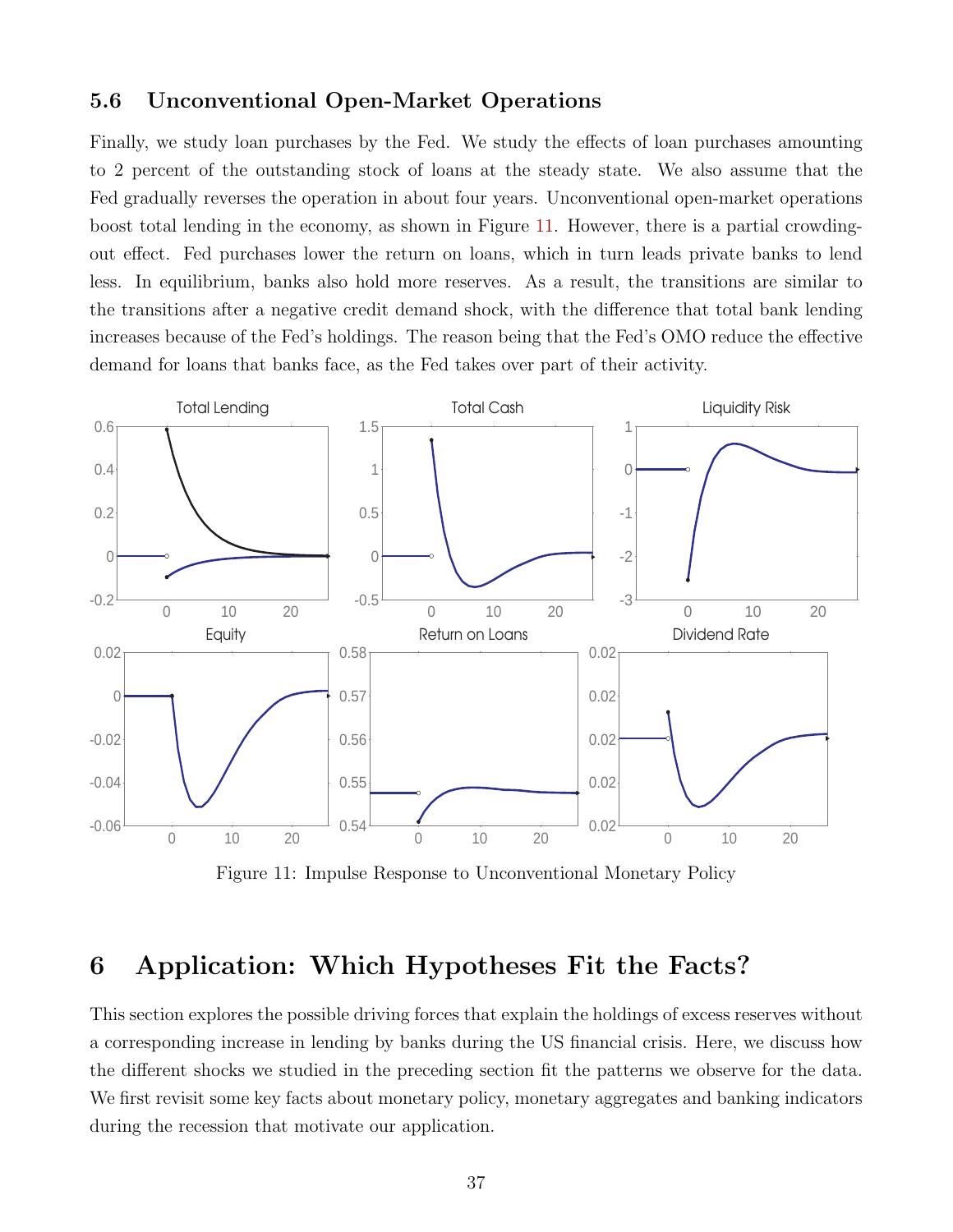### 5.6 Unconventional Open-Market Operations

Finally, we study loan purchases by the Fed. We study the effects of loan purchases amounting to 2 percent of the outstanding stock of loans at the steady state. We also assume that the Fed gradually reverses the operation in about four years. Unconventional open-market operations boost total lending in the economy, as shown in Figure 11. However, there is a partial crowding-out effect. Fed purchases lower the return on loans, which in turn leads private banks to lend less. In equilibrium, banks also hold more reserves. As a result, the transitions are similar to the transitions after a negative credit demand shock, with the difference that total bank lending increases because of the Fed's holdings. The reason being that the Fed's OMO reduce the effective demand for loans that banks face, as the Fed takes over part of their activity.

Figure 11: Impulse Response to Unconventional Monetary Policy

## 6 Application: Which Hypotheses Fit the Facts?

This section explores the possible driving forces that explain the holdings of excess reserves without a corresponding increase in lending by banks during the US financial crisis. Here, we discuss how the different shocks we studied in the preceding section fit the patterns we observe for the data. We first revisit some key facts about monetary policy, monetary aggregates and banking indicators during the recession that motivate our application.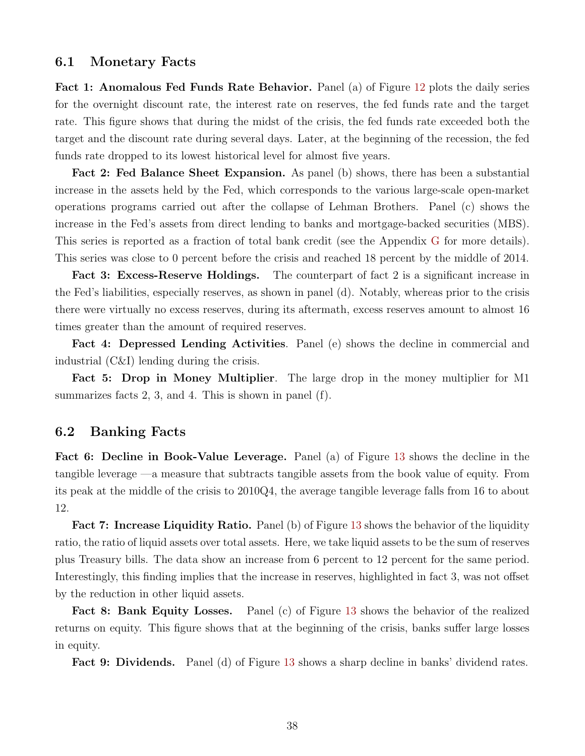## 6.1 Monetary Facts

**Fact 1: Anomalous Fed Funds Rate Behavior.** Panel (a) of Figure 12 plots the daily series for the overnight discount rate, the interest rate on reserves, the fed funds rate and the target rate. This figure shows that during the midst of the crisis, the fed funds rate exceeded both the target and the discount rate during several days. Later, at the beginning of the recession, the fed funds rate dropped to its lowest historical level for almost five years.

**Fact 2: Fed Balance Sheet Expansion.** As panel (b) shows, there has been a substantial increase in the assets held by the Fed, which corresponds to the various large-scale open-market operations programs carried out after the collapse of Lehman Brothers. Panel (c) shows the increase in the Fed's assets from direct lending to banks and mortgage-backed securities (MBS). This series is reported as a fraction of total bank credit (see the Appendix G for more details). This series was close to 0 percent before the crisis and reached 18 percent by the middle of 2014.

**Fact 3: Excess-Reserve Holdings.** The counterpart of fact 2 is a significant increase in the Fed's liabilities, especially reserves, as shown in panel (d). Notably, whereas prior to the crisis there were virtually no excess reserves, during its aftermath, excess reserves amount to almost 16 times greater than the amount of required reserves.

**Fact 4: Depressed Lending Activities**. Panel (e) shows the decline in commercial and industrial (C&I) lending during the crisis.

**Fact 5: Drop in Money Multiplier**. The large drop in the money multiplier for M1 summarizes facts 2, 3, and 4. This is shown in panel (f).

## 6.2 Banking Facts

**Fact 6: Decline in Book-Value Leverage.** Panel (a) of Figure 13 shows the decline in the tangible leverage —a measure that subtracts tangible assets from the book value of equity. From its peak at the middle of the crisis to 2010Q4, the average tangible leverage falls from 16 to about 12.

**Fact 7: Increase Liquidity Ratio.** Panel (b) of Figure 13 shows the behavior of the liquidity ratio, the ratio of liquid assets over total assets. Here, we take liquid assets to be the sum of reserves plus Treasury bills. The data show an increase from 6 percent to 12 percent for the same period. Interestingly, this finding implies that the increase in reserves, highlighted in fact 3, was not offset by the reduction in other liquid assets.

**Fact 8: Bank Equity Losses.** Panel (c) of Figure 13 shows the behavior of the realized returns on equity. This figure shows that at the beginning of the crisis, banks suffer large losses in equity.

**Fact 9: Dividends.** Panel (d) of Figure 13 shows a sharp decline in banks' dividend rates.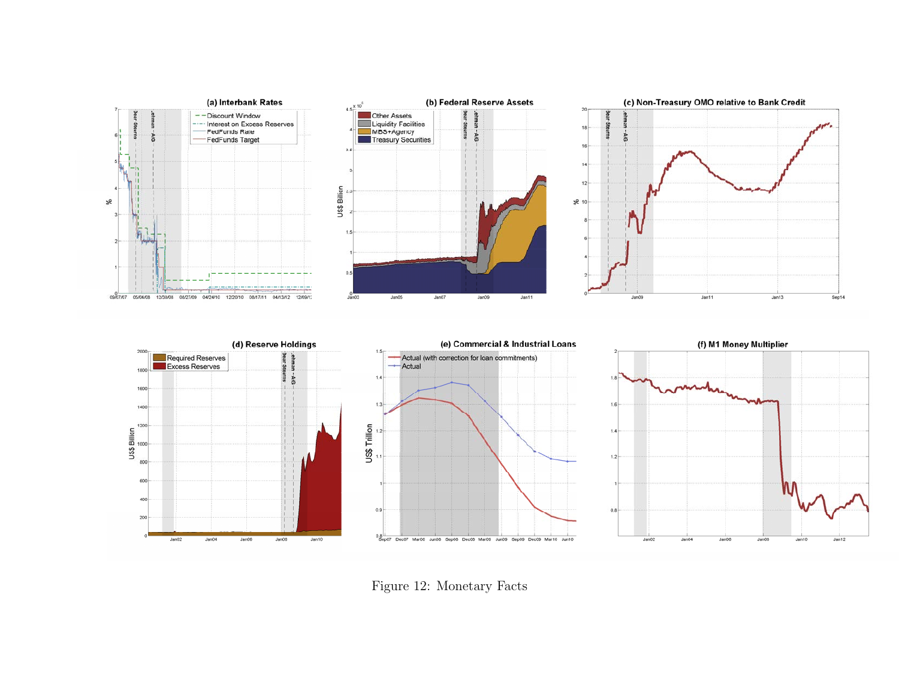Figure 12: Monetary Facts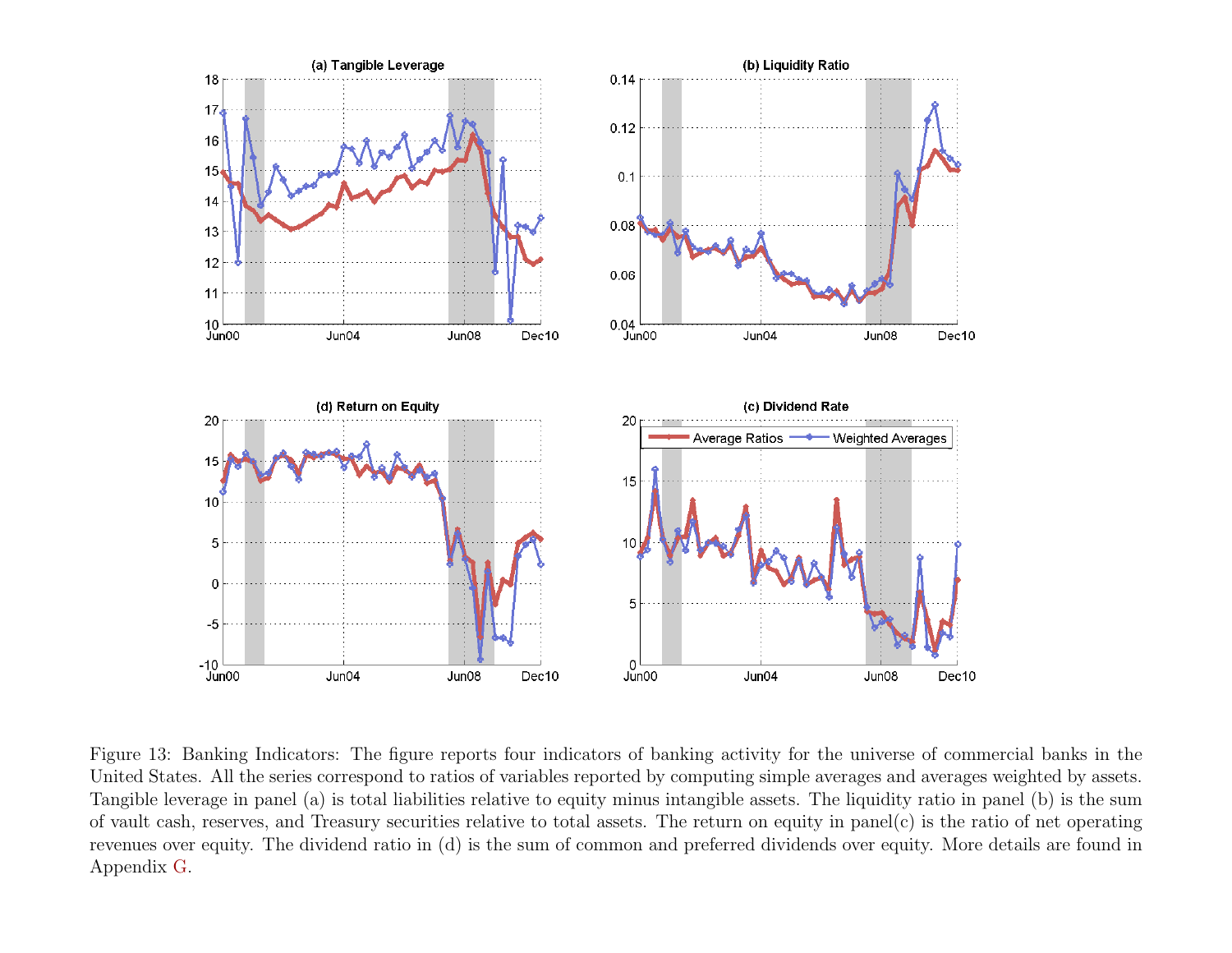Figure 13: Banking Indicators: The figure reports four indicators of banking activity for the universe of commercial banks in the United States. All the series correspond to ratios of variables reported by computing simple averages and averages weighted by assets. Tangible leverage in panel (a) is total liabilities relative to equity minus intangible assets. The liquidity ratio in panel (b) is the sum of vault cash, reserves, and Treasury securities relative to total assets. The return on equity in panel(c) is the ratio of net operating revenues over equity. The dividend ratio in (d) is the sum of common and preferred dividends over equity. More details are found in Appendix G.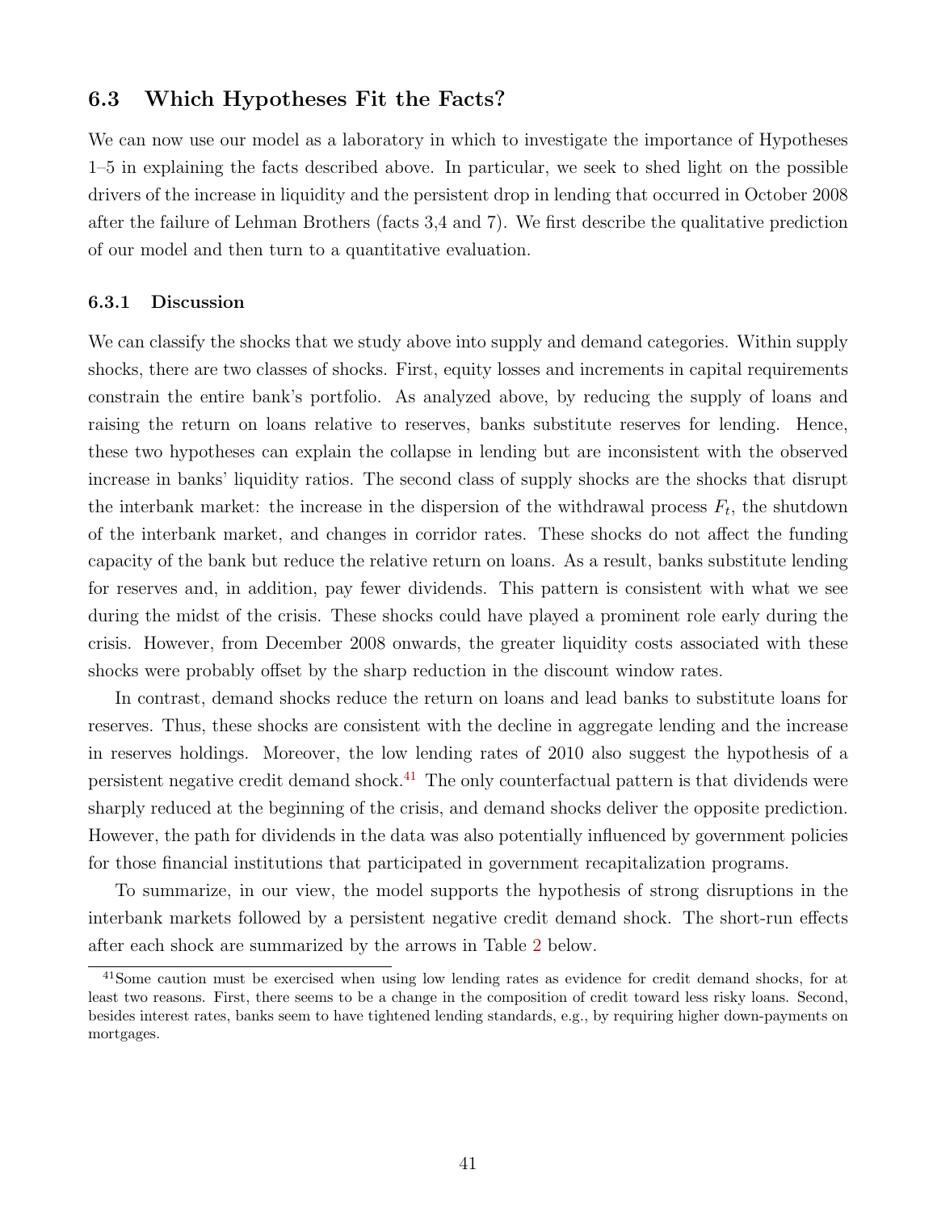## 6.3 Which Hypotheses Fit the Facts?

We can now use our model as a laboratory in which to investigate the importance of Hypotheses 1–5 in explaining the facts described above. In particular, we seek to shed light on the possible drivers of the increase in liquidity and the persistent drop in lending that occurred in October 2008 after the failure of Lehman Brothers (facts 3,4 and 7). We first describe the qualitative prediction of our model and then turn to a quantitative evaluation.

### 6.3.1 Discussion

We can classify the shocks that we study above into supply and demand categories. Within supply shocks, there are two classes of shocks. First, equity losses and increments in capital requirements constrain the entire bank's portfolio. As analyzed above, by reducing the supply of loans and raising the return on loans relative to reserves, banks substitute reserves for lending. Hence, these two hypotheses can explain the collapse in lending but are inconsistent with the observed increase in banks' liquidity ratios. The second class of supply shocks are the shocks that disrupt the interbank market: the increase in the dispersion of the withdrawal process $F_t$, the shutdown of the interbank market, and changes in corridor rates. These shocks do not affect the funding capacity of the bank but reduce the relative return on loans. As a result, banks substitute lending for reserves and, in addition, pay fewer dividends. This pattern is consistent with what we see during the midst of the crisis. These shocks could have played a prominent role early during the crisis. However, from December 2008 onwards, the greater liquidity costs associated with these shocks were probably offset by the sharp reduction in the discount window rates.

In contrast, demand shocks reduce the return on loans and lead banks to substitute loans for reserves. Thus, these shocks are consistent with the decline in aggregate lending and the increase in reserves holdings. Moreover, the low lending rates of 2010 also suggest the hypothesis of a persistent negative credit demand shock.[41] The only counterfactual pattern is that dividends were sharply reduced at the beginning of the crisis, and demand shocks deliver the opposite prediction. However, the path for dividends in the data was also potentially influenced by government policies for those financial institutions that participated in government recapitalization programs.

To summarize, in our view, the model supports the hypothesis of strong disruptions in the interbank markets followed by a persistent negative credit demand shock. The short-run effects after each shock are summarized by the arrows in Table 2 below.

[41] Some caution must be exercised when using low lending rates as evidence for credit demand shocks, for at least two reasons. First, there seems to be a change in the composition of credit toward less risky loans. Second, besides interest rates, banks seem to have tightened lending standards, e.g., by requiring higher down-payments on mortgages.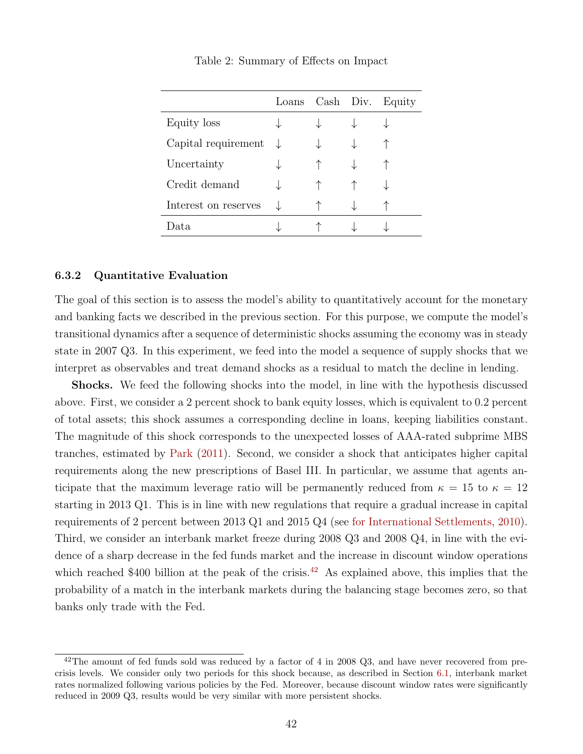Table 2: Summary of Effects on Impact

| | Loans | Cash | Div. | Equity |
|---|---|---|---|---|
| Equity loss | ↓ | ↓ | ↓ | ↓ |
| Capital requirement | ↓ | ↓ | ↓ | ↑ |
| Uncertainty | ↓ | ↑ | ↓ | ↑ |
| Credit demand | ↓ | ↑ | ↑ | ↓ |
| Interest on reserves | ↓ | ↑ | ↓ | ↑ |
| Data | ↓ | ↑ | ↓ | ↓ |

### 6.3.2 Quantitative Evaluation

The goal of this section is to assess the model's ability to quantitatively account for the monetary and banking facts we described in the previous section. For this purpose, we compute the model's transitional dynamics after a sequence of deterministic shocks assuming the economy was in steady state in 2007 Q3. In this experiment, we feed into the model a sequence of supply shocks that we interpret as observables and treat demand shocks as a residual to match the decline in lending.

**Shocks.** We feed the following shocks into the model, in line with the hypothesis discussed above. First, we consider a 2 percent shock to bank equity losses, which is equivalent to 0.2 percent of total assets; this shock assumes a corresponding decline in loans, keeping liabilities constant. The magnitude of this shock corresponds to the unexpected losses of AAA-rated subprime MBS tranches, estimated by Park (2011). Second, we consider a shock that anticipates higher capital requirements along the new prescriptions of Basel III. In particular, we assume that agents anticipate that the maximum leverage ratio will be permanently reduced from $\kappa = 15$ to $\kappa = 12$ starting in 2013 Q1. This is in line with new regulations that require a gradual increase in capital requirements of 2 percent between 2013 Q1 and 2015 Q4 (see for International Settlements, 2010). Third, we consider an interbank market freeze during 2008 Q3 and 2008 Q4, in line with the evidence of a sharp decrease in the fed funds market and the increase in discount window operations which reached \$400 billion at the peak of the crisis.[42] As explained above, this implies that the probability of a match in the interbank markets during the balancing stage becomes zero, so that banks only trade with the Fed.

[42] The amount of fed funds sold was reduced by a factor of 4 in 2008 Q3, and have never recovered from pre-crisis levels. We consider only two periods for this shock because, as described in Section 6.1, interbank market rates normalized following various policies by the Fed. Moreover, because discount window rates were significantly reduced in 2009 Q3, results would be very similar with more persistent shocks.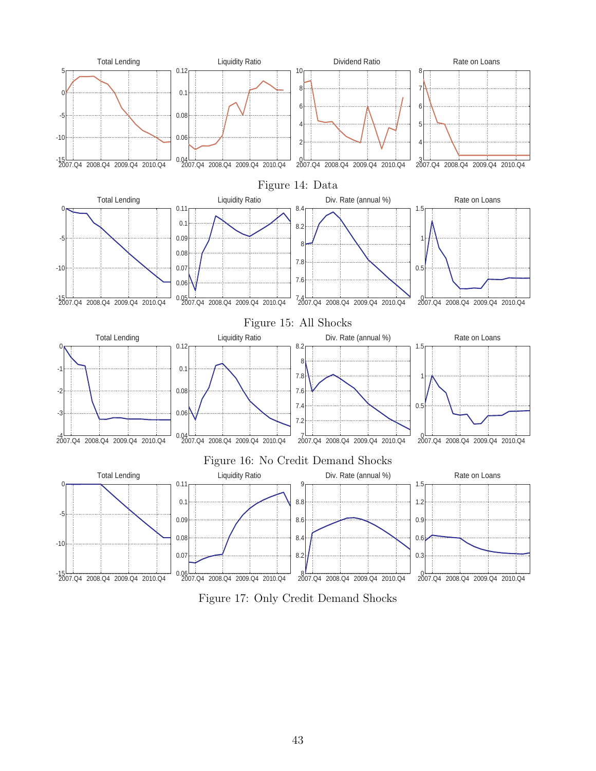Figure 14: Data

Figure 15: All Shocks

Figure 16: No Credit Demand Shocks

Figure 17: Only Credit Demand Shocks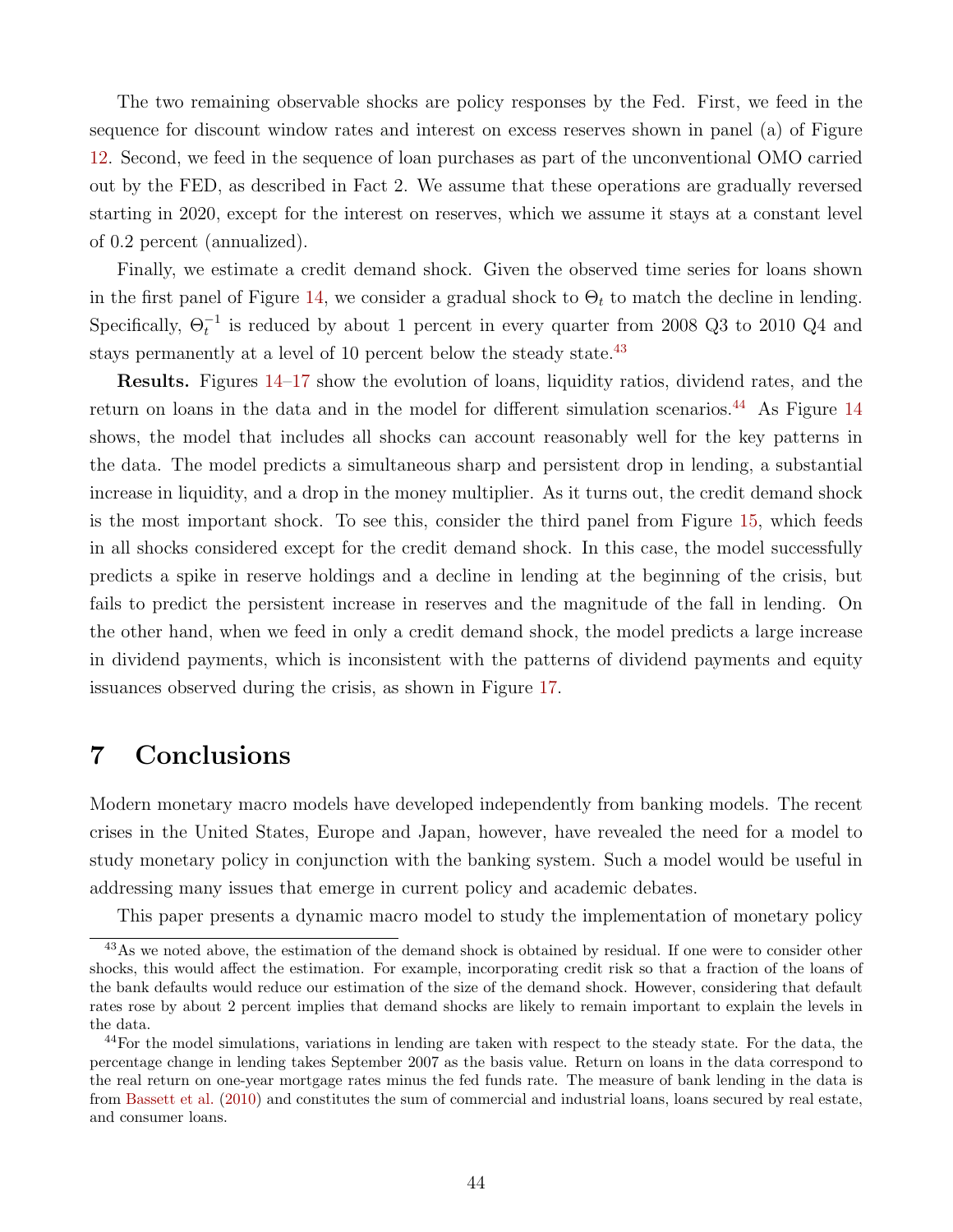The two remaining observable shocks are policy responses by the Fed. First, we feed in the sequence for discount window rates and interest on excess reserves shown in panel (a) of Figure 12. Second, we feed in the sequence of loan purchases as part of the unconventional OMO carried out by the FED, as described in Fact 2. We assume that these operations are gradually reversed starting in 2020, except for the interest on reserves, which we assume it stays at a constant level of 0.2 percent (annualized).

Finally, we estimate a credit demand shock. Given the observed time series for loans shown in the first panel of Figure 14, we consider a gradual shock to $\Theta_t$ to match the decline in lending. Specifically, $\Theta_t^{-1}$ is reduced by about 1 percent in every quarter from 2008 Q3 to 2010 Q4 and stays permanently at a level of 10 percent below the steady state.[43]

**Results.** Figures 14–17 show the evolution of loans, liquidity ratios, dividend rates, and the return on loans in the data and in the model for different simulation scenarios.[44] As Figure 14 shows, the model that includes all shocks can account reasonably well for the key patterns in the data. The model predicts a simultaneous sharp and persistent drop in lending, a substantial increase in liquidity, and a drop in the money multiplier. As it turns out, the credit demand shock is the most important shock. To see this, consider the third panel from Figure 15, which feeds in all shocks considered except for the credit demand shock. In this case, the model successfully predicts a spike in reserve holdings and a decline in lending at the beginning of the crisis, but fails to predict the persistent increase in reserves and the magnitude of the fall in lending. On the other hand, when we feed in only a credit demand shock, the model predicts a large increase in dividend payments, which is inconsistent with the patterns of dividend payments and equity issuances observed during the crisis, as shown in Figure 17.

# 7 Conclusions

Modern monetary macro models have developed independently from banking models. The recent crises in the United States, Europe and Japan, however, have revealed the need for a model to study monetary policy in conjunction with the banking system. Such a model would be useful in addressing many issues that emerge in current policy and academic debates.

This paper presents a dynamic macro model to study the implementation of monetary policy

[43] As we noted above, the estimation of the demand shock is obtained by residual. If one were to consider other shocks, this would affect the estimation. For example, incorporating credit risk so that a fraction of the loans of the bank defaults would reduce our estimation of the size of the demand shock. However, considering that default rates rose by about 2 percent implies that demand shocks are likely to remain important to explain the levels in the data.

[44] For the model simulations, variations in lending are taken with respect to the steady state. For the data, the percentage change in lending takes September 2007 as the basis value. Return on loans in the data correspond to the real return on one-year mortgage rates minus the fed funds rate. The measure of bank lending in the data is from Bassett et al. (2010) and constitutes the sum of commercial and industrial loans, loans secured by real estate, and consumer loans.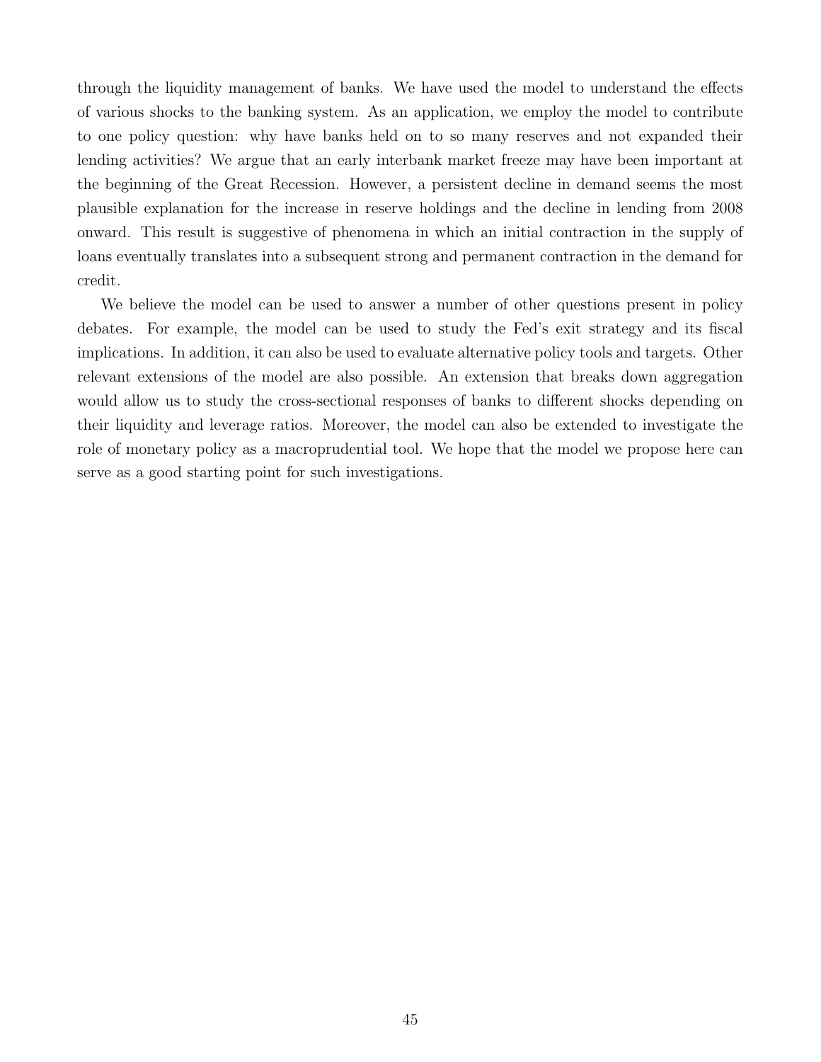through the liquidity management of banks. We have used the model to understand the effects of various shocks to the banking system. As an application, we employ the model to contribute to one policy question: why have banks held on to so many reserves and not expanded their lending activities? We argue that an early interbank market freeze may have been important at the beginning of the Great Recession. However, a persistent decline in demand seems the most plausible explanation for the increase in reserve holdings and the decline in lending from 2008 onward. This result is suggestive of phenomena in which an initial contraction in the supply of loans eventually translates into a subsequent strong and permanent contraction in the demand for credit.

We believe the model can be used to answer a number of other questions present in policy debates. For example, the model can be used to study the Fed's exit strategy and its fiscal implications. In addition, it can also be used to evaluate alternative policy tools and targets. Other relevant extensions of the model are also possible. An extension that breaks down aggregation would allow us to study the cross-sectional responses of banks to different shocks depending on their liquidity and leverage ratios. Moreover, the model can also be extended to investigate the role of monetary policy as a macroprudential tool. We hope that the model we propose here can serve as a good starting point for such investigations.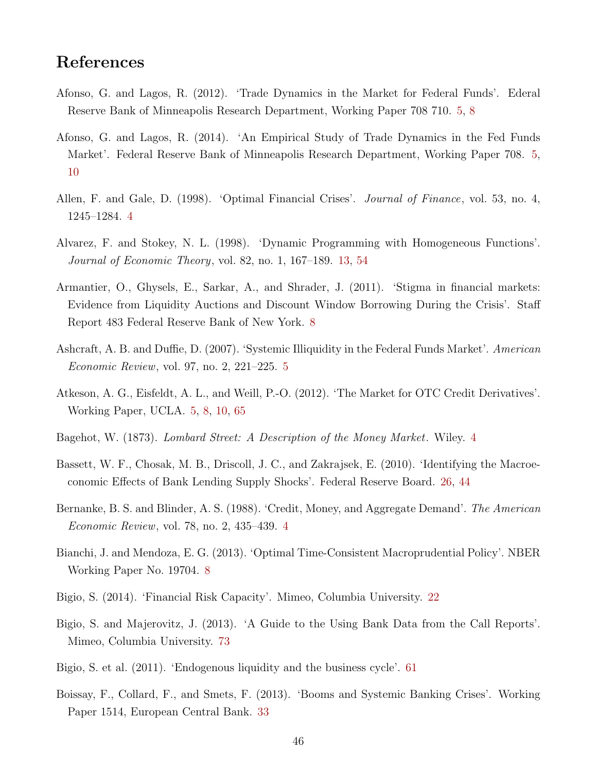# References

Afonso, G. and Lagos, R. (2012). 'Trade Dynamics in the Market for Federal Funds'. Ederal Reserve Bank of Minneapolis Research Department, Working Paper 708 710. 5, 8

Afonso, G. and Lagos, R. (2014). 'An Empirical Study of Trade Dynamics in the Fed Funds Market'. Federal Reserve Bank of Minneapolis Research Department, Working Paper 708. 5, 10

Allen, F. and Gale, D. (1998). 'Optimal Financial Crises'. *Journal of Finance*, vol. 53, no. 4, 1245–1284. 4

Alvarez, F. and Stokey, N. L. (1998). 'Dynamic Programming with Homogeneous Functions'. *Journal of Economic Theory*, vol. 82, no. 1, 167–189. 13, 54

Armantier, O., Ghysels, E., Sarkar, A., and Shrader, J. (2011). 'Stigma in financial markets: Evidence from Liquidity Auctions and Discount Window Borrowing During the Crisis'. Staff Report 483 Federal Reserve Bank of New York. 8

Ashcraft, A. B. and Duffie, D. (2007). 'Systemic Illiquidity in the Federal Funds Market'. *American Economic Review*, vol. 97, no. 2, 221–225. 5

Atkeson, A. G., Eisfeldt, A. L., and Weill, P.-O. (2012). 'The Market for OTC Credit Derivatives'. Working Paper, UCLA. 5, 8, 10, 65

Bagehot, W. (1873). *Lombard Street: A Description of the Money Market*. Wiley. 4

Bassett, W. F., Chosak, M. B., Driscoll, J. C., and Zakrajsek, E. (2010). 'Identifying the Macroeconomic Effects of Bank Lending Supply Shocks'. Federal Reserve Board. 26, 44

Bernanke, B. S. and Blinder, A. S. (1988). 'Credit, Money, and Aggregate Demand'. *The American Economic Review*, vol. 78, no. 2, 435–439. 4

Bianchi, J. and Mendoza, E. G. (2013). 'Optimal Time-Consistent Macroprudential Policy'. NBER Working Paper No. 19704. 8

Bigio, S. (2014). 'Financial Risk Capacity'. Mimeo, Columbia University. 22

Bigio, S. and Majerovitz, J. (2013). 'A Guide to the Using Bank Data from the Call Reports'. Mimeo, Columbia University. 73

Bigio, S. et al. (2011). 'Endogenous liquidity and the business cycle'. 61

Boissay, F., Collard, F., and Smets, F. (2013). 'Booms and Systemic Banking Crises'. Working Paper 1514, European Central Bank. 33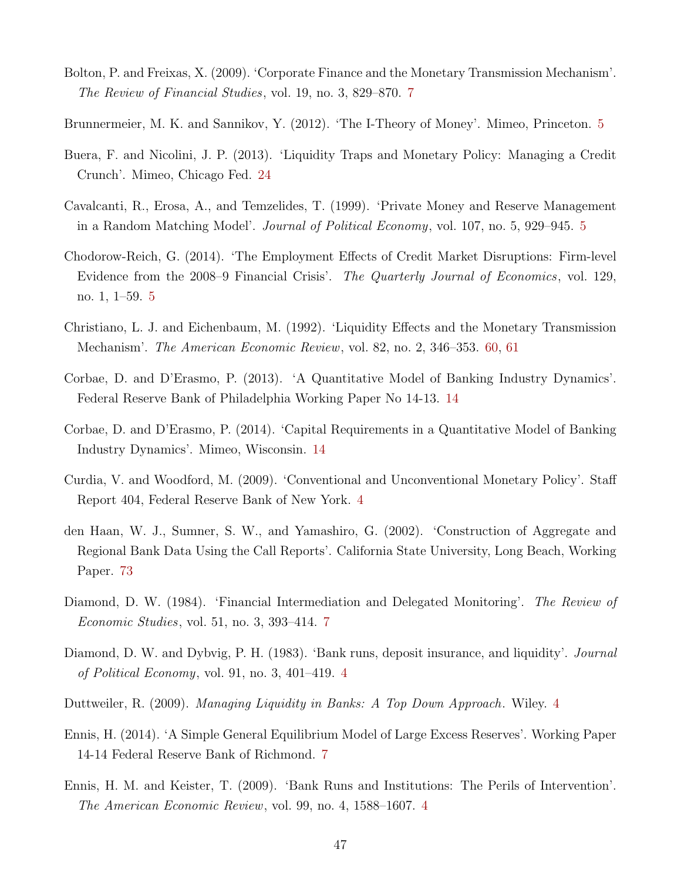Bolton, P. and Freixas, X. (2009). 'Corporate Finance and the Monetary Transmission Mechanism'. *The Review of Financial Studies*, vol. 19, no. 3, 829–870. 7

Brunnermeier, M. K. and Sannikov, Y. (2012). 'The I-Theory of Money'. Mimeo, Princeton. 5

Buera, F. and Nicolini, J. P. (2013). 'Liquidity Traps and Monetary Policy: Managing a Credit Crunch'. Mimeo, Chicago Fed. 24

Cavalcanti, R., Erosa, A., and Temzelides, T. (1999). 'Private Money and Reserve Management in a Random Matching Model'. *Journal of Political Economy*, vol. 107, no. 5, 929–945. 5

Chodorow-Reich, G. (2014). 'The Employment Effects of Credit Market Disruptions: Firm-level Evidence from the 2008–9 Financial Crisis'. *The Quarterly Journal of Economics*, vol. 129, no. 1, 1–59. 5

Christiano, L. J. and Eichenbaum, M. (1992). 'Liquidity Effects and the Monetary Transmission Mechanism'. *The American Economic Review*, vol. 82, no. 2, 346–353. 60, 61

Corbae, D. and D'Erasmo, P. (2013). 'A Quantitative Model of Banking Industry Dynamics'. Federal Reserve Bank of Philadelphia Working Paper No 14-13. 14

Corbae, D. and D'Erasmo, P. (2014). 'Capital Requirements in a Quantitative Model of Banking Industry Dynamics'. Mimeo, Wisconsin. 14

Curdia, V. and Woodford, M. (2009). 'Conventional and Unconventional Monetary Policy'. Staff Report 404, Federal Reserve Bank of New York. 4

den Haan, W. J., Sumner, S. W., and Yamashiro, G. (2002). 'Construction of Aggregate and Regional Bank Data Using the Call Reports'. California State University, Long Beach, Working Paper. 73

Diamond, D. W. (1984). 'Financial Intermediation and Delegated Monitoring'. *The Review of Economic Studies*, vol. 51, no. 3, 393–414. 7

Diamond, D. W. and Dybvig, P. H. (1983). 'Bank runs, deposit insurance, and liquidity'. *Journal of Political Economy*, vol. 91, no. 3, 401–419. 4

Duttweiler, R. (2009). *Managing Liquidity in Banks: A Top Down Approach*. Wiley. 4

Ennis, H. (2014). 'A Simple General Equilibrium Model of Large Excess Reserves'. Working Paper 14-14 Federal Reserve Bank of Richmond. 7

Ennis, H. M. and Keister, T. (2009). 'Bank Runs and Institutions: The Perils of Intervention'. *The American Economic Review*, vol. 99, no. 4, 1588–1607. 4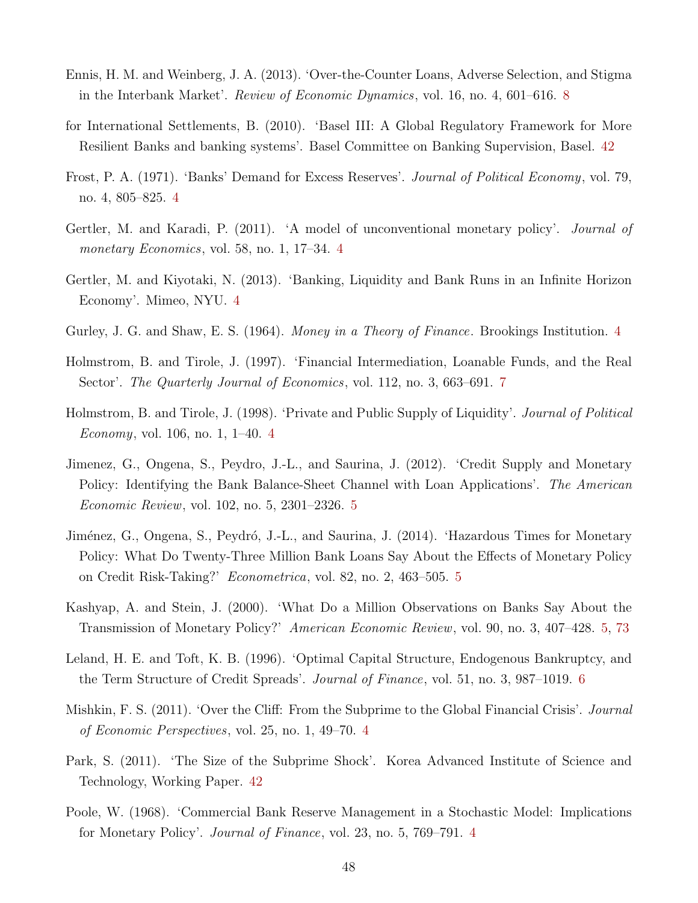Ennis, H. M. and Weinberg, J. A. (2013). 'Over-the-Counter Loans, Adverse Selection, and Stigma in the Interbank Market'. *Review of Economic Dynamics*, vol. 16, no. 4, 601–616. 8

for International Settlements, B. (2010). 'Basel III: A Global Regulatory Framework for More Resilient Banks and banking systems'. Basel Committee on Banking Supervision, Basel. 42

Frost, P. A. (1971). 'Banks' Demand for Excess Reserves'. *Journal of Political Economy*, vol. 79, no. 4, 805–825. 4

Gertler, M. and Karadi, P. (2011). 'A model of unconventional monetary policy'. *Journal of monetary Economics*, vol. 58, no. 1, 17–34. 4

Gertler, M. and Kiyotaki, N. (2013). 'Banking, Liquidity and Bank Runs in an Infinite Horizon Economy'. Mimeo, NYU. 4

Gurley, J. G. and Shaw, E. S. (1964). *Money in a Theory of Finance*. Brookings Institution. 4

Holmstrom, B. and Tirole, J. (1997). 'Financial Intermediation, Loanable Funds, and the Real Sector'. *The Quarterly Journal of Economics*, vol. 112, no. 3, 663–691. 7

Holmstrom, B. and Tirole, J. (1998). 'Private and Public Supply of Liquidity'. *Journal of Political Economy*, vol. 106, no. 1, 1–40. 4

Jimenez, G., Ongena, S., Peydro, J.-L., and Saurina, J. (2012). 'Credit Supply and Monetary Policy: Identifying the Bank Balance-Sheet Channel with Loan Applications'. *The American Economic Review*, vol. 102, no. 5, 2301–2326. 5

Jiménez, G., Ongena, S., Peydró, J.-L., and Saurina, J. (2014). 'Hazardous Times for Monetary Policy: What Do Twenty-Three Million Bank Loans Say About the Effects of Monetary Policy on Credit Risk-Taking?' *Econometrica*, vol. 82, no. 2, 463–505. 5

Kashyap, A. and Stein, J. (2000). 'What Do a Million Observations on Banks Say About the Transmission of Monetary Policy?' *American Economic Review*, vol. 90, no. 3, 407–428. 5, 73

Leland, H. E. and Toft, K. B. (1996). 'Optimal Capital Structure, Endogenous Bankruptcy, and the Term Structure of Credit Spreads'. *Journal of Finance*, vol. 51, no. 3, 987–1019. 6

Mishkin, F. S. (2011). 'Over the Cliff: From the Subprime to the Global Financial Crisis'. *Journal of Economic Perspectives*, vol. 25, no. 1, 49–70. 4

Park, S. (2011). 'The Size of the Subprime Shock'. Korea Advanced Institute of Science and Technology, Working Paper. 42

Poole, W. (1968). 'Commercial Bank Reserve Management in a Stochastic Model: Implications for Monetary Policy'. *Journal of Finance*, vol. 23, no. 5, 769–791. 4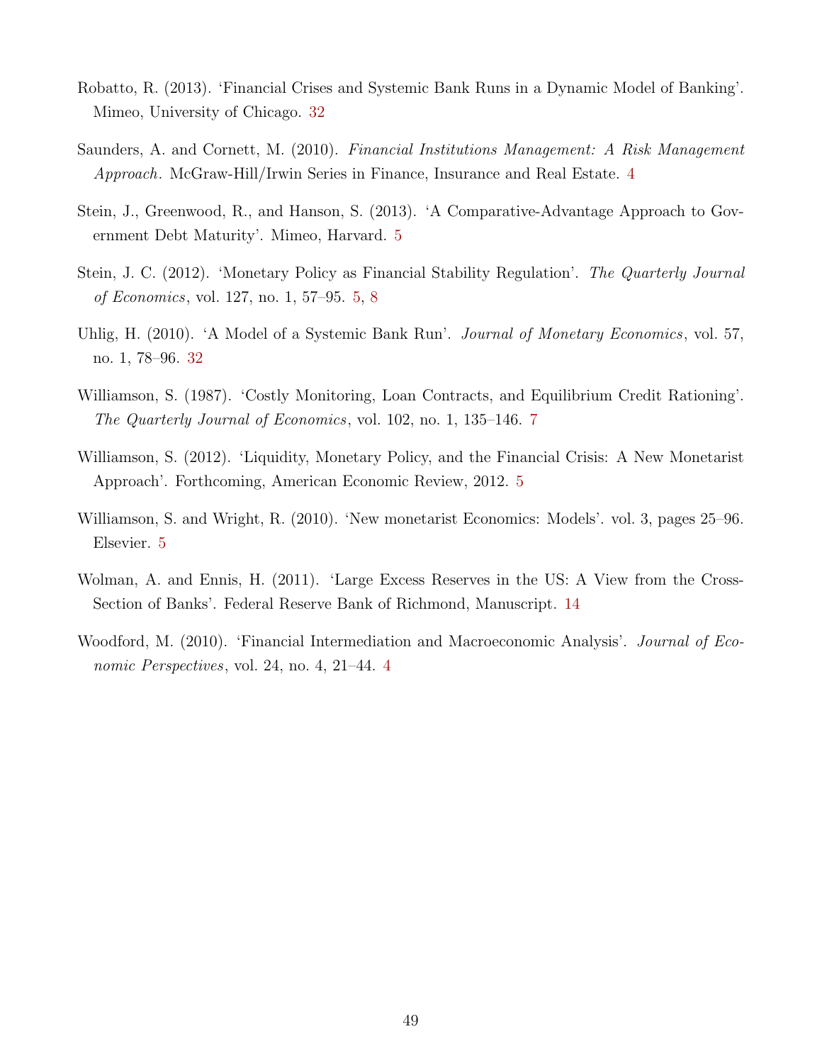Robatto, R. (2013). 'Financial Crises and Systemic Bank Runs in a Dynamic Model of Banking'. Mimeo, University of Chicago. 32

Saunders, A. and Cornett, M. (2010). *Financial Institutions Management: A Risk Management Approach*. McGraw-Hill/Irwin Series in Finance, Insurance and Real Estate. 4

Stein, J., Greenwood, R., and Hanson, S. (2013). 'A Comparative-Advantage Approach to Government Debt Maturity'. Mimeo, Harvard. 5

Stein, J. C. (2012). 'Monetary Policy as Financial Stability Regulation'. *The Quarterly Journal of Economics*, vol. 127, no. 1, 57–95. 5, 8

Uhlig, H. (2010). 'A Model of a Systemic Bank Run'. *Journal of Monetary Economics*, vol. 57, no. 1, 78–96. 32

Williamson, S. (1987). 'Costly Monitoring, Loan Contracts, and Equilibrium Credit Rationing'. *The Quarterly Journal of Economics*, vol. 102, no. 1, 135–146. 7

Williamson, S. (2012). 'Liquidity, Monetary Policy, and the Financial Crisis: A New Monetarist Approach'. Forthcoming, American Economic Review, 2012. 5

Williamson, S. and Wright, R. (2010). 'New monetarist Economics: Models'. vol. 3, pages 25–96. Elsevier. 5

Wolman, A. and Ennis, H. (2011). 'Large Excess Reserves in the US: A View from the Cross-Section of Banks'. Federal Reserve Bank of Richmond, Manuscript. 14

Woodford, M. (2010). 'Financial Intermediation and Macroeconomic Analysis'. *Journal of Economic Perspectives*, vol. 24, no. 4, 21–44. 4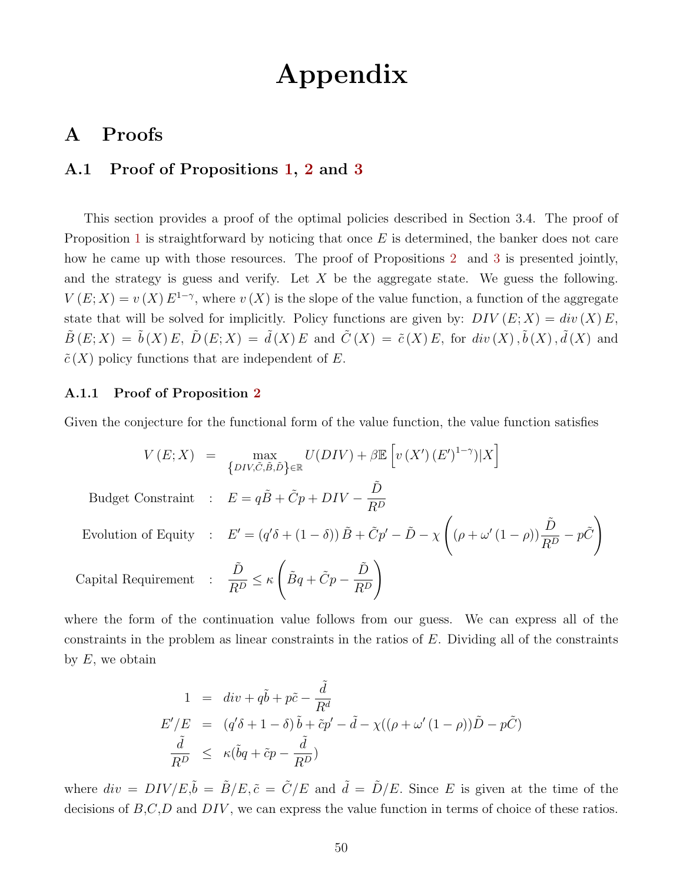# Appendix

## A Proofs

### A.1 Proof of Propositions 1, 2 and 3

This section provides a proof of the optimal policies described in Section 3.4. The proof of Proposition 1 is straightforward by noticing that once $E$ is determined, the banker does not care how he came up with those resources. The proof of Propositions 2 and 3 is presented jointly, and the strategy is guess and verify. Let $X$ be the aggregate state. We guess the following. $V(E;X) = v(X)E^{1-\gamma}$, where $v(X)$ is the slope of the value function, a function of the aggregate state that will be solved for implicitly. Policy functions are given by: $DIV(E;X) = div(X)E$, $\tilde{B}(E;X) = \tilde{b}(X)E$, $\tilde{D}(E;X) = \tilde{d}(X)E$ and $\tilde{C}(X) = \tilde{c}(X)E$, for $div(X), \tilde{b}(X), \tilde{d}(X)$ and $\tilde{c}(X)$ policy functions that are independent of $E$.

#### A.1.1 Proof of Proposition 2

Given the conjecture for the functional form of the value function, the value function satisfies

$$
\begin{aligned}
V(E;X) &= \max_{\{DIV,\tilde{C},\tilde{B},\tilde{D}\}\in\mathbb{R}} U(DIV) + \beta\mathbb{E}\left[v(X')(E')^{1-\gamma})|X\right] \\
\text{Budget Constraint} &: \quad E = q\tilde{B} + \tilde{C}p + DIV - \frac{\tilde{D}}{R^D} \\
\text{Evolution of Equity} &: \quad E' = (q'\delta + (1-\delta))\tilde{B} + \tilde{C}p' - \tilde{D} - \chi\left((\rho + \omega'(1-\rho))\frac{\tilde{D}}{R^D} - p\tilde{C}\right) \\
\text{Capital Requirement} &: \quad \frac{\tilde{D}}{R^D} \leq \kappa\left(\tilde{B}q + \tilde{C}p - \frac{\tilde{D}}{R^D}\right)
\end{aligned}
$$

where the form of the continuation value follows from our guess. We can express all of the constraints in the problem as linear constraints in the ratios of $E$. Dividing all of the constraints by $E$, we obtain

$$
\begin{aligned}
1 &= div + q\tilde{b} + p\tilde{c} - \frac{\tilde{d}}{R^d} \\
E'/E &= (q'\delta + 1 - \delta)\tilde{b} + \tilde{c}p' - \tilde{d} - \chi((\rho + \omega'(1-\rho))\tilde{D} - p\tilde{C}) \\
\frac{\tilde{d}}{R^D} &\leq \kappa(\tilde{b}q + \tilde{c}p - \frac{\tilde{d}}{R^D})
\end{aligned}
$$

where $div = DIV/E$, $\tilde{b} = \tilde{B}/E$, $\tilde{c} = \tilde{C}/E$ and $\tilde{d} = \tilde{D}/E$. Since $E$ is given at the time of the decisions of $B$, $C$, $D$ and $DIV$, we can express the value function in terms of choice of these ratios.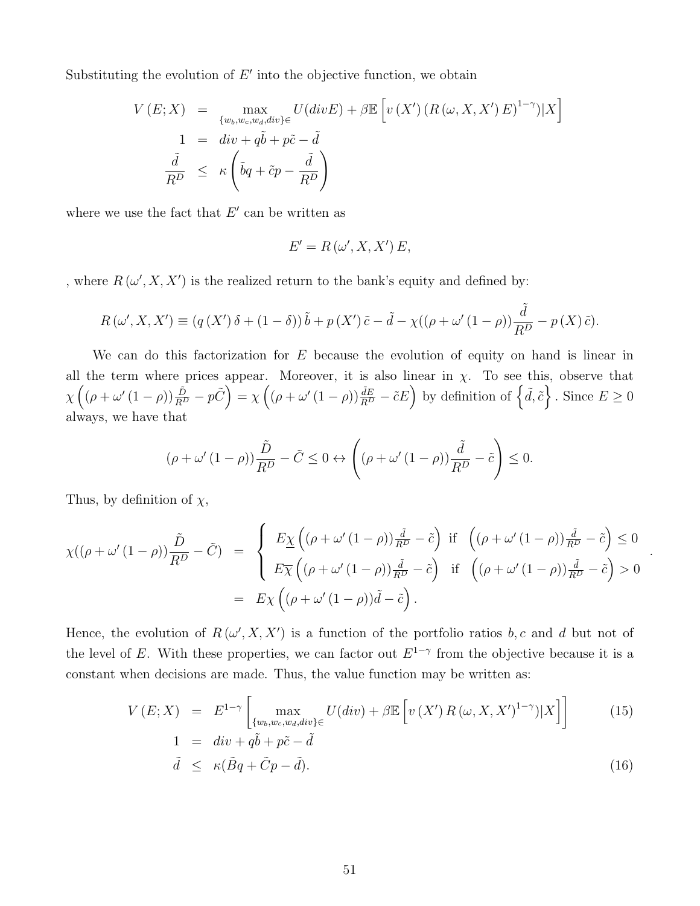Substituting the evolution of $E'$ into the objective function, we obtain

$$
\begin{aligned}
V(E;X) &= \max_{\{w_b, w_c, w_d, div\}\in} U(divE) + \beta \mathbb{E}\left[ v(X')\left(R(\omega, X, X')E\right)^{1-\gamma})|X\right] \\
1 &= div + q\tilde{b} + p\tilde{c} - \tilde{d} \\
\frac{\tilde{d}}{R^D} &\leq \kappa\left(\tilde{b}q + \tilde{c}p - \frac{\tilde{d}}{R^D}\right)
\end{aligned}
$$

where we use the fact that $E'$ can be written as

$$
E' = R(\omega', X, X')E,
$$

, where $R(\omega', X, X')$ is the realized return to the bank's equity and defined by:

$$
R(\omega', X, X') \equiv (q(X')\delta + (1-\delta))\tilde{b} + p(X')\tilde{c} - \tilde{d} - \chi((\rho + \omega'(1-\rho))\frac{\tilde{d}}{R^D} - p(X)\tilde{c}).
$$

We can do this factorization for $E$ because the evolution of equity on hand is linear in all the term where prices appear. Moreover, it is also linear in $\chi$. To see this, observe that $\chi\left((\rho+\omega'(1-\rho))\frac{\tilde{D}}{R^D} - p\tilde{C}\right) = \chi\left((\rho+\omega'(1-\rho))\frac{\tilde{d}E}{R^D} - \tilde{c}E\right)$ by definition of $\left\{\tilde{d}, \tilde{c}\right\}$. Since $E \geq 0$ always, we have that

$$
(\rho + \omega'(1-\rho))\frac{\tilde{D}}{R^D} - \tilde{C} \leq 0 \leftrightarrow \left((\rho+\omega'(1-\rho))\frac{\tilde{d}}{R^D} - \tilde{c}\right) \leq 0.
$$

Thus, by definition of $\chi$,

$$
\begin{aligned}
\chi((\rho+\omega'(1-\rho))\frac{\tilde{D}}{R^D} - \tilde{C}) &= \begin{cases} E\underline{\chi}\left((\rho+\omega'(1-\rho))\frac{\tilde{d}}{R^D} - \tilde{c}\right) & \text{if } \left((\rho+\omega'(1-\rho))\frac{\tilde{d}}{R^D} - \tilde{c}\right) \leq 0 \\ E\overline{\chi}\left((\rho+\omega'(1-\rho))\frac{\tilde{d}}{R^D} - \tilde{c}\right) & \text{if } \left((\rho+\omega'(1-\rho))\frac{\tilde{d}}{R^D} - \tilde{c}\right) > 0 \end{cases}. \\
&= E\chi\left((\rho+\omega'(1-\rho))\tilde{d} - \tilde{c}\right).
\end{aligned}
$$

Hence, the evolution of $R(\omega', X, X')$ is a function of the portfolio ratios $b, c$ and $d$ but not of the level of $E$. With these properties, we can factor out $E^{1-\gamma}$ from the objective because it is a constant when decisions are made. Thus, the value function may be written as:

$$
\begin{aligned}
V(E;X) &= E^{1-\gamma}\left[\max_{\{w_b, w_c, w_d, div\}\in} U(div) + \beta\mathbb{E}\left[v(X')R(\omega, X, X')^{1-\gamma})|X\right]\right] && (15) \\
1 &= div + q\tilde{b} + p\tilde{c} - \tilde{d} \\
\tilde{d} &\leq \kappa(\tilde{B}q + \tilde{C}p - \tilde{d}). && (16)
\end{aligned}
$$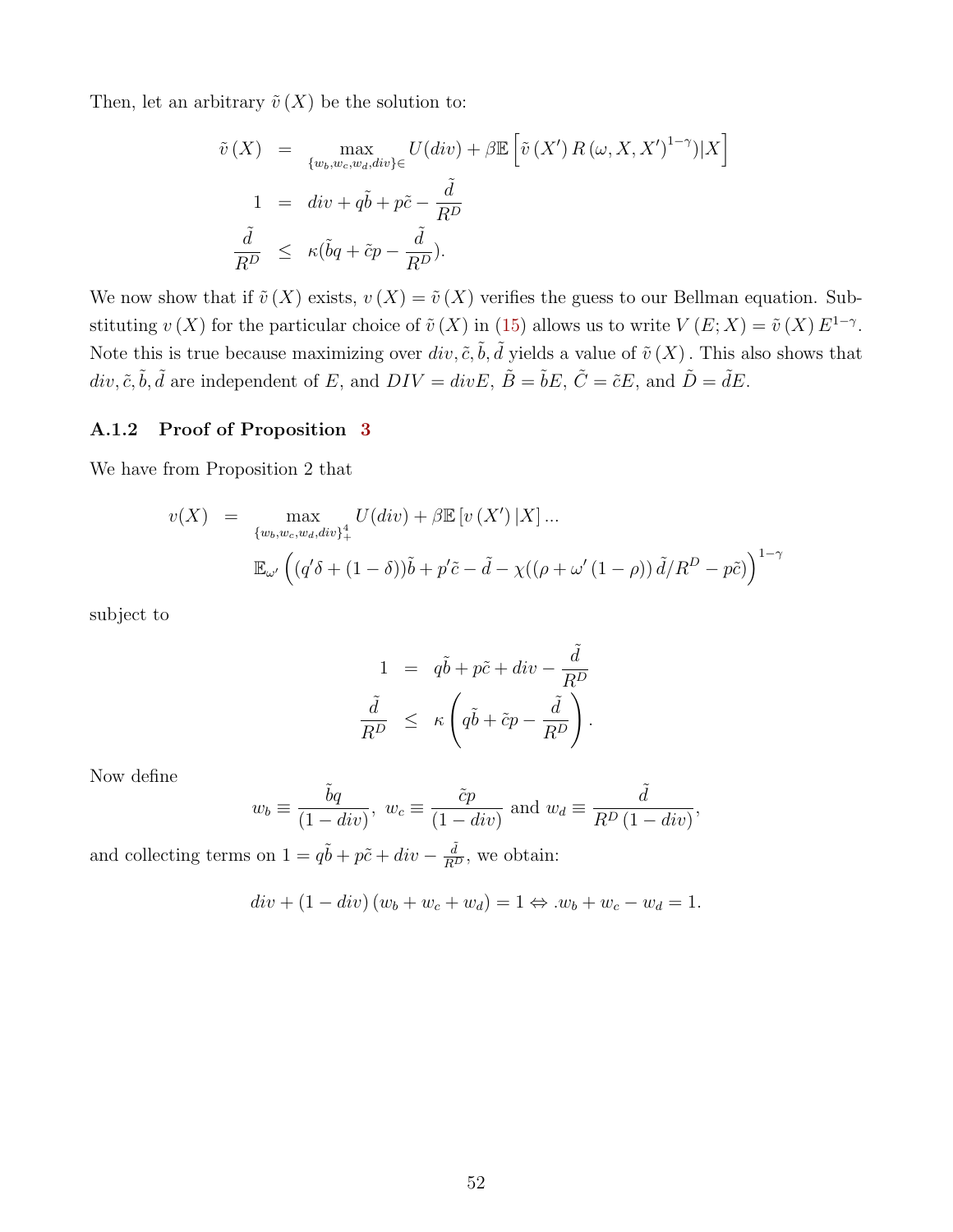Then, let an arbitrary $\tilde{v}(X)$ be the solution to:

$$
\begin{aligned}
\tilde{v}(X) &= \max_{\{w_b,w_c,w_d,div\}\in} U(div) + \beta\mathbb{E}\left[\tilde{v}(X') R(\omega, X, X')^{1-\gamma})|X\right] \\
1 &= div + q\tilde{b} + p\tilde{c} - \frac{\tilde{d}}{R^D} \\
\frac{\tilde{d}}{R^D} &\leq \kappa(\tilde{b}q + \tilde{c}p - \frac{\tilde{d}}{R^D}).
\end{aligned}
$$

We now show that if $\tilde{v}(X)$ exists, $v(X) = \tilde{v}(X)$ verifies the guess to our Bellman equation. Substituting $v(X)$ for the particular choice of $\tilde{v}(X)$ in (15) allows us to write $V(E; X) = \tilde{v}(X) E^{1-\gamma}$. Note this is true because maximizing over $div, \tilde{c}, \tilde{b}, \tilde{d}$ yields a value of $\tilde{v}(X)$. This also shows that $div, \tilde{c}, \tilde{b}, \tilde{d}$ are independent of $E$, and $DIV = divE$, $\tilde{B} = \tilde{b}E$, $\tilde{C} = \tilde{c}E$, and $\tilde{D} = \tilde{d}E$.

### A.1.2 Proof of Proposition 3

We have from Proposition 2 that

$$
\begin{aligned}
v(X) &= \max_{\{w_b,w_c,w_d,div\}_+^4} U(div) + \beta\mathbb{E}\left[v(X')|X\right] ... \\
&\quad \mathbb{E}_{\omega'}\left((q'\delta + (1-\delta))\tilde{b} + p'\tilde{c} - \tilde{d} - \chi((\rho + \omega'(1-\rho))\tilde{d}/R^D - p\tilde{c})\right)^{1-\gamma}
\end{aligned}
$$

subject to

$$
\begin{aligned}
1 &= q\tilde{b} + p\tilde{c} + div - \frac{\tilde{d}}{R^D} \\
\frac{\tilde{d}}{R^D} &\leq \kappa\left(q\tilde{b} + \tilde{c}p - \frac{\tilde{d}}{R^D}\right).
\end{aligned}
$$

Now define

$$
w_b \equiv \frac{\tilde{b}q}{(1-div)},\ w_c \equiv \frac{\tilde{c}p}{(1-div)} \text{ and } w_d \equiv \frac{\tilde{d}}{R^D(1-div)},
$$

and collecting terms on $1 = q\tilde{b} + p\tilde{c} + div - \frac{\tilde{d}}{R^D}$, we obtain:

$$
div + (1-div)(w_b + w_c + w_d) = 1 \Leftrightarrow .w_b + w_c - w_d = 1.
$$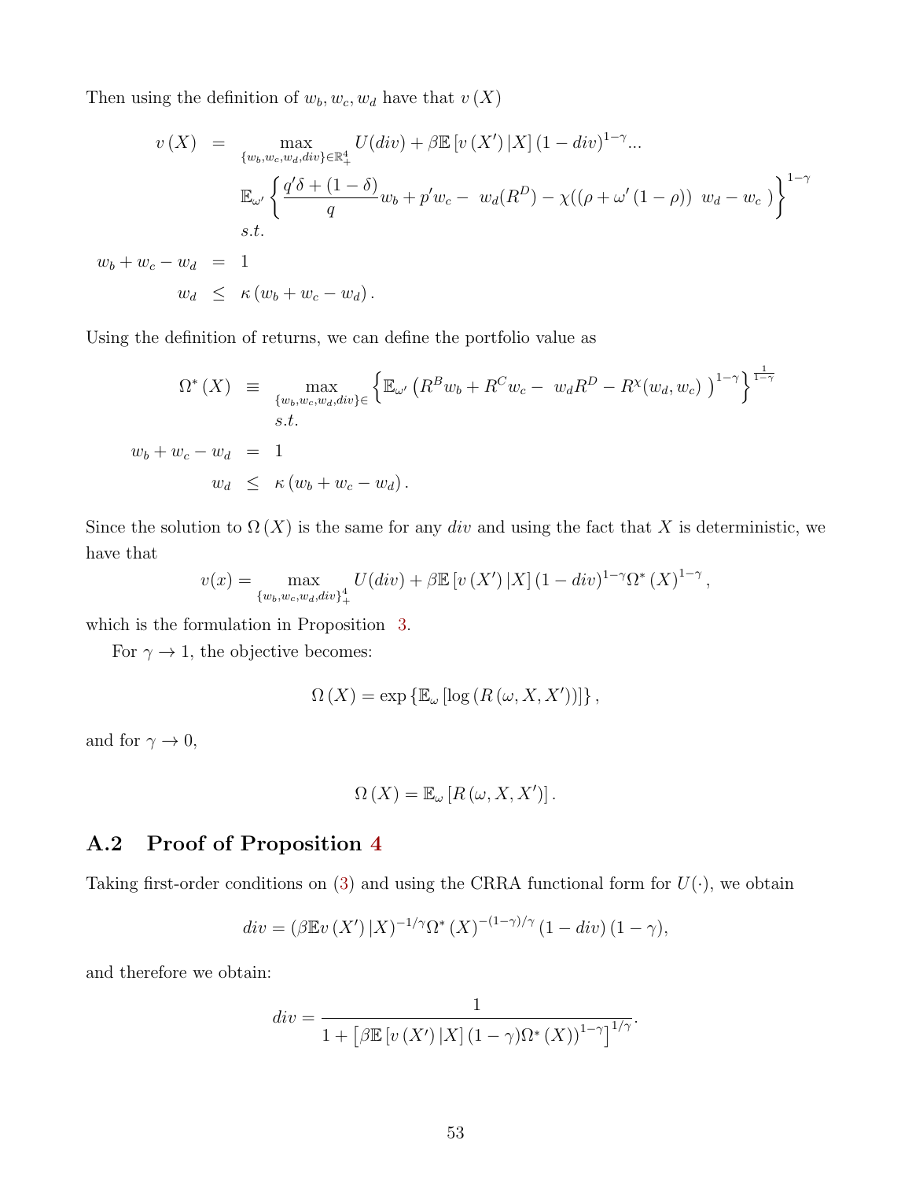Then using the definition of $w_b, w_c, w_d$ have that $v(X)$

$$
\begin{aligned}
v(X) &= \max_{\{w_b,w_c,w_d,div\}\in\mathbb{R}^4_+} U(div) + \beta\mathbb{E}\left[v(X')\,|X\right](1-div)^{1-\gamma}... \\
&\quad \mathbb{E}_{\omega'}\left\{\frac{q'\delta+(1-\delta)}{q}w_b + p'w_c - \ w_d(R^D) - \chi((\rho+\omega'(1-\rho))\ w_d - w_c\ )\right\}^{1-\gamma} \\
&\quad s.t. \\
w_b + w_c - w_d &= 1 \\
w_d &\leq \kappa(w_b + w_c - w_d).
\end{aligned}
$$

Using the definition of returns, we can define the portfolio value as

$$
\begin{aligned}
\Omega^*(X) &\equiv \max_{\{w_b,w_c,w_d,div\}\in} \left\{\mathbb{E}_{\omega'}\left(R^B w_b + R^C w_c - \ w_d R^D - R^{\chi}(w_d,w_c)\ \right)^{1-\gamma}\right\}^{\frac{1}{1-\gamma}} \\
&\quad s.t. \\
w_b + w_c - w_d &= 1 \\
w_d &\leq \kappa(w_b + w_c - w_d).
\end{aligned}
$$

Since the solution to $\Omega(X)$ is the same for any $div$ and using the fact that $X$ is deterministic, we have that

$$
v(x) = \max_{\{w_b,w_c,w_d,div\}^4_+} U(div) + \beta\mathbb{E}\left[v(X')\,|X\right](1-div)^{1-\gamma}\Omega^*(X)^{1-\gamma},
$$

which is the formulation in Proposition 3.

For $\gamma \to 1$, the objective becomes:

$$
\Omega(X) = \exp\left\{\mathbb{E}_{\omega}\left[\log\left(R(\omega,X,X')\right)\right]\right\},
$$

and for $\gamma \to 0$,

$$
\Omega(X) = \mathbb{E}_{\omega}\left[R(\omega,X,X')\right].
$$

## A.2 Proof of Proposition 4

Taking first-order conditions on (3) and using the CRRA functional form for $U(\cdot)$, we obtain

$$
div = (\beta\mathbb{E}v(X')\,|X)^{-1/\gamma}\Omega^*(X)^{-(1-\gamma)/\gamma}(1-div)(1-\gamma),
$$

and therefore we obtain:

$$
div = \frac{1}{1+\left[\beta\mathbb{E}\left[v(X')\,|X\right](1-\gamma)\Omega^*(X)\right)^{1-\gamma}\right]^{1/\gamma}}.
$$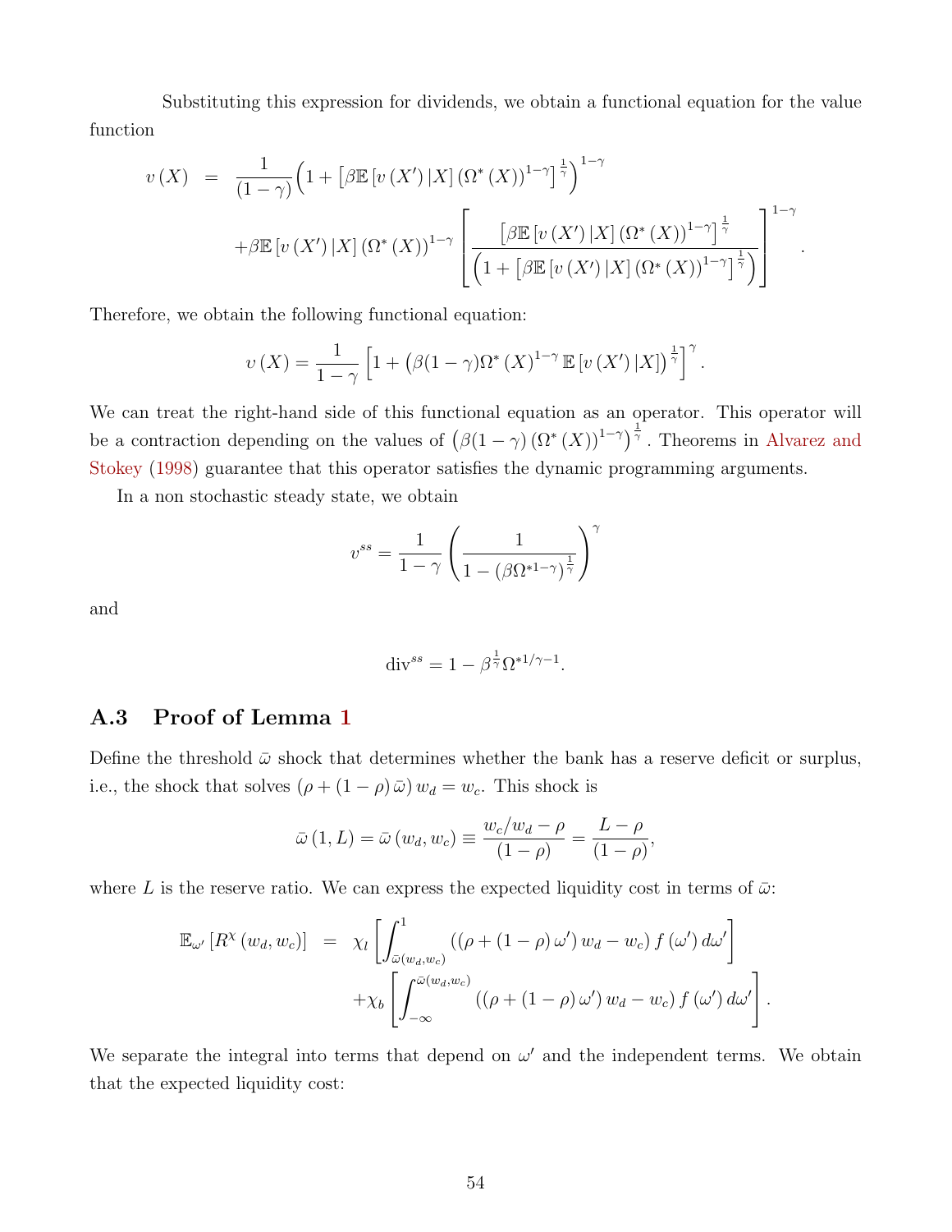Substituting this expression for dividends, we obtain a functional equation for the value function

$$
\begin{aligned}
v(X) &= \frac{1}{(1-\gamma)}\Big(1+\left[\beta\mathbb{E}\left[v(X')\,|X\right](\Omega^*(X))^{1-\gamma}\right]^{\frac{1}{\gamma}}\Big)^{1-\gamma} \\
&\quad +\beta\mathbb{E}\left[v(X')\,|X\right](\Omega^*(X))^{1-\gamma}\left[\frac{\left[\beta\mathbb{E}\left[v(X')\,|X\right](\Omega^*(X))^{1-\gamma}\right]^{\frac{1}{\gamma}}}{\left(1+\left[\beta\mathbb{E}\left[v(X')\,|X\right](\Omega^*(X))^{1-\gamma}\right]^{\frac{1}{\gamma}}\right)}\right]^{1-\gamma}.
\end{aligned}
$$

Therefore, we obtain the following functional equation:

$$
v(X) = \frac{1}{1-\gamma}\left[1+\left(\beta(1-\gamma)\Omega^*(X)^{1-\gamma}\,\mathbb{E}\left[v(X')\,|X\right]\right)^{\frac{1}{\gamma}}\right]^{\gamma}.
$$

We can treat the right-hand side of this functional equation as an operator. This operator will be a contraction depending on the values of $\left(\beta(1-\gamma)\left(\Omega^*(X)\right)^{1-\gamma}\right)^{\frac{1}{\gamma}}$. Theorems in Alvarez and Stokey (1998) guarantee that this operator satisfies the dynamic programming arguments.

In a non stochastic steady state, we obtain

$$
v^{ss} = \frac{1}{1-\gamma}\left(\frac{1}{1-\left(\beta\Omega^{*1-\gamma}\right)^{\frac{1}{\gamma}}}\right)^{\gamma}
$$

and

$$
\text{div}^{ss} = 1-\beta^{\frac{1}{\gamma}}\Omega^{*1/\gamma-1}.
$$

## A.3 Proof of Lemma 1

Define the threshold $\bar{\omega}$ shock that determines whether the bank has a reserve deficit or surplus, i.e., the shock that solves $(\rho+(1-\rho)\bar{\omega})\,w_d = w_c$. This shock is

$$
\bar{\omega}(1,L) = \bar{\omega}(w_d,w_c) \equiv \frac{w_c/w_d-\rho}{(1-\rho)} = \frac{L-\rho}{(1-\rho)},
$$

where $L$ is the reserve ratio. We can express the expected liquidity cost in terms of $\bar{\omega}$:

$$
\begin{aligned}
\mathbb{E}_{\omega'}\left[R^{\chi}(w_d,w_c)\right] &= \chi_l\left[\int_{\bar{\omega}(w_d,w_c)}^{1}\left((\rho+(1-\rho)\,\omega')\,w_d-w_c\right)f(\omega')\,d\omega'\right] \\
&\quad +\chi_b\left[\int_{-\infty}^{\bar{\omega}(w_d,w_c)}\left((\rho+(1-\rho)\,\omega')\,w_d-w_c\right)f(\omega')\,d\omega'\right].
\end{aligned}
$$

We separate the integral into terms that depend on $\omega'$ and the independent terms. We obtain that the expected liquidity cost: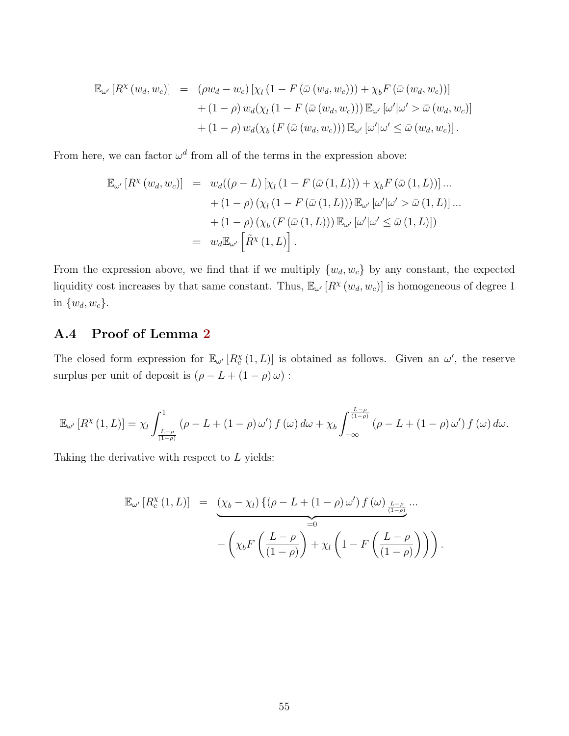$$
\begin{aligned}
\mathbb{E}_{\omega'}\left[R^{\chi}\left(w_d, w_c\right)\right] &= \left(\rho w_d - w_c\right)\left[\chi_l\left(1 - F\left(\bar{\omega}\left(w_d, w_c\right)\right)\right) + \chi_b F\left(\bar{\omega}\left(w_d, w_c\right)\right)\right] \\
&\quad + \left(1-\rho\right) w_d (\chi_l \left(1 - F\left(\bar{\omega}\left(w_d, w_c\right)\right)\right) \mathbb{E}_{\omega'}\left[\omega' | \omega' > \bar{\omega}\left(w_d, w_c\right)\right] \\
&\quad + \left(1-\rho\right) w_d (\chi_b \left(F\left(\bar{\omega}\left(w_d, w_c\right)\right)\right) \mathbb{E}_{\omega'}\left[\omega' | \omega' \leq \bar{\omega}\left(w_d, w_c\right)\right].
\end{aligned}
$$

From here, we can factor $\omega^d$ from all of the terms in the expression above:

$$
\begin{aligned}
\mathbb{E}_{\omega'}\left[R^{\chi}\left(w_d, w_c\right)\right] &= w_d ((\rho - L)\left[\chi_l\left(1 - F\left(\bar{\omega}\left(1, L\right)\right)\right) + \chi_b F\left(\bar{\omega}\left(1, L\right)\right)\right] ... \\
&\quad + \left(1-\rho\right) \left(\chi_l \left(1 - F\left(\bar{\omega}\left(1, L\right)\right)\right) \mathbb{E}_{\omega'}\left[\omega' | \omega' > \bar{\omega}\left(1, L\right)\right] ... \\
&\quad + \left(1-\rho\right) \left(\chi_b \left(F\left(\bar{\omega}\left(1, L\right)\right)\right) \mathbb{E}_{\omega'}\left[\omega' | \omega' \leq \bar{\omega}\left(1, L\right)\right]\right) \\
&= w_d \mathbb{E}_{\omega'}\left[\tilde{R}^{\chi}\left(1, L\right)\right].
\end{aligned}
$$

From the expression above, we find that if we multiply $\{w_d, w_c\}$ by any constant, the expected liquidity cost increases by that same constant. Thus, $\mathbb{E}_{\omega'}\left[R^{\chi}\left(w_d, w_c\right)\right]$ is homogeneous of degree 1 in $\{w_d, w_c\}$.

## A.4 Proof of Lemma 2

The closed form expression for $\mathbb{E}_{\omega'}\left[R^{\chi}_c\left(1, L\right)\right]$ is obtained as follows. Given an $\omega'$, the reserve surplus per unit of deposit is $\left(\rho - L + \left(1-\rho\right)\omega\right)$ :

$$
\mathbb{E}_{\omega'}\left[R^{\chi}\left(1, L\right)\right] = \chi_l \int_{\frac{L-\rho}{(1-\rho)}}^{1} \left(\rho - L + \left(1-\rho\right)\omega'\right) f\left(\omega\right) d\omega + \chi_b \int_{-\infty}^{\frac{L-\rho}{(1-\rho)}} \left(\rho - L + \left(1-\rho\right)\omega'\right) f\left(\omega\right) d\omega.
$$

Taking the derivative with respect to $L$ yields:

$$
\begin{aligned}
\mathbb{E}_{\omega'}\left[R^{\chi}_c\left(1, L\right)\right] &= \underbrace{\left(\chi_b - \chi_l\right)\left\{\left(\rho - L + \left(1-\rho\right)\omega'\right) f\left(\omega\right)_{\frac{L-\rho}{(1-\rho)}}\right.}_{=0} ... \\
&\quad - \left(\chi_b F\left(\frac{L-\rho}{(1-\rho)}\right) + \chi_l\left(1 - F\left(\frac{L-\rho}{(1-\rho)}\right)\right)\right).
\end{aligned}
$$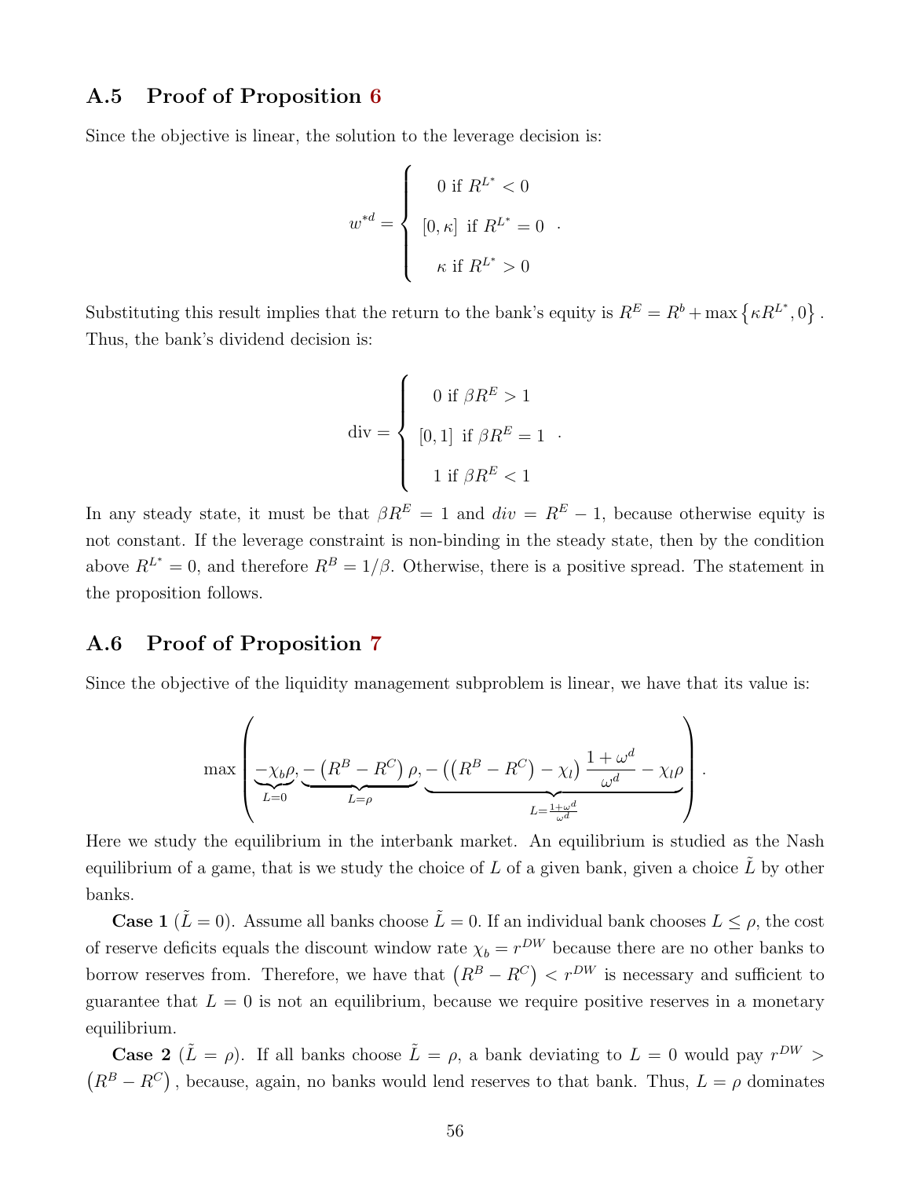## A.5 Proof of Proposition 6

Since the objective is linear, the solution to the leverage decision is:

$$w^{*d} = \begin{cases} 0 \text{ if } R^{L^*} < 0 \\ [0, \kappa] \text{ if } R^{L^*} = 0 \\ \kappa \text{ if } R^{L^*} > 0 \end{cases}.$$

Substituting this result implies that the return to the bank's equity is $R^E = R^b + \max\left\{\kappa R^{L^*}, 0\right\}$. Thus, the bank's dividend decision is:

$$\text{div} = \begin{cases} 0 \text{ if } \beta R^E > 1 \\ [0, 1] \text{ if } \beta R^E = 1 \\ 1 \text{ if } \beta R^E < 1 \end{cases}.$$

In any steady state, it must be that $\beta R^E = 1$ and $div = R^E - 1$, because otherwise equity is not constant. If the leverage constraint is non-binding in the steady state, then by the condition above $R^{L^*} = 0$, and therefore $R^B = 1/\beta$. Otherwise, there is a positive spread. The statement in the proposition follows.

## A.6 Proof of Proposition 7

Since the objective of the liquidity management subproblem is linear, we have that its value is:

$$\max\left(\underbrace{-\chi_b \rho}_{L=0}, \underbrace{-\left(R^B - R^C\right)\rho}_{L=\rho}, \underbrace{-\left(\left(R^B - R^C\right) - \chi_l\right)\frac{1+\omega^d}{\omega^d} - \chi_l \rho}_{L=\frac{1+\omega^d}{\omega^d}}\right).$$

Here we study the equilibrium in the interbank market. An equilibrium is studied as the Nash equilibrium of a game, that is we study the choice of $L$ of a given bank, given a choice $\tilde{L}$ by other banks.

**Case 1** ($\tilde{L} = 0$). Assume all banks choose $\tilde{L} = 0$. If an individual bank chooses $L \leq \rho$, the cost of reserve deficits equals the discount window rate $\chi_b = r^{DW}$ because there are no other banks to borrow reserves from. Therefore, we have that $\left(R^B - R^C\right) < r^{DW}$ is necessary and sufficient to guarantee that $L = 0$ is not an equilibrium, because we require positive reserves in a monetary equilibrium.

**Case 2** ($\tilde{L} = \rho$). If all banks choose $\tilde{L} = \rho$, a bank deviating to $L = 0$ would pay $r^{DW} > \left(R^B - R^C\right)$, because, again, no banks would lend reserves to that bank. Thus, $L = \rho$ dominates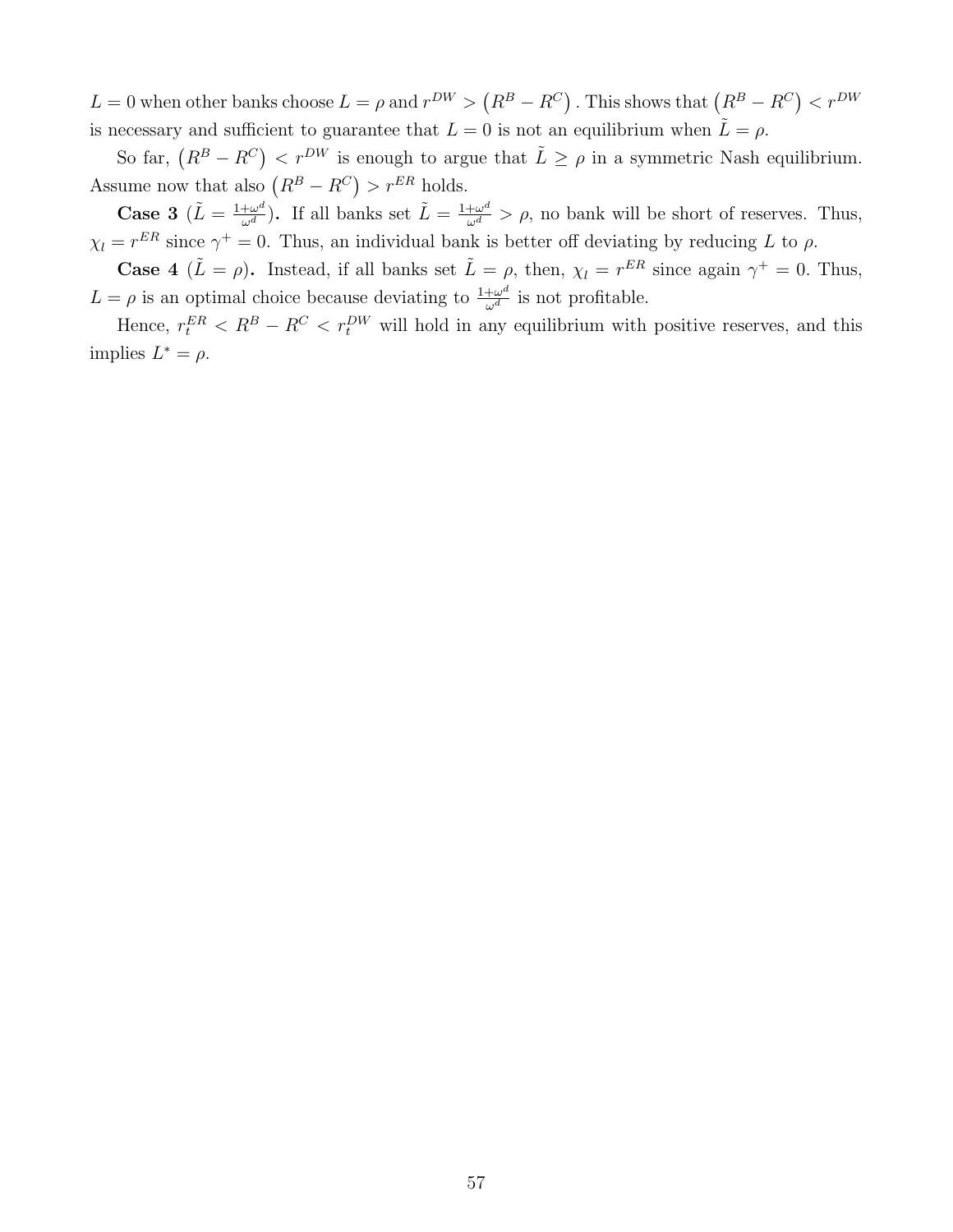$L = 0$ when other banks choose $L = \rho$ and $r^{DW} > \left(R^B - R^C\right)$. This shows that $\left(R^B - R^C\right) < r^{DW}$ is necessary and sufficient to guarantee that $L = 0$ is not an equilibrium when $\tilde{L} = \rho$.

So far, $\left(R^B - R^C\right) < r^{DW}$ is enough to argue that $\tilde{L} \geq \rho$ in a symmetric Nash equilibrium. Assume now that also $\left(R^B - R^C\right) > r^{ER}$ holds.

**Case 3 ($\tilde{L} = \frac{1+\omega^d}{\omega^d}$).** If all banks set $\tilde{L} = \frac{1+\omega^d}{\omega^d} > \rho$, no bank will be short of reserves. Thus, $\chi_l = r^{ER}$ since $\gamma^+ = 0$. Thus, an individual bank is better off deviating by reducing $L$ to $\rho$.

**Case 4 ($\tilde{L} = \rho$).** Instead, if all banks set $\tilde{L} = \rho$, then, $\chi_l = r^{ER}$ since again $\gamma^+ = 0$. Thus, $L = \rho$ is an optimal choice because deviating to $\frac{1+\omega^d}{\omega^d}$ is not profitable.

Hence, $r_t^{ER} < R^B - R^C < r_t^{DW}$ will hold in any equilibrium with positive reserves, and this implies $L^* = \rho$.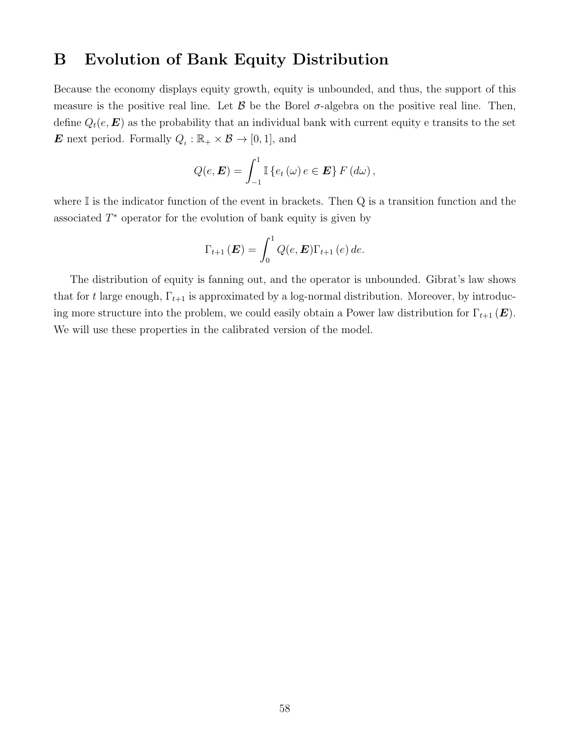# B Evolution of Bank Equity Distribution

Because the economy displays equity growth, equity is unbounded, and thus, the support of this measure is the positive real line. Let $\mathcal{B}$ be the Borel $\sigma$-algebra on the positive real line. Then, define $Q_t(e, \boldsymbol{E})$ as the probability that an individual bank with current equity e transits to the set $\boldsymbol{E}$ next period. Formally $Q_t : \mathbb{R}_+ \times \mathcal{B} \to [0, 1]$, and

$$Q(e, \boldsymbol{E}) = \int_{-1}^{1} \mathbb{I}\left\{e_t\left(\omega\right) e \in \boldsymbol{E}\right\} F\left(d\omega\right),$$

where $\mathbb{I}$ is the indicator function of the event in brackets. Then Q is a transition function and the associated $T^*$ operator for the evolution of bank equity is given by

$$\Gamma_{t+1}\left(\boldsymbol{E}\right) = \int_{0}^{1} Q(e, \boldsymbol{E})\Gamma_{t+1}\left(e\right) de.$$

The distribution of equity is fanning out, and the operator is unbounded. Gibrat's law shows that for $t$ large enough, $\Gamma_{t+1}$ is approximated by a log-normal distribution. Moreover, by introducing more structure into the problem, we could easily obtain a Power law distribution for $\Gamma_{t+1}\left(\boldsymbol{E}\right)$. We will use these properties in the calibrated version of the model.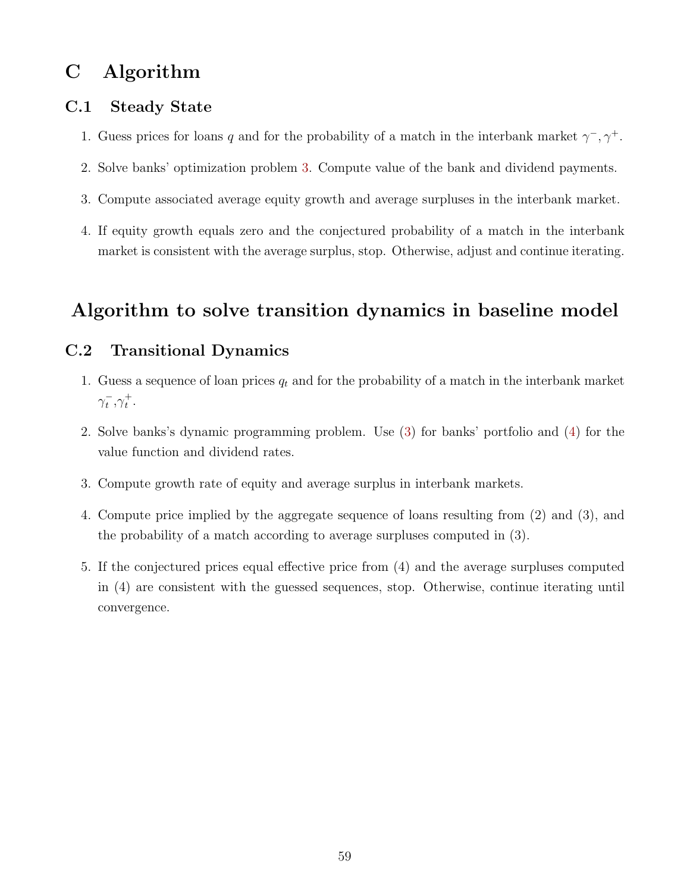# C Algorithm

## C.1 Steady State

1. Guess prices for loans $q$ and for the probability of a match in the interbank market $\gamma^{-}, \gamma^{+}$.
2. Solve banks' optimization problem 3. Compute value of the bank and dividend payments.
3. Compute associated average equity growth and average surpluses in the interbank market.
4. If equity growth equals zero and the conjectured probability of a match in the interbank market is consistent with the average surplus, stop. Otherwise, adjust and continue iterating.

# Algorithm to solve transition dynamics in baseline model

## C.2 Transitional Dynamics

1. Guess a sequence of loan prices $q_t$ and for the probability of a match in the interbank market $\gamma_t^{-}, \gamma_t^{+}$.
2. Solve banks's dynamic programming problem. Use (3) for banks' portfolio and (4) for the value function and dividend rates.
3. Compute growth rate of equity and average surplus in interbank markets.
4. Compute price implied by the aggregate sequence of loans resulting from (2) and (3), and the probability of a match according to average surpluses computed in (3).
5. If the conjectured prices equal effective price from (4) and the average surpluses computed in (4) are consistent with the guessed sequences, stop. Otherwise, continue iterating until convergence.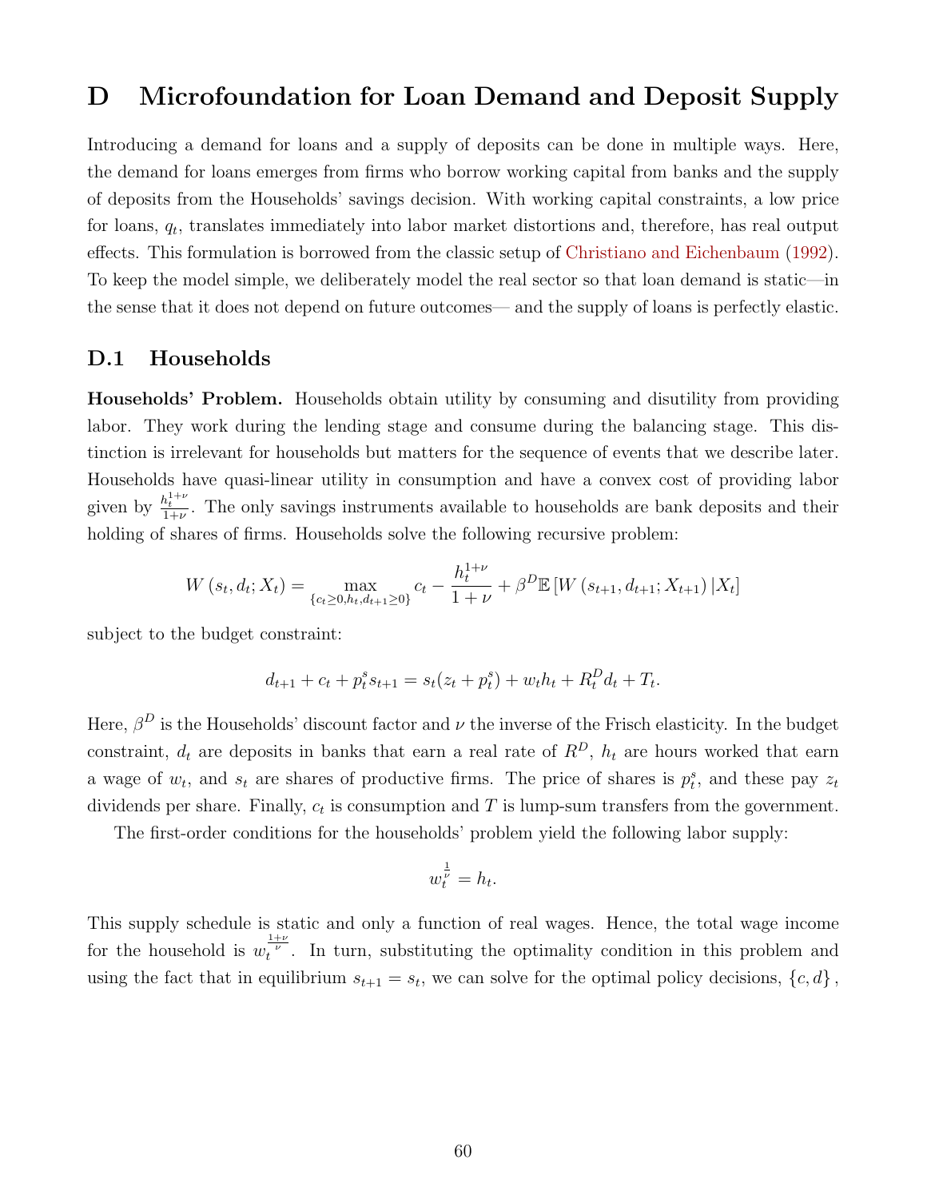# D Microfoundation for Loan Demand and Deposit Supply

Introducing a demand for loans and a supply of deposits can be done in multiple ways. Here, the demand for loans emerges from firms who borrow working capital from banks and the supply of deposits from the Households' savings decision. With working capital constraints, a low price for loans, $q_t$, translates immediately into labor market distortions and, therefore, has real output effects. This formulation is borrowed from the classic setup of Christiano and Eichenbaum (1992). To keep the model simple, we deliberately model the real sector so that loan demand is static—in the sense that it does not depend on future outcomes— and the supply of loans is perfectly elastic.

## D.1 Households

**Households' Problem.** Households obtain utility by consuming and disutility from providing labor. They work during the lending stage and consume during the balancing stage. This distinction is irrelevant for households but matters for the sequence of events that we describe later. Households have quasi-linear utility in consumption and have a convex cost of providing labor given by $\frac{h_t^{1+\nu}}{1+\nu}$. The only savings instruments available to households are bank deposits and their holding of shares of firms. Households solve the following recursive problem:

$$W(s_t, d_t; X_t) = \max_{\{c_t \geq 0, h_t, d_{t+1} \geq 0\}} c_t - \frac{h_t^{1+\nu}}{1+\nu} + \beta^D \mathbb{E}\left[W(s_{t+1}, d_{t+1}; X_{t+1}) \,|X_t\right]$$

subject to the budget constraint:

$$d_{t+1} + c_t + p_t^s s_{t+1} = s_t(z_t + p_t^s) + w_t h_t + R_t^D d_t + T_t.$$

Here, $\beta^D$ is the Households' discount factor and $\nu$ the inverse of the Frisch elasticity. In the budget constraint, $d_t$ are deposits in banks that earn a real rate of $R^D$, $h_t$ are hours worked that earn a wage of $w_t$, and $s_t$ are shares of productive firms. The price of shares is $p_t^s$, and these pay $z_t$ dividends per share. Finally, $c_t$ is consumption and $T$ is lump-sum transfers from the government.

The first-order conditions for the households' problem yield the following labor supply:

$$w_t^{\frac{1}{\nu}} = h_t.$$

This supply schedule is static and only a function of real wages. Hence, the total wage income for the household is $w_t^{\frac{1+\nu}{\nu}}$. In turn, substituting the optimality condition in this problem and using the fact that in equilibrium $s_{t+1} = s_t$, we can solve for the optimal policy decisions, $\{c, d\}$,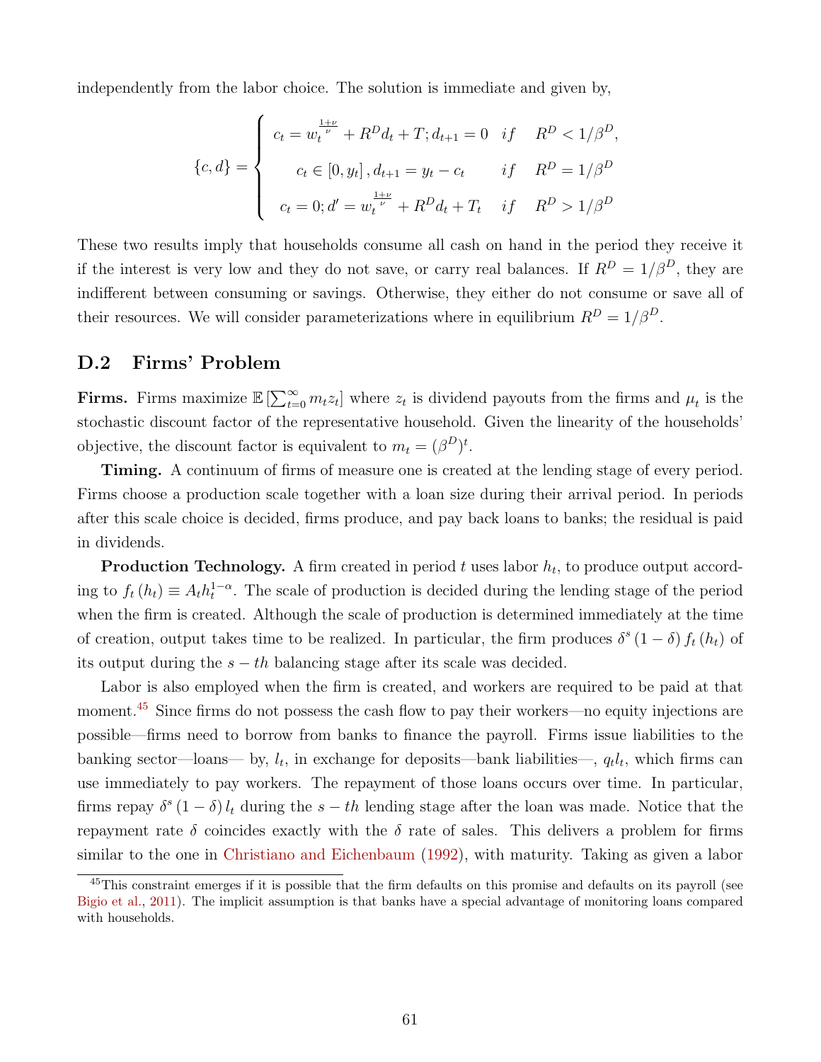independently from the labor choice. The solution is immediate and given by,

$$\{c, d\} = \begin{cases} c_t = w_t^{\frac{1+\nu}{\nu}} + R^D d_t + T; d_{t+1} = 0 & if \quad R^D < 1/\beta^D, \\ c_t \in [0, y_t], d_{t+1} = y_t - c_t & if \quad R^D = 1/\beta^D \\ c_t = 0; d' = w_t^{\frac{1+\nu}{\nu}} + R^D d_t + T_t & if \quad R^D > 1/\beta^D \end{cases}$$

These two results imply that households consume all cash on hand in the period they receive it if the interest is very low and they do not save, or carry real balances. If $R^D = 1/\beta^D$, they are indifferent between consuming or savings. Otherwise, they either do not consume or save all of their resources. We will consider parameterizations where in equilibrium $R^D = 1/\beta^D$.

## D.2 Firms' Problem

**Firms.** Firms maximize $\mathbb{E}\left[\sum_{t=0}^{\infty} m_t z_t\right]$ where $z_t$ is dividend payouts from the firms and $\mu_t$ is the stochastic discount factor of the representative household. Given the linearity of the households' objective, the discount factor is equivalent to $m_t = (\beta^D)^t$.

**Timing.** A continuum of firms of measure one is created at the lending stage of every period. Firms choose a production scale together with a loan size during their arrival period. In periods after this scale choice is decided, firms produce, and pay back loans to banks; the residual is paid in dividends.

**Production Technology.** A firm created in period $t$ uses labor $h_t$, to produce output according to $f_t(h_t) \equiv A_t h_t^{1-\alpha}$. The scale of production is decided during the lending stage of the period when the firm is created. Although the scale of production is determined immediately at the time of creation, output takes time to be realized. In particular, the firm produces $\delta^s (1-\delta) f_t(h_t)$ of its output during the $s-th$ balancing stage after its scale was decided.

Labor is also employed when the firm is created, and workers are required to be paid at that moment.[45] Since firms do not possess the cash flow to pay their workers—no equity injections are possible—firms need to borrow from banks to finance the payroll. Firms issue liabilities to the banking sector—loans— by, $l_t$, in exchange for deposits—bank liabilities—, $q_t l_t$, which firms can use immediately to pay workers. The repayment of those loans occurs over time. In particular, firms repay $\delta^s (1-\delta) l_t$ during the $s-th$ lending stage after the loan was made. Notice that the repayment rate $\delta$ coincides exactly with the $\delta$ rate of sales. This delivers a problem for firms similar to the one in Christiano and Eichenbaum (1992), with maturity. Taking as given a labor

[45] This constraint emerges if it is possible that the firm defaults on this promise and defaults on its payroll (see Bigio et al., 2011). The implicit assumption is that banks have a special advantage of monitoring loans compared with households.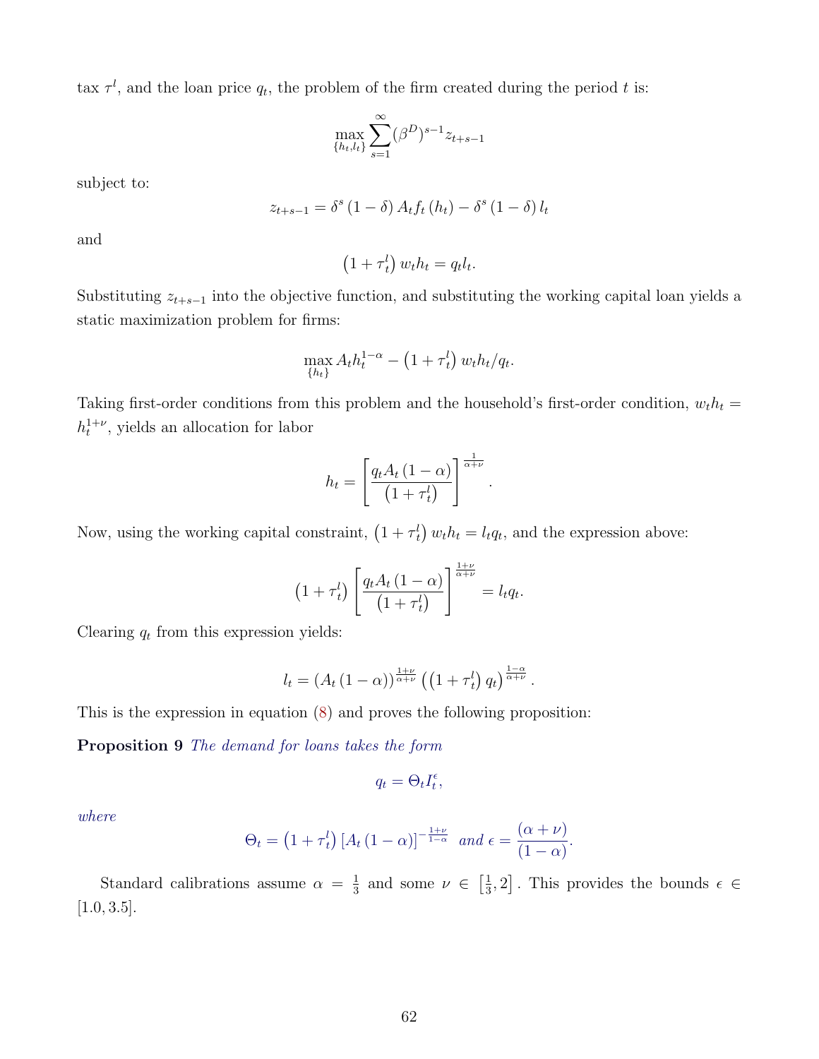tax $\tau^l$, and the loan price $q_t$, the problem of the firm created during the period $t$ is:

$$\max_{\{h_t, l_t\}} \sum_{s=1}^{\infty} (\beta^D)^{s-1} z_{t+s-1}$$

subject to:

$$z_{t+s-1} = \delta^s (1-\delta) A_t f_t(h_t) - \delta^s (1-\delta) l_t$$

and

$$\left(1+\tau_t^l\right) w_t h_t = q_t l_t.$$

Substituting $z_{t+s-1}$ into the objective function, and substituting the working capital loan yields a static maximization problem for firms:

$$\max_{\{h_t\}} A_t h_t^{1-\alpha} - \left(1+\tau_t^l\right) w_t h_t / q_t.$$

Taking first-order conditions from this problem and the household's first-order condition, $w_t h_t = h_t^{1+\nu}$, yields an allocation for labor

$$h_t = \left[\frac{q_t A_t (1-\alpha)}{\left(1+\tau_t^l\right)}\right]^{\frac{1}{\alpha+\nu}}.$$

Now, using the working capital constraint, $\left(1+\tau_t^l\right) w_t h_t = l_t q_t$, and the expression above:

$$\left(1+\tau_t^l\right)\left[\frac{q_t A_t (1-\alpha)}{\left(1+\tau_t^l\right)}\right]^{\frac{1+\nu}{\alpha+\nu}} = l_t q_t.$$

Clearing $q_t$ from this expression yields:

$$l_t = \left(A_t (1-\alpha)\right)^{\frac{1+\nu}{\alpha+\nu}} \left(\left(1+\tau_t^l\right) q_t\right)^{\frac{1-\alpha}{\alpha+\nu}}.$$

This is the expression in equation (8) and proves the following proposition:

**Proposition 9** *The demand for loans takes the form*

$$q_t = \Theta_t I_t^{\epsilon},$$

*where*

$$\Theta_t = \left(1+\tau_t^l\right)\left[A_t (1-\alpha)\right]^{-\frac{1+\nu}{1-\alpha}} \text{ and } \epsilon = \frac{(\alpha+\nu)}{(1-\alpha)}.$$

Standard calibrations assume $\alpha = \frac{1}{3}$ and some $\nu \in \left[\frac{1}{3}, 2\right]$. This provides the bounds $\epsilon \in [1.0, 3.5]$.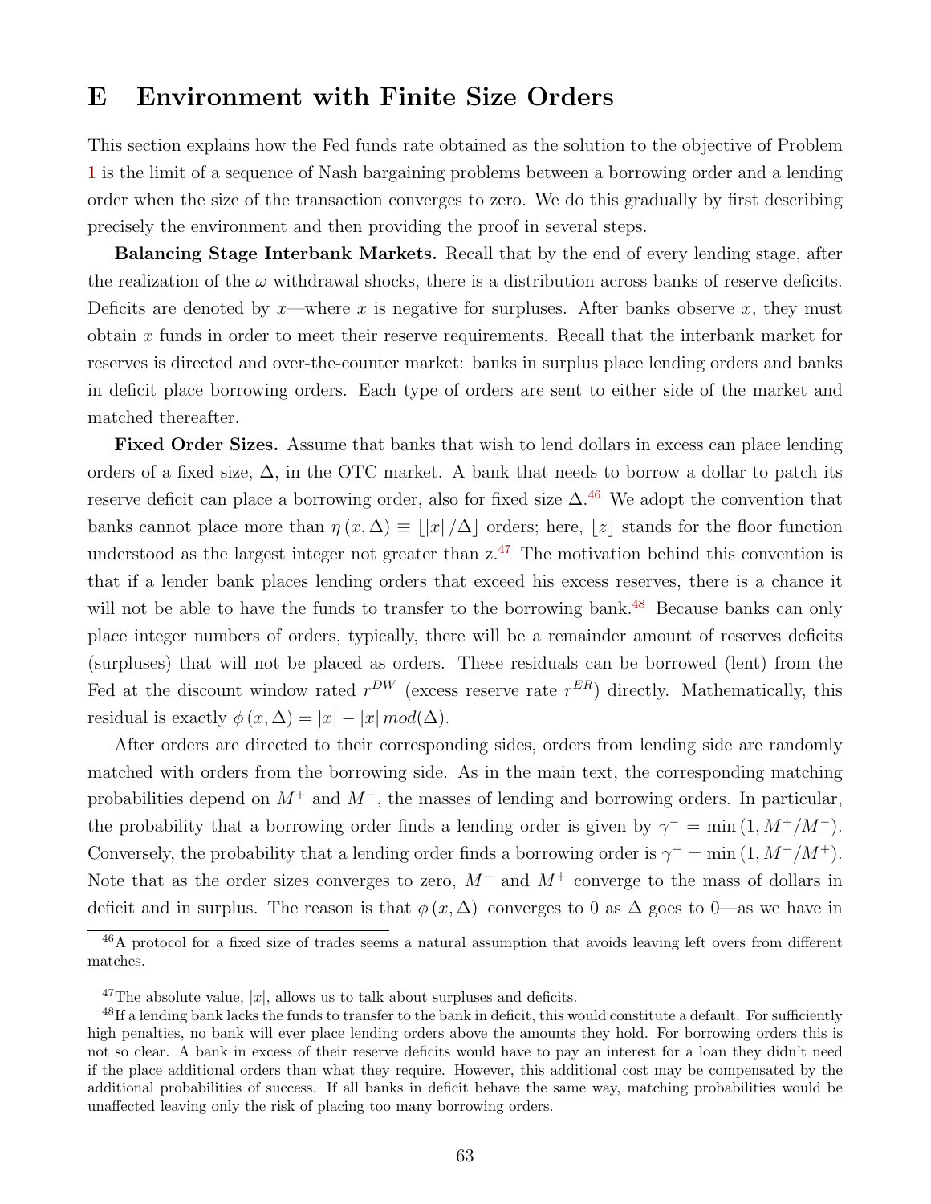# E Environment with Finite Size Orders

This section explains how the Fed funds rate obtained as the solution to the objective of Problem 1 is the limit of a sequence of Nash bargaining problems between a borrowing order and a lending order when the size of the transaction converges to zero. We do this gradually by first describing precisely the environment and then providing the proof in several steps.

**Balancing Stage Interbank Markets.** Recall that by the end of every lending stage, after the realization of the $\omega$ withdrawal shocks, there is a distribution across banks of reserve deficits. Deficits are denoted by $x$—where $x$ is negative for surpluses. After banks observe $x$, they must obtain $x$ funds in order to meet their reserve requirements. Recall that the interbank market for reserves is directed and over-the-counter market: banks in surplus place lending orders and banks in deficit place borrowing orders. Each type of orders are sent to either side of the market and matched thereafter.

**Fixed Order Sizes.** Assume that banks that wish to lend dollars in excess can place lending orders of a fixed size, $\Delta$, in the OTC market. A bank that needs to borrow a dollar to patch its reserve deficit can place a borrowing order, also for fixed size $\Delta$.[46] We adopt the convention that banks cannot place more than $\eta(x,\Delta) \equiv \lfloor |x| / \Delta \rfloor$ orders; here, $\lfloor z \rfloor$ stands for the floor function understood as the largest integer not greater than z.[47] The motivation behind this convention is that if a lender bank places lending orders that exceed his excess reserves, there is a chance it will not be able to have the funds to transfer to the borrowing bank.[48] Because banks can only place integer numbers of orders, typically, there will be a remainder amount of reserves deficits (surpluses) that will not be placed as orders. These residuals can be borrowed (lent) from the Fed at the discount window rated $r^{DW}$ (excess reserve rate $r^{ER}$) directly. Mathematically, this residual is exactly $\phi(x,\Delta) = |x| - |x|\, mod(\Delta)$.

After orders are directed to their corresponding sides, orders from lending side are randomly matched with orders from the borrowing side. As in the main text, the corresponding matching probabilities depend on $M^{+}$ and $M^{-}$, the masses of lending and borrowing orders. In particular, the probability that a borrowing order finds a lending order is given by $\gamma^{-} = \min(1, M^{+}/M^{-})$. Conversely, the probability that a lending order finds a borrowing order is $\gamma^{+} = \min(1, M^{-}/M^{+})$. Note that as the order sizes converges to zero, $M^{-}$ and $M^{+}$ converge to the mass of dollars in deficit and in surplus. The reason is that $\phi(x,\Delta)$ converges to 0 as $\Delta$ goes to 0—as we have in

[46] A protocol for a fixed size of trades seems a natural assumption that avoids leaving left overs from different matches.

[47] The absolute value, $|x|$, allows us to talk about surpluses and deficits.

[48] If a lending bank lacks the funds to transfer to the bank in deficit, this would constitute a default. For sufficiently high penalties, no bank will ever place lending orders above the amounts they hold. For borrowing orders this is not so clear. A bank in excess of their reserve deficits would have to pay an interest for a loan they didn't need if the place additional orders than what they require. However, this additional cost may be compensated by the additional probabilities of success. If all banks in deficit behave the same way, matching probabilities would be unaffected leaving only the risk of placing too many borrowing orders.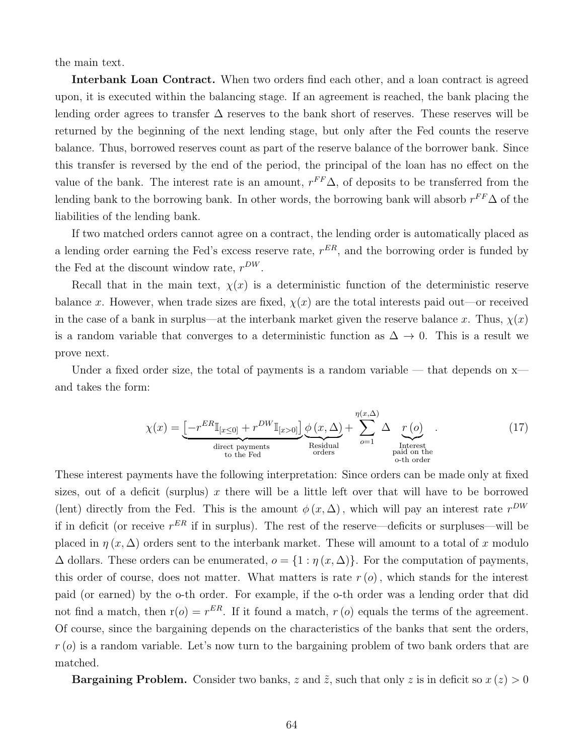the main text.

**Interbank Loan Contract.** When two orders find each other, and a loan contract is agreed upon, it is executed within the balancing stage. If an agreement is reached, the bank placing the lending order agrees to transfer $\Delta$ reserves to the bank short of reserves. These reserves will be returned by the beginning of the next lending stage, but only after the Fed counts the reserve balance. Thus, borrowed reserves count as part of the reserve balance of the borrower bank. Since this transfer is reversed by the end of the period, the principal of the loan has no effect on the value of the bank. The interest rate is an amount, $r^{FF}\Delta$, of deposits to be transferred from the lending bank to the borrowing bank. In other words, the borrowing bank will absorb $r^{FF}\Delta$ of the liabilities of the lending bank.

If two matched orders cannot agree on a contract, the lending order is automatically placed as a lending order earning the Fed's excess reserve rate, $r^{ER}$, and the borrowing order is funded by the Fed at the discount window rate, $r^{DW}$.

Recall that in the main text, $\chi(x)$ is a deterministic function of the deterministic reserve balance $x$. However, when trade sizes are fixed, $\chi(x)$ are the total interests paid out—or received in the case of a bank in surplus—at the interbank market given the reserve balance $x$. Thus, $\chi(x)$ is a random variable that converges to a deterministic function as $\Delta \to 0$. This is a result we prove next.

Under a fixed order size, the total of payments is a random variable — that depends on x— and takes the form:

$$\chi(x) = \underbrace{\left[-r^{ER}\mathbb{I}_{[x\leq 0]} + r^{DW}\mathbb{I}_{[x>0]}\right]}_{\substack{\text{direct payments} \\ \text{to the Fed}}} \underbrace{\phi\left(x,\Delta\right)}_{\substack{\text{Residual} \\ \text{orders}}} + \sum_{o=1}^{\eta(x,\Delta)} \Delta \underbrace{r\left(o\right)}_{\substack{\text{Interest} \\ \text{paid on the} \\ \text{o-th order}}} . \tag{17}$$

These interest payments have the following interpretation: Since orders can be made only at fixed sizes, out of a deficit (surplus) $x$ there will be a little left over that will have to be borrowed (lent) directly from the Fed. This is the amount $\phi\left(x,\Delta\right)$, which will pay an interest rate $r^{DW}$ if in deficit (or receive $r^{ER}$ if in surplus). The rest of the reserve—deficits or surpluses—will be placed in $\eta\left(x,\Delta\right)$ orders sent to the interbank market. These will amount to a total of $x$ modulo $\Delta$ dollars. These orders can be enumerated, $o = \{1 : \eta\left(x,\Delta\right)\}$. For the computation of payments, this order of course, does not matter. What matters is rate $r\left(o\right)$, which stands for the interest paid (or earned) by the o-th order. For example, if the o-th order was a lending order that did not find a match, then $r(o) = r^{ER}$. If it found a match, $r\left(o\right)$ equals the terms of the agreement. Of course, since the bargaining depends on the characteristics of the banks that sent the orders, $r\left(o\right)$ is a random variable. Let's now turn to the bargaining problem of two bank orders that are matched.

**Bargaining Problem.** Consider two banks, $z$ and $\tilde{z}$, such that only $z$ is in deficit so $x\left(z\right) > 0$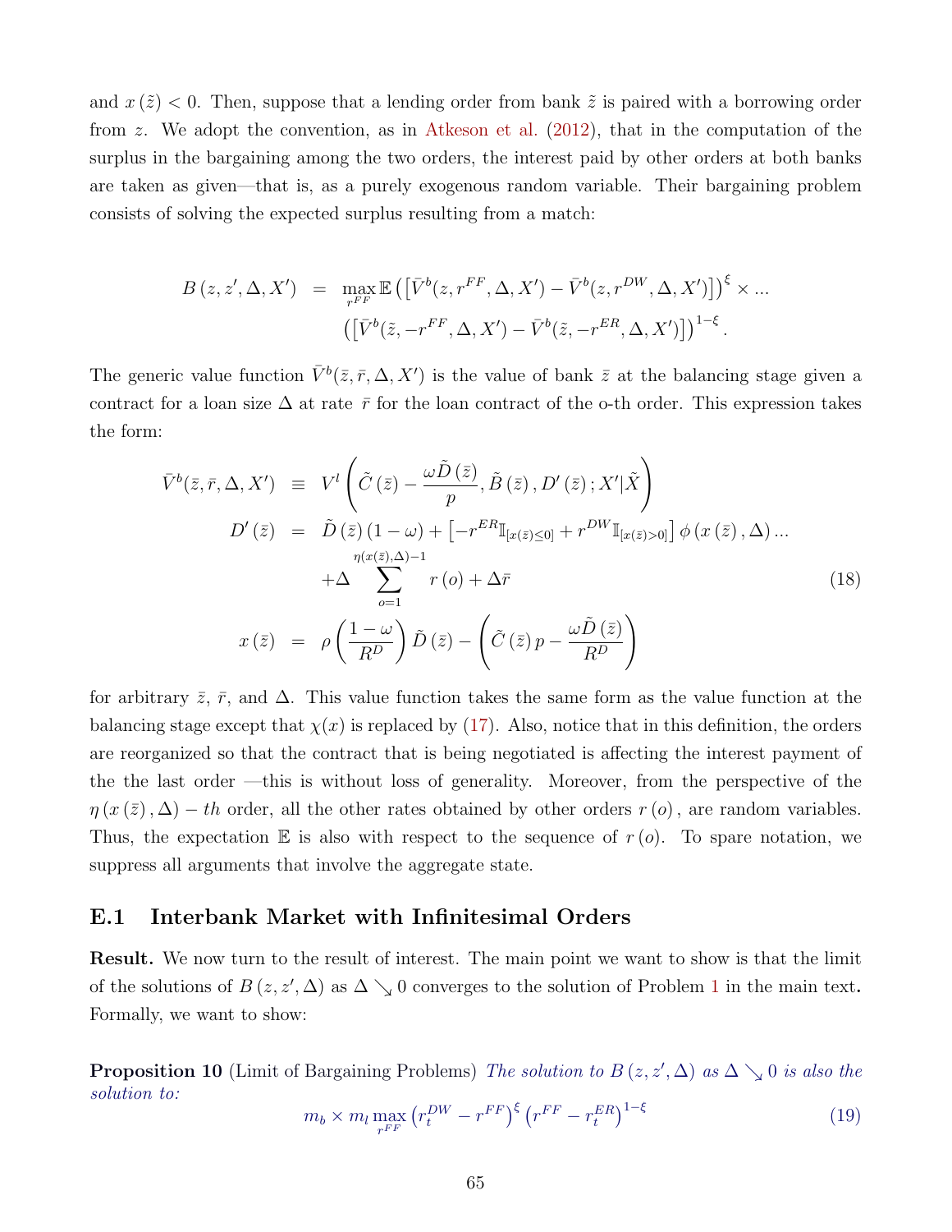and $x(\tilde{z}) < 0$. Then, suppose that a lending order from bank $\tilde{z}$ is paired with a borrowing order from $z$. We adopt the convention, as in Atkeson et al. (2012), that in the computation of the surplus in the bargaining among the two orders, the interest paid by other orders at both banks are taken as given—that is, as a purely exogenous random variable. Their bargaining problem consists of solving the expected surplus resulting from a match:

$$
\begin{aligned}
B(z, z', \Delta, X') &= \max_{r^{FF}} \mathbb{E}\left(\left[\bar{V}^b(z, r^{FF}, \Delta, X') - \bar{V}^b(z, r^{DW}, \Delta, X')\right]\right)^{\xi} \times ... \\
&\quad \left(\left[\bar{V}^b(\tilde{z}, -r^{FF}, \Delta, X') - \bar{V}^b(\tilde{z}, -r^{ER}, \Delta, X')\right]\right)^{1-\xi}.
\end{aligned}
$$

The generic value function $\bar{V}^b(\bar{z}, \bar{r}, \Delta, X')$ is the value of bank $\bar{z}$ at the balancing stage given a contract for a loan size $\Delta$ at rate $\bar{r}$ for the loan contract of the o-th order. This expression takes the form:

$$
\begin{aligned}
\bar{V}^b(\bar{z}, \bar{r}, \Delta, X') &\equiv V^l\left(\tilde{C}(\bar{z}) - \frac{\omega \tilde{D}(\bar{z})}{p}, \tilde{B}(\bar{z}), D'(\bar{z}); X'|\tilde{X}\right) \\
D'(\bar{z}) &= \tilde{D}(\bar{z})(1-\omega) + \left[-r^{ER}\mathbb{I}_{[x(\bar{z})\leq 0]} + r^{DW}\mathbb{I}_{[x(\bar{z})>0]}\right]\phi(x(\bar{z}), \Delta) ... \\
&\quad + \Delta \sum_{o=1}^{\eta(x(\bar{z}),\Delta)-1} r(o) + \Delta \bar{r} \qquad (18) \\
x(\bar{z}) &= \rho\left(\frac{1-\omega}{R^D}\right)\tilde{D}(\bar{z}) - \left(\tilde{C}(\bar{z})p - \frac{\omega \tilde{D}(\bar{z})}{R^D}\right)
\end{aligned}
$$

for arbitrary $\bar{z}$, $\bar{r}$, and $\Delta$. This value function takes the same form as the value function at the balancing stage except that $\chi(x)$ is replaced by (17). Also, notice that in this definition, the orders are reorganized so that the contract that is being negotiated is affecting the interest payment of the the last order —this is without loss of generality. Moreover, from the perspective of the $\eta(x(\bar{z}), \Delta) - th$ order, all the other rates obtained by other orders $r(o)$, are random variables. Thus, the expectation $\mathbb{E}$ is also with respect to the sequence of $r(o)$. To spare notation, we suppress all arguments that involve the aggregate state.

## E.1 Interbank Market with Infinitesimal Orders

**Result.** We now turn to the result of interest. The main point we want to show is that the limit of the solutions of $B(z, z', \Delta)$ as $\Delta \searrow 0$ converges to the solution of Problem 1 in the main text**.** Formally, we want to show:

**Proposition 10** (Limit of Bargaining Problems) *The solution to $B(z, z', \Delta)$ as $\Delta \searrow 0$ is also the solution to:*

$$
m_b \times m_l \max_{r^{FF}} \left(r_t^{DW} - r^{FF}\right)^{\xi} \left(r^{FF} - r_t^{ER}\right)^{1-\xi} \qquad (19)
$$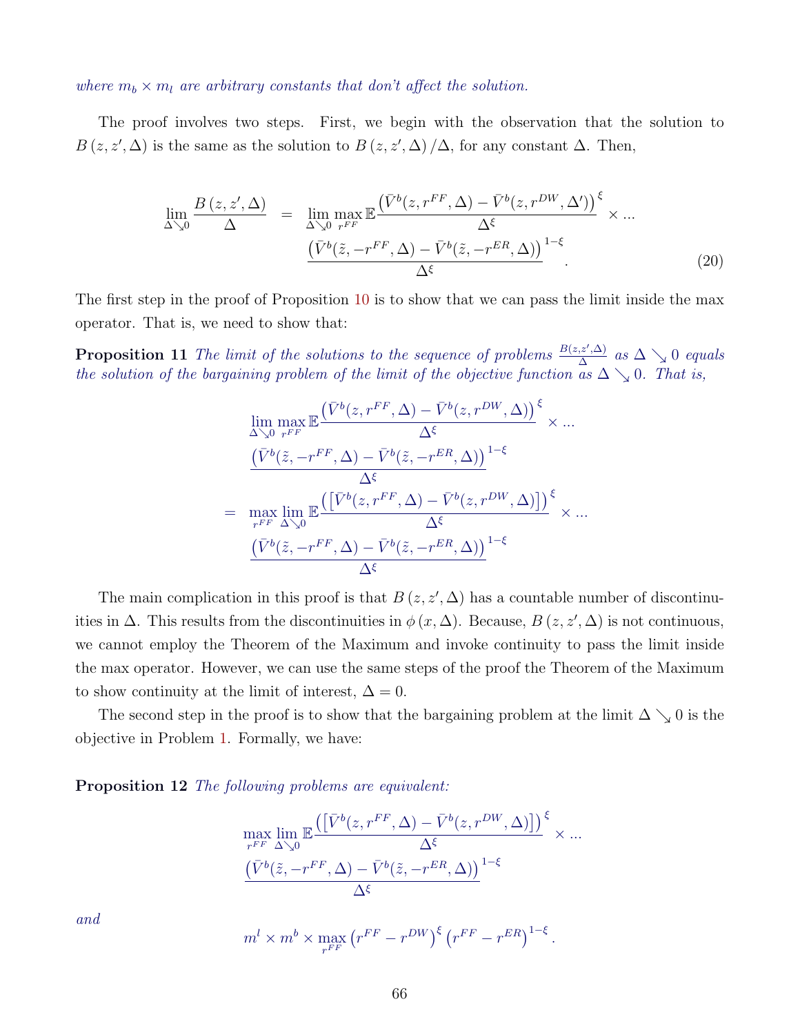*where $m_b \times m_l$ are arbitrary constants that don't affect the solution.*

The proof involves two steps. First, we begin with the observation that the solution to $B(z, z', \Delta)$ is the same as the solution to $B(z, z', \Delta)/\Delta$, for any constant $\Delta$. Then,

$$
\begin{aligned}
\lim_{\Delta \searrow 0} \frac{B(z, z', \Delta)}{\Delta} &= \lim_{\Delta \searrow 0} \max_{r^{FF}} \mathbb{E} \frac{\left(\bar{V}^b(z, r^{FF}, \Delta) - \bar{V}^b(z, r^{DW}, \Delta')\right)^{\xi}}{\Delta^{\xi}} \times ... \\
& \quad \frac{\left(\bar{V}^b(\tilde{z}, -r^{FF}, \Delta) - \bar{V}^b(\tilde{z}, -r^{ER}, \Delta)\right)^{1-\xi}}{\Delta^{\xi}}.
\end{aligned} \tag{20}
$$

The first step in the proof of Proposition 10 is to show that we can pass the limit inside the max operator. That is, we need to show that:

**Proposition 11** *The limit of the solutions to the sequence of problems $\frac{B(z,z',\Delta)}{\Delta}$ as $\Delta \searrow 0$ equals the solution of the bargaining problem of the limit of the objective function as $\Delta \searrow 0$. That is,*

$$
\begin{aligned}
& \lim_{\Delta \searrow 0} \max_{r^{FF}} \mathbb{E} \frac{\left(\bar{V}^b(z, r^{FF}, \Delta) - \bar{V}^b(z, r^{DW}, \Delta)\right)^{\xi}}{\Delta^{\xi}} \times ... \\
& \frac{\left(\bar{V}^b(\tilde{z}, -r^{FF}, \Delta) - \bar{V}^b(\tilde{z}, -r^{ER}, \Delta)\right)^{1-\xi}}{\Delta^{\xi}} \\
= \; & \max_{r^{FF}} \lim_{\Delta \searrow 0} \mathbb{E} \frac{\left(\left[\bar{V}^b(z, r^{FF}, \Delta) - \bar{V}^b(z, r^{DW}, \Delta)\right]\right)^{\xi}}{\Delta^{\xi}} \times ... \\
& \frac{\left(\bar{V}^b(\tilde{z}, -r^{FF}, \Delta) - \bar{V}^b(\tilde{z}, -r^{ER}, \Delta)\right)^{1-\xi}}{\Delta^{\xi}}
\end{aligned}
$$

The main complication in this proof is that $B(z, z', \Delta)$ has a countable number of discontinuities in $\Delta$. This results from the discontinuities in $\phi(x, \Delta)$. Because, $B(z, z', \Delta)$ is not continuous, we cannot employ the Theorem of the Maximum and invoke continuity to pass the limit inside the max operator. However, we can use the same steps of the proof the Theorem of the Maximum to show continuity at the limit of interest, $\Delta = 0$.

The second step in the proof is to show that the bargaining problem at the limit $\Delta \searrow 0$ is the objective in Problem 1. Formally, we have:

**Proposition 12** *The following problems are equivalent:*

$$
\begin{aligned}
& \max_{r^{FF}} \lim_{\Delta \searrow 0} \mathbb{E} \frac{\left(\left[\bar{V}^b(z, r^{FF}, \Delta) - \bar{V}^b(z, r^{DW}, \Delta)\right]\right)^{\xi}}{\Delta^{\xi}} \times ... \\
& \frac{\left(\bar{V}^b(\tilde{z}, -r^{FF}, \Delta) - \bar{V}^b(\tilde{z}, -r^{ER}, \Delta)\right)^{1-\xi}}{\Delta^{\xi}}
\end{aligned}
$$

*and*

$$
m^l \times m^b \times \max_{r^{FF}} \left(r^{FF} - r^{DW}\right)^{\xi} \left(r^{FF} - r^{ER}\right)^{1-\xi}.
$$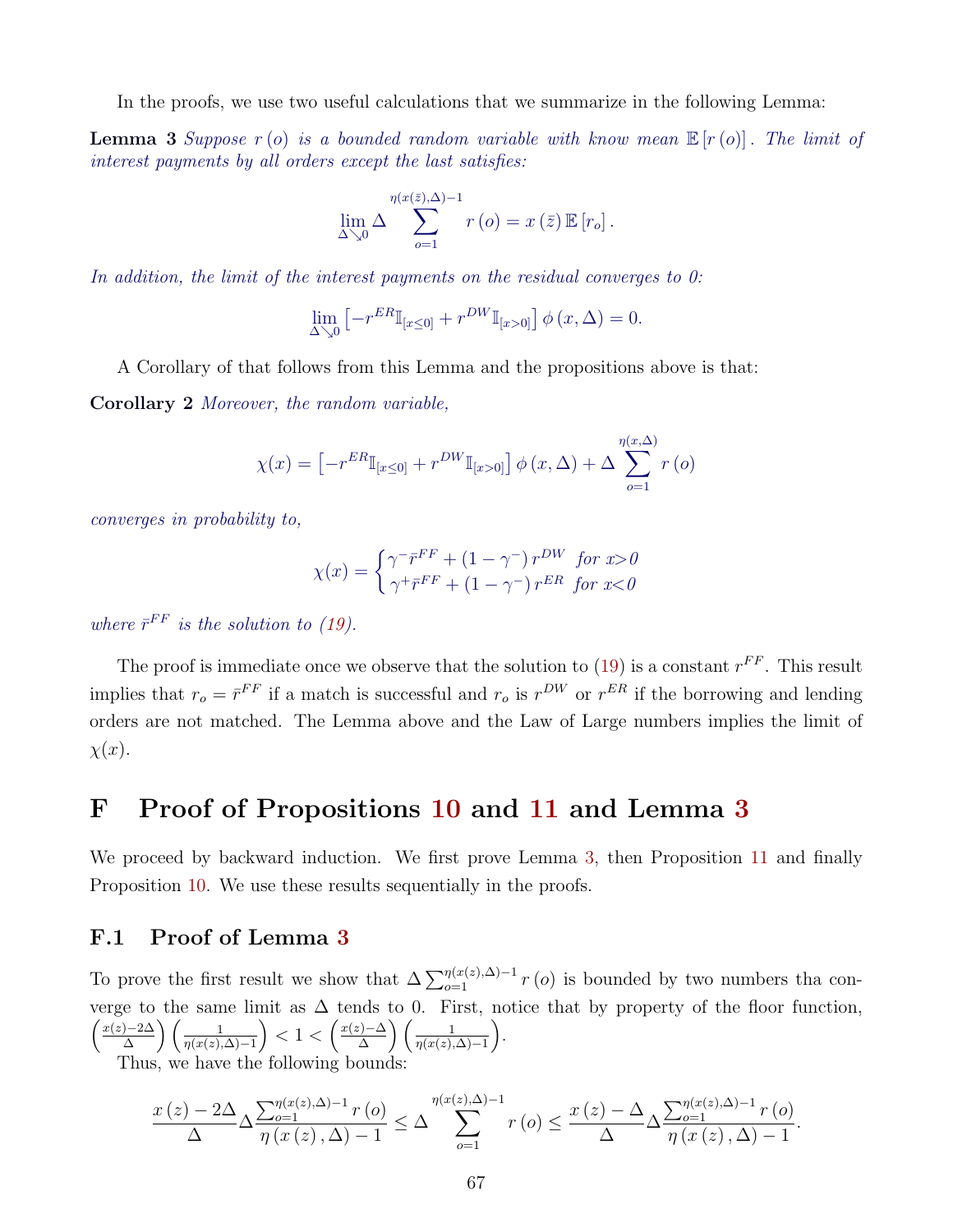In the proofs, we use two useful calculations that we summarize in the following Lemma:

**Lemma 3** *Suppose $r(o)$ is a bounded random variable with know mean $\mathbb{E}[r(o)]$. The limit of interest payments by all orders except the last satisfies:*

$$\lim_{\Delta \searrow 0} \Delta \sum_{o=1}^{\eta(x(\bar{z}),\Delta)-1} r(o) = x(\bar{z})\,\mathbb{E}[r_o].$$

*In addition, the limit of the interest payments on the residual converges to 0:*

$$\lim_{\Delta \searrow 0} \left[-r^{ER}\mathbb{I}_{[x\leq 0]} + r^{DW}\mathbb{I}_{[x>0]}\right]\phi(x,\Delta) = 0.$$

A Corollary of that follows from this Lemma and the propositions above is that:

**Corollary 2** *Moreover, the random variable,*

$$\chi(x) = \left[-r^{ER}\mathbb{I}_{[x\leq 0]} + r^{DW}\mathbb{I}_{[x>0]}\right]\phi(x,\Delta) + \Delta \sum_{o=1}^{\eta(x,\Delta)} r(o)$$

*converges in probability to,*

$$\chi(x) = \begin{cases} \gamma^{-}\bar{r}^{FF} + (1-\gamma^{-})\,r^{DW} & \text{for } x>0 \\ \gamma^{+}\bar{r}^{FF} + (1-\gamma^{-})\,r^{ER} & \text{for } x<0 \end{cases}$$

*where $\bar{r}^{FF}$ is the solution to (19).*

The proof is immediate once we observe that the solution to (19) is a constant $r^{FF}$. This result implies that $r_o = \bar{r}^{FF}$ if a match is successful and $r_o$ is $r^{DW}$ or $r^{ER}$ if the borrowing and lending orders are not matched. The Lemma above and the Law of Large numbers implies the limit of $\chi(x)$.

# F Proof of Propositions 10 and 11 and Lemma 3

We proceed by backward induction. We first prove Lemma 3, then Proposition 11 and finally Proposition 10. We use these results sequentially in the proofs.

## F.1 Proof of Lemma 3

To prove the first result we show that $\Delta \sum_{o=1}^{\eta(x(z),\Delta)-1} r(o)$ is bounded by two numbers tha converge to the same limit as $\Delta$ tends to 0. First, notice that by property of the floor function, $\left(\frac{x(z)-2\Delta}{\Delta}\right)\left(\frac{1}{\eta(x(z),\Delta)-1}\right) < 1 < \left(\frac{x(z)-\Delta}{\Delta}\right)\left(\frac{1}{\eta(x(z),\Delta)-1}\right)$.

Thus, we have the following bounds:

$$\frac{x(z)-2\Delta}{\Delta}\Delta\frac{\sum_{o=1}^{\eta(x(z),\Delta)-1} r(o)}{\eta(x(z),\Delta)-1} \leq \Delta \sum_{o=1}^{\eta(x(z),\Delta)-1} r(o) \leq \frac{x(z)-\Delta}{\Delta}\Delta\frac{\sum_{o=1}^{\eta(x(z),\Delta)-1} r(o)}{\eta(x(z),\Delta)-1}.$$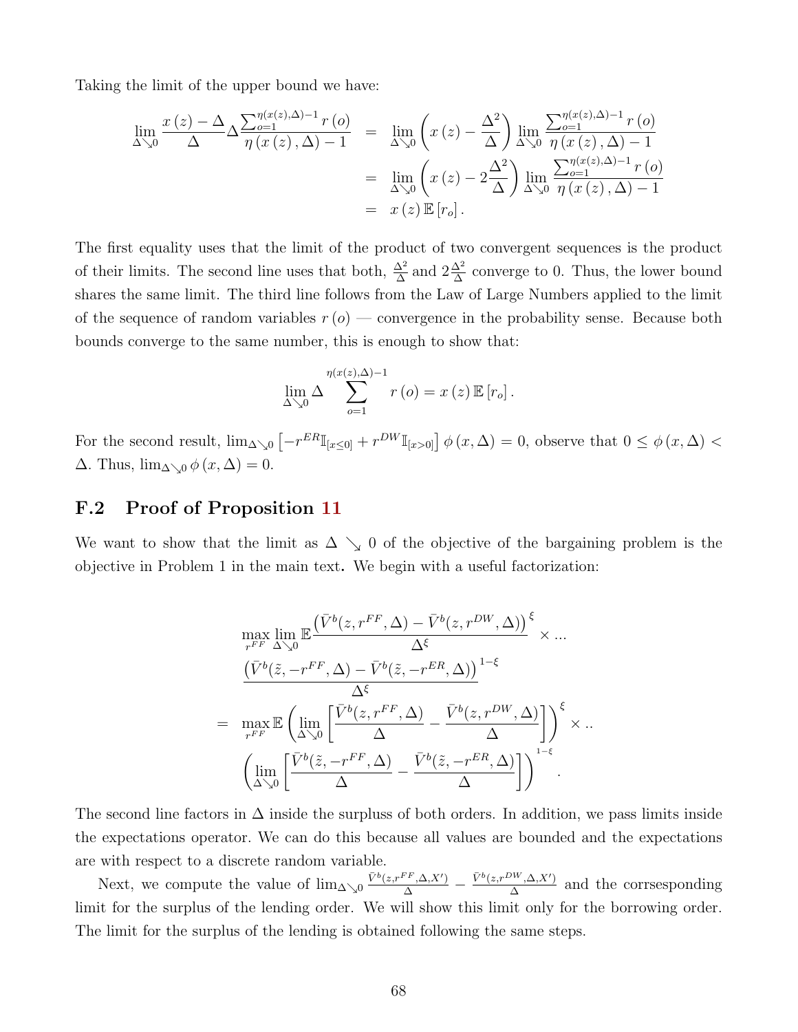Taking the limit of the upper bound we have:

$$
\begin{aligned}
\lim_{\Delta \searrow 0} \frac{x(z) - \Delta}{\Delta} \Delta \frac{\sum_{o=1}^{\eta(x(z),\Delta)-1} r(o)}{\eta(x(z),\Delta) - 1} &= \lim_{\Delta \searrow 0} \left( x(z) - \frac{\Delta^2}{\Delta} \right) \lim_{\Delta \searrow 0} \frac{\sum_{o=1}^{\eta(x(z),\Delta)-1} r(o)}{\eta(x(z),\Delta) - 1} \\
&= \lim_{\Delta \searrow 0} \left( x(z) - 2\frac{\Delta^2}{\Delta} \right) \lim_{\Delta \searrow 0} \frac{\sum_{o=1}^{\eta(x(z),\Delta)-1} r(o)}{\eta(x(z),\Delta) - 1} \\
&= x(z) \mathbb{E}[r_o].
\end{aligned}
$$

The first equality uses that the limit of the product of two convergent sequences is the product of their limits. The second line uses that both, $\frac{\Delta^2}{\Delta}$ and $2\frac{\Delta^2}{\Delta}$ converge to 0. Thus, the lower bound shares the same limit. The third line follows from the Law of Large Numbers applied to the limit of the sequence of random variables $r(o)$ — convergence in the probability sense. Because both bounds converge to the same number, this is enough to show that:

$$
\lim_{\Delta \searrow 0} \Delta \sum_{o=1}^{\eta(x(z),\Delta)-1} r(o) = x(z) \mathbb{E}[r_o].
$$

For the second result, $\lim_{\Delta \searrow 0} \left[ -r^{ER} \mathbb{I}_{[x \leq 0]} + r^{DW} \mathbb{I}_{[x > 0]} \right] \phi(x, \Delta) = 0$, observe that $0 \leq \phi(x, \Delta) < \Delta$. Thus, $\lim_{\Delta \searrow 0} \phi(x, \Delta) = 0$.

## F.2 Proof of Proposition 11

We want to show that the limit as $\Delta \searrow 0$ of the objective of the bargaining problem is the objective in Problem 1 in the main text. We begin with a useful factorization:

$$
\begin{aligned}
& \max_{r^{FF}} \lim_{\Delta \searrow 0} \mathbb{E} \frac{\left( \bar{V}^b(z, r^{FF}, \Delta) - \bar{V}^b(z, r^{DW}, \Delta) \right)^{\xi}}{\Delta^{\xi}} \times ... \\
& \quad \frac{\left( \bar{V}^b(\tilde{z}, -r^{FF}, \Delta) - \bar{V}^b(\tilde{z}, -r^{ER}, \Delta) \right)^{1-\xi}}{\Delta^{\xi}} \\
= & \max_{r^{FF}} \mathbb{E} \left( \lim_{\Delta \searrow 0} \left[ \frac{\bar{V}^b(z, r^{FF}, \Delta)}{\Delta} - \frac{\bar{V}^b(z, r^{DW}, \Delta)}{\Delta} \right] \right)^{\xi} \times .. \\
& \quad \left( \lim_{\Delta \searrow 0} \left[ \frac{\bar{V}^b(\tilde{z}, -r^{FF}, \Delta)}{\Delta} - \frac{\bar{V}^b(\tilde{z}, -r^{ER}, \Delta)}{\Delta} \right] \right)^{1-\xi}.
\end{aligned}
$$

The second line factors in $\Delta$ inside the surpluss of both orders. In addition, we pass limits inside the expectations operator. We can do this because all values are bounded and the expectations are with respect to a discrete random variable.

Next, we compute the value of $\lim_{\Delta \searrow 0} \frac{\bar{V}^b(z, r^{FF}, \Delta, X')}{\Delta} - \frac{\bar{V}^b(z, r^{DW}, \Delta, X')}{\Delta}$ and the corrsesponding limit for the surplus of the lending order. We will show this limit only for the borrowing order. The limit for the surplus of the lending is obtained following the same steps.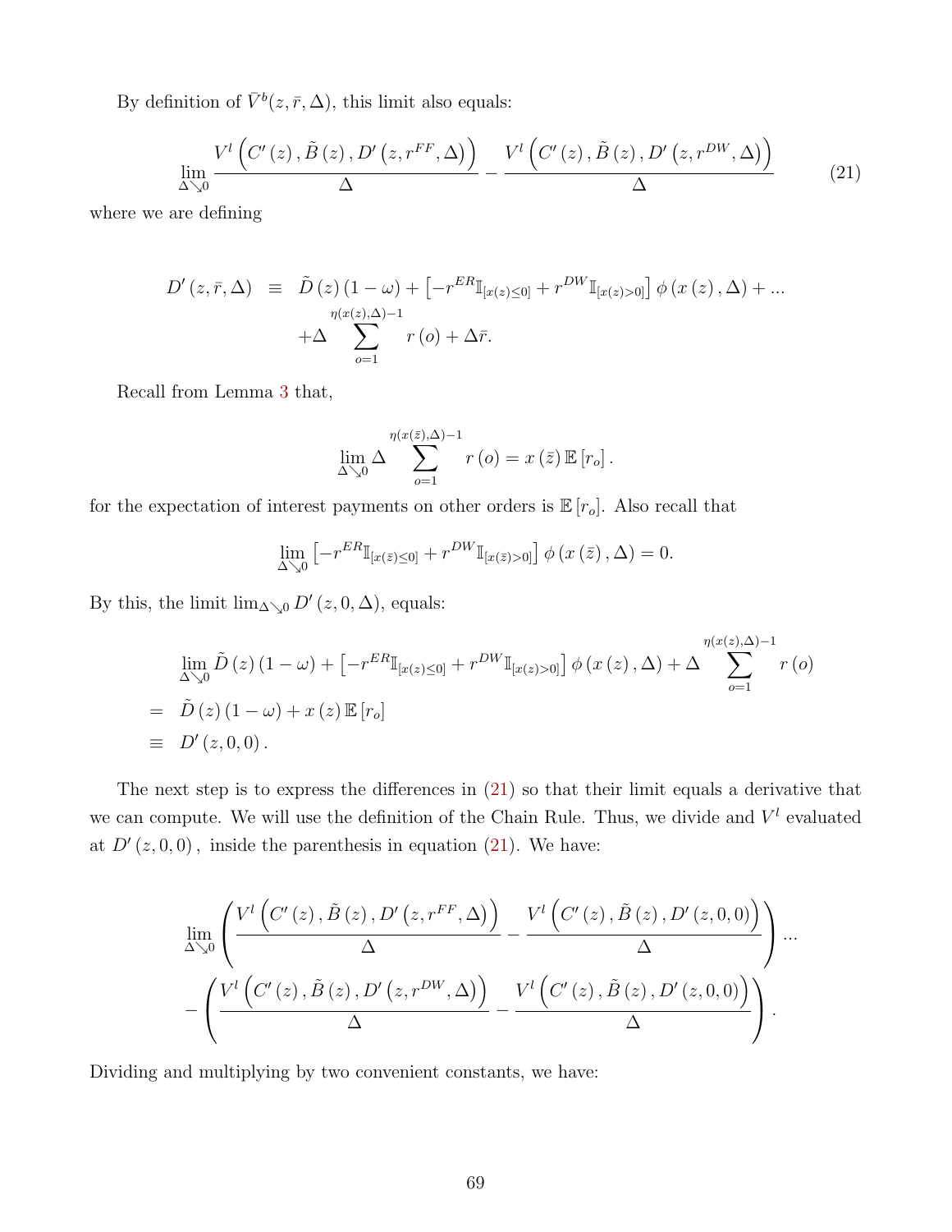By definition of $\bar{V}^b(z, \bar{r}, \Delta)$, this limit also equals:

$$\lim_{\Delta \searrow 0} \frac{V^l\left(C'(z), \tilde{B}(z), D'\left(z, r^{FF}, \Delta\right)\right)}{\Delta} - \frac{V^l\left(C'(z), \tilde{B}(z), D'\left(z, r^{DW}, \Delta\right)\right)}{\Delta} \tag{21}$$

where we are defining

$$\begin{aligned} D'(z, \bar{r}, \Delta) \quad &\equiv \quad \tilde{D}(z)(1-\omega) + \left[-r^{ER}\mathbb{I}_{[x(z)\leq 0]} + r^{DW}\mathbb{I}_{[x(z)>0]}\right]\phi(x(z), \Delta) + ... \\ &+ \Delta \sum_{o=1}^{\eta(x(z),\Delta)-1} r(o) + \Delta\bar{r}. \end{aligned}$$

Recall from Lemma 3 that,

$$\lim_{\Delta \searrow 0} \Delta \sum_{o=1}^{\eta(x(\bar{z}),\Delta)-1} r(o) = x(\bar{z})\,\mathbb{E}[r_o].$$

for the expectation of interest payments on other orders is $\mathbb{E}[r_o]$. Also recall that

$$\lim_{\Delta \searrow 0} \left[-r^{ER}\mathbb{I}_{[x(\bar{z})\leq 0]} + r^{DW}\mathbb{I}_{[x(\bar{z})>0]}\right]\phi(x(\bar{z}), \Delta) = 0.$$

By this, the limit $\lim_{\Delta \searrow 0} D'(z, 0, \Delta)$, equals:

$$\begin{aligned} &\lim_{\Delta \searrow 0} \tilde{D}(z)(1-\omega) + \left[-r^{ER}\mathbb{I}_{[x(z)\leq 0]} + r^{DW}\mathbb{I}_{[x(z)>0]}\right]\phi(x(z), \Delta) + \Delta \sum_{o=1}^{\eta(x(z),\Delta)-1} r(o) \\ = \quad &\tilde{D}(z)(1-\omega) + x(z)\,\mathbb{E}[r_o] \\ \equiv \quad &D'(z, 0, 0). \end{aligned}$$

The next step is to express the differences in (21) so that their limit equals a derivative that we can compute. We will use the definition of the Chain Rule. Thus, we divide and $V^l$ evaluated at $D'(z, 0, 0)$, inside the parenthesis in equation (21). We have:

$$\begin{aligned} &\lim_{\Delta \searrow 0} \left( \frac{V^l\left(C'(z), \tilde{B}(z), D'\left(z, r^{FF}, \Delta\right)\right)}{\Delta} - \frac{V^l\left(C'(z), \tilde{B}(z), D'(z, 0, 0)\right)}{\Delta} \right) ... \\ &- \left( \frac{V^l\left(C'(z), \tilde{B}(z), D'\left(z, r^{DW}, \Delta\right)\right)}{\Delta} - \frac{V^l\left(C'(z), \tilde{B}(z), D'(z, 0, 0)\right)}{\Delta} \right). \end{aligned}$$

Dividing and multiplying by two convenient constants, we have: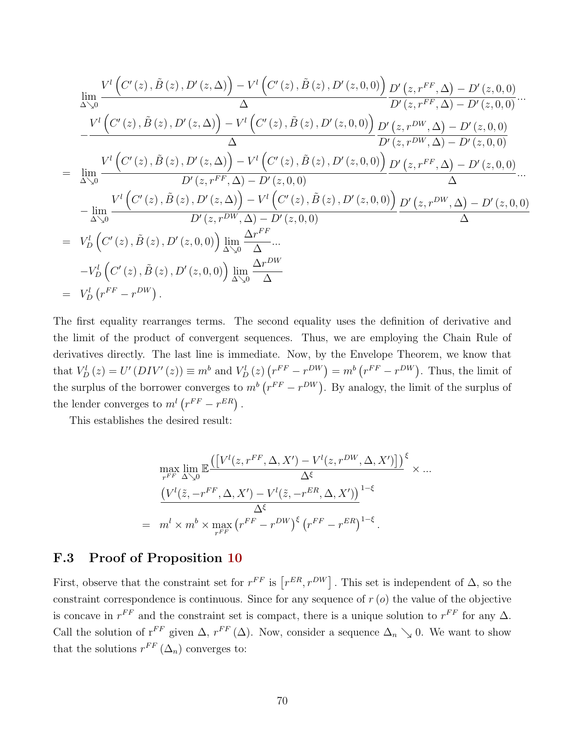$$
\begin{aligned}
& \lim_{\Delta \searrow 0} \frac{V^l\left(C'(z), \tilde{B}(z), D'(z,\Delta)\right) - V^l\left(C'(z), \tilde{B}(z), D'(z,0,0)\right)}{\Delta} \frac{D'\left(z, r^{FF}, \Delta\right) - D'(z,0,0)}{D'\left(z, r^{FF}, \Delta\right) - D'(z,0,0)} \ldots \\
& - \frac{V^l\left(C'(z), \tilde{B}(z), D'(z,\Delta)\right) - V^l\left(C'(z), \tilde{B}(z), D'(z,0,0)\right)}{\Delta} \frac{D'\left(z, r^{DW}, \Delta\right) - D'(z,0,0)}{D'\left(z, r^{DW}, \Delta\right) - D'(z,0,0)} \\
= \; & \lim_{\Delta \searrow 0} \frac{V^l\left(C'(z), \tilde{B}(z), D'(z,\Delta)\right) - V^l\left(C'(z), \tilde{B}(z), D'(z,0,0)\right)}{D'\left(z, r^{FF}, \Delta\right) - D'(z,0,0)} \frac{D'\left(z, r^{FF}, \Delta\right) - D'(z,0,0)}{\Delta} \ldots \\
& - \lim_{\Delta \searrow 0} \frac{V^l\left(C'(z), \tilde{B}(z), D'(z,\Delta)\right) - V^l\left(C'(z), \tilde{B}(z), D'(z,0,0)\right)}{D'\left(z, r^{DW}, \Delta\right) - D'(z,0,0)} \frac{D'\left(z, r^{DW}, \Delta\right) - D'(z,0,0)}{\Delta} \\
= \; & V^l_D\left(C'(z), \tilde{B}(z), D'(z,0,0)\right) \lim_{\Delta \searrow 0} \frac{\Delta r^{FF}}{\Delta} \ldots \\
& - V^l_D\left(C'(z), \tilde{B}(z), D'(z,0,0)\right) \lim_{\Delta \searrow 0} \frac{\Delta r^{DW}}{\Delta} \\
= \; & V^l_D\left(r^{FF} - r^{DW}\right).
\end{aligned}
$$

The first equality rearranges terms. The second equality uses the definition of derivative and the limit of the product of convergent sequences. Thus, we are employing the Chain Rule of derivatives directly. The last line is immediate. Now, by the Envelope Theorem, we know that that $V^l_D(z) = U'(DIV'(z)) \equiv m^b$ and $V^l_D(z)\left(r^{FF} - r^{DW}\right) = m^b\left(r^{FF} - r^{DW}\right)$. Thus, the limit of the surplus of the borrower converges to $m^b\left(r^{FF} - r^{DW}\right)$. By analogy, the limit of the surplus of the lender converges to $m^l\left(r^{FF} - r^{ER}\right)$.

This establishes the desired result:

$$
\begin{aligned}
& \max_{r^{FF}} \lim_{\Delta \searrow 0} \mathbb{E} \frac{\left(\left[V^l(z, r^{FF}, \Delta, X') - V^l(z, r^{DW}, \Delta, X')\right]\right)^{\xi}}{\Delta^{\xi}} \times \ldots \\
& \frac{\left(V^l(\tilde{z}, -r^{FF}, \Delta, X') - V^l(\tilde{z}, -r^{ER}, \Delta, X')\right)^{1-\xi}}{\Delta^{\xi}} \\
= \; & m^l \times m^b \times \max_{r^{FF}} \left(r^{FF} - r^{DW}\right)^{\xi} \left(r^{FF} - r^{ER}\right)^{1-\xi}.
\end{aligned}
$$

## F.3 Proof of Proposition 10

First, observe that the constraint set for $r^{FF}$ is $\left[r^{ER}, r^{DW}\right]$. This set is independent of $\Delta$, so the constraint correspondence is continuous. Since for any sequence of $r(o)$ the value of the objective is concave in $r^{FF}$ and the constraint set is compact, there is a unique solution to $r^{FF}$ for any $\Delta$. Call the solution of r$^{FF}$ given $\Delta$, $r^{FF}(\Delta)$. Now, consider a sequence $\Delta_n \searrow 0$. We want to show that the solutions $r^{FF}(\Delta_n)$ converges to: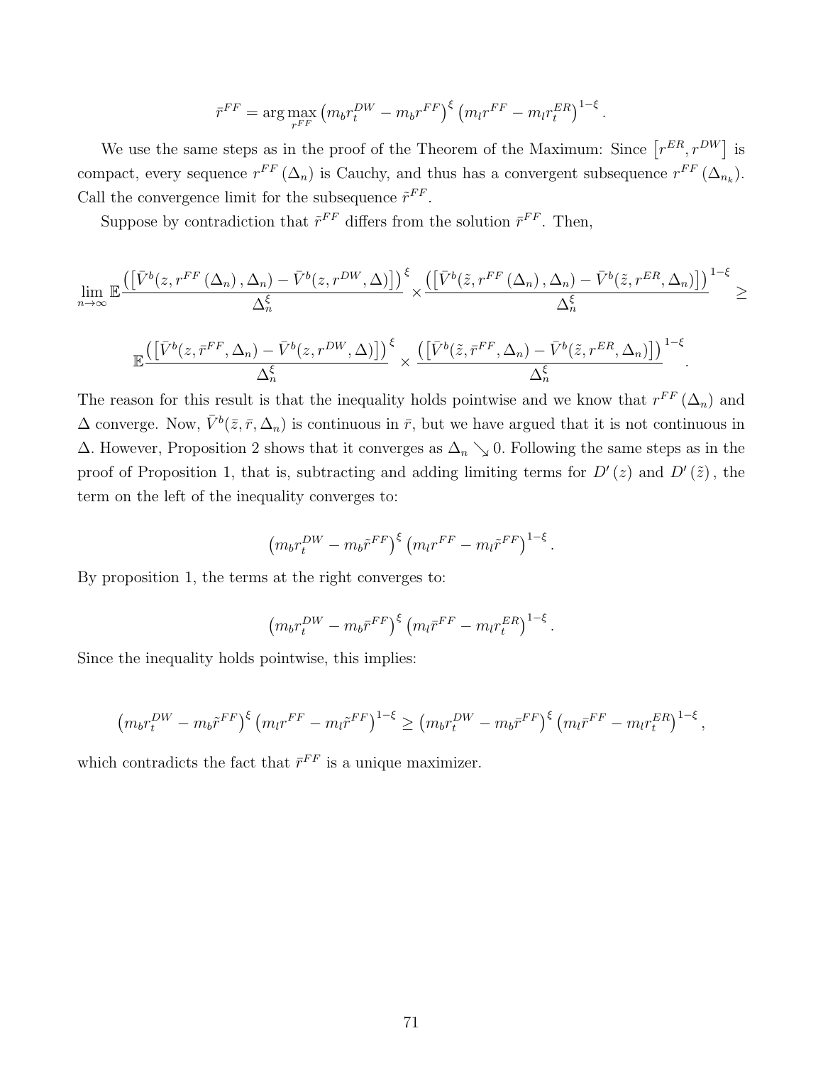$$\bar{r}^{FF} = \arg\max_{r^{FF}} \left(m_b r_t^{DW} - m_b r^{FF}\right)^{\xi} \left(m_l r^{FF} - m_l r_t^{ER}\right)^{1-\xi}.$$

We use the same steps as in the proof of the Theorem of the Maximum: Since $\left[r^{ER}, r^{DW}\right]$ is compact, every sequence $r^{FF}(\Delta_n)$ is Cauchy, and thus has a convergent subsequence $r^{FF}(\Delta_{n_k})$. Call the convergence limit for the subsequence $\tilde{r}^{FF}$.

Suppose by contradiction that $\tilde{r}^{FF}$ differs from the solution $\bar{r}^{FF}$. Then,

$$\lim_{n\to\infty} \mathbb{E}\frac{\left(\left[\bar{V}^b(z, r^{FF}(\Delta_n), \Delta_n) - \bar{V}^b(z, r^{DW}, \Delta)\right]\right)^{\xi}}{\Delta_n^{\xi}} \times \frac{\left(\left[\bar{V}^b(\tilde{z}, r^{FF}(\Delta_n), \Delta_n) - \bar{V}^b(\tilde{z}, r^{ER}, \Delta_n)\right]\right)^{1-\xi}}{\Delta_n^{\xi}} \geq$$

$$\mathbb{E}\frac{\left(\left[\bar{V}^b(z, \bar{r}^{FF}, \Delta_n) - \bar{V}^b(z, r^{DW}, \Delta)\right]\right)^{\xi}}{\Delta_n^{\xi}} \times \frac{\left(\left[\bar{V}^b(\tilde{z}, \bar{r}^{FF}, \Delta_n) - \bar{V}^b(\tilde{z}, r^{ER}, \Delta_n)\right]\right)^{1-\xi}}{\Delta_n^{\xi}}.$$

The reason for this result is that the inequality holds pointwise and we know that $r^{FF}(\Delta_n)$ and $\Delta$ converge. Now, $\bar{V}^b(\bar{z}, \bar{r}, \Delta_n)$ is continuous in $\bar{r}$, but we have argued that it is not continuous in $\Delta$. However, Proposition 2 shows that it converges as $\Delta_n \searrow 0$. Following the same steps as in the proof of Proposition 1, that is, subtracting and adding limiting terms for $D'(z)$ and $D'(\tilde{z})$, the term on the left of the inequality converges to:

$$\left(m_b r_t^{DW} - m_b \tilde{r}^{FF}\right)^{\xi} \left(m_l r^{FF} - m_l \tilde{r}^{FF}\right)^{1-\xi}.$$

By proposition 1, the terms at the right converges to:

$$\left(m_b r_t^{DW} - m_b \bar{r}^{FF}\right)^{\xi} \left(m_l \bar{r}^{FF} - m_l r_t^{ER}\right)^{1-\xi}.$$

Since the inequality holds pointwise, this implies:

$$\left(m_b r_t^{DW} - m_b \tilde{r}^{FF}\right)^{\xi} \left(m_l r^{FF} - m_l \tilde{r}^{FF}\right)^{1-\xi} \geq \left(m_b r_t^{DW} - m_b \bar{r}^{FF}\right)^{\xi} \left(m_l \bar{r}^{FF} - m_l r_t^{ER}\right)^{1-\xi},$$

which contradicts the fact that $\bar{r}^{FF}$ is a unique maximizer.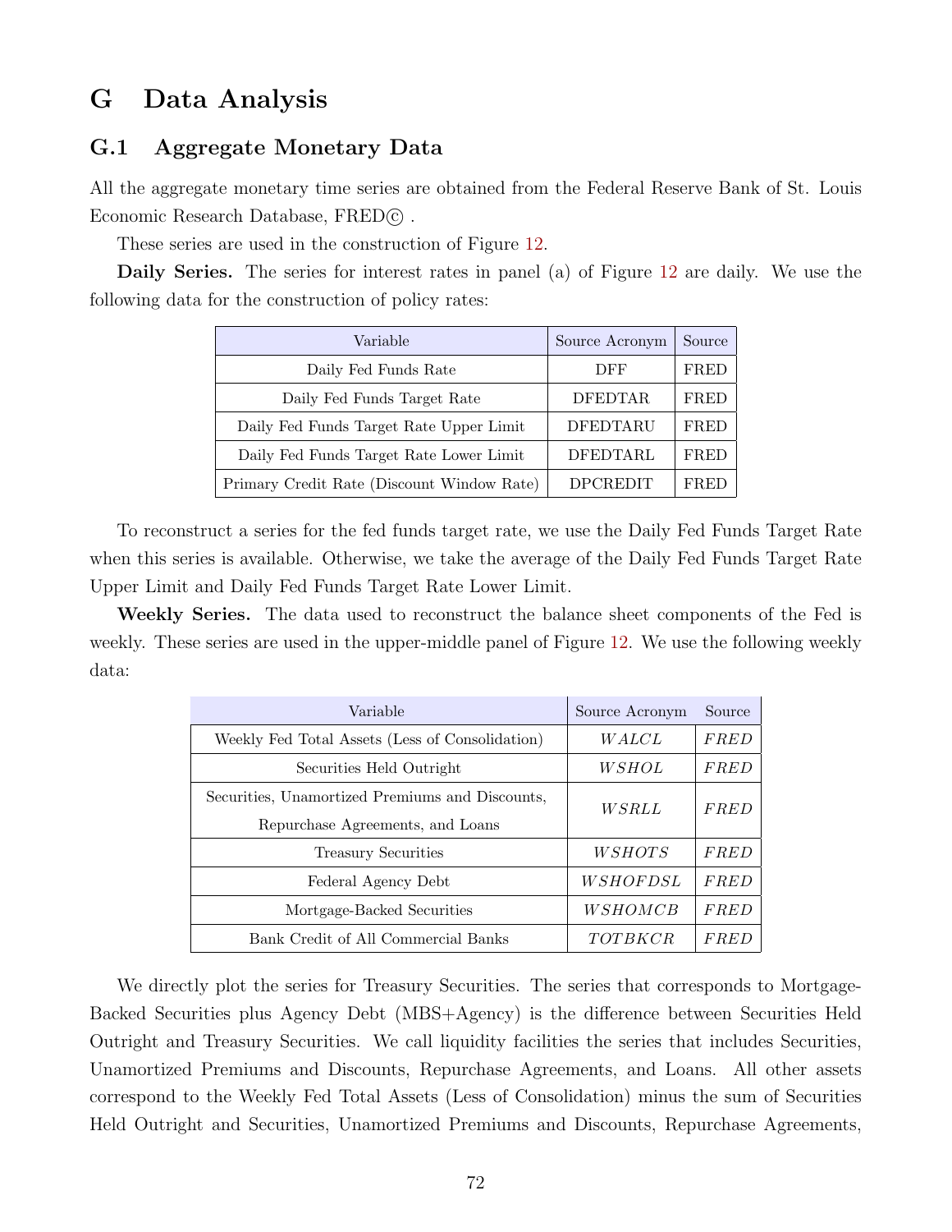# G Data Analysis

## G.1 Aggregate Monetary Data

All the aggregate monetary time series are obtained from the Federal Reserve Bank of St. Louis Economic Research Database, FRED© .

These series are used in the construction of Figure 12.

**Daily Series.** The series for interest rates in panel (a) of Figure 12 are daily. We use the following data for the construction of policy rates:

| Variable | Source Acronym | Source |
|---|---|---|
| Daily Fed Funds Rate | DFF | FRED |
| Daily Fed Funds Target Rate | DFEDTAR | FRED |
| Daily Fed Funds Target Rate Upper Limit | DFEDTARU | FRED |
| Daily Fed Funds Target Rate Lower Limit | DFEDTARL | FRED |
| Primary Credit Rate (Discount Window Rate) | DPCREDIT | FRED |

To reconstruct a series for the fed funds target rate, we use the Daily Fed Funds Target Rate when this series is available. Otherwise, we take the average of the Daily Fed Funds Target Rate Upper Limit and Daily Fed Funds Target Rate Lower Limit.

**Weekly Series.** The data used to reconstruct the balance sheet components of the Fed is weekly. These series are used in the upper-middle panel of Figure 12. We use the following weekly data:

| Variable | Source Acronym | Source |
|---|---|---|
| Weekly Fed Total Assets (Less of Consolidation) | *WALCL* | *FRED* |
| Securities Held Outright | *WSHOL* | *FRED* |
| Securities, Unamortized Premiums and Discounts, Repurchase Agreements, and Loans | *WSRLL* | *FRED* |
| Treasury Securities | *WSHOTS* | *FRED* |
| Federal Agency Debt | *WSHOFDSL* | *FRED* |
| Mortgage-Backed Securities | *WSHOMCB* | *FRED* |
| Bank Credit of All Commercial Banks | *TOTBKCR* | *FRED* |

We directly plot the series for Treasury Securities. The series that corresponds to Mortgage-Backed Securities plus Agency Debt (MBS+Agency) is the difference between Securities Held Outright and Treasury Securities. We call liquidity facilities the series that includes Securities, Unamortized Premiums and Discounts, Repurchase Agreements, and Loans. All other assets correspond to the Weekly Fed Total Assets (Less of Consolidation) minus the sum of Securities Held Outright and Securities, Unamortized Premiums and Discounts, Repurchase Agreements,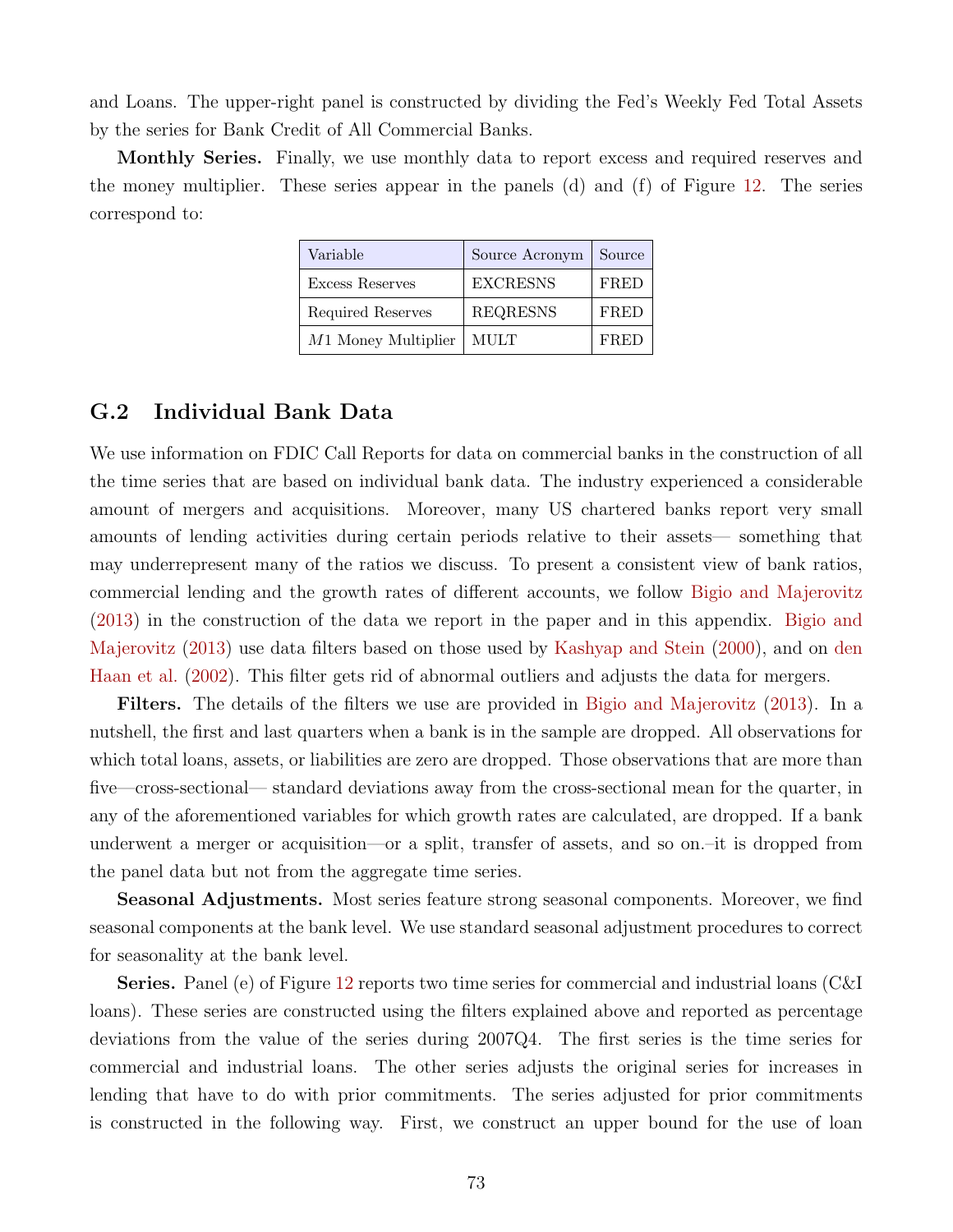and Loans. The upper-right panel is constructed by dividing the Fed's Weekly Fed Total Assets by the series for Bank Credit of All Commercial Banks.

**Monthly Series.** Finally, we use monthly data to report excess and required reserves and the money multiplier. These series appear in the panels (d) and (f) of Figure 12. The series correspond to:

| Variable | Source Acronym | Source |
|---|---|---|
| Excess Reserves | EXCRESNS | FRED |
| Required Reserves | REQRESNS | FRED |
| $M1$ Money Multiplier | MULT | FRED |

## G.2 Individual Bank Data

We use information on FDIC Call Reports for data on commercial banks in the construction of all the time series that are based on individual bank data. The industry experienced a considerable amount of mergers and acquisitions. Moreover, many US chartered banks report very small amounts of lending activities during certain periods relative to their assets— something that may underrepresent many of the ratios we discuss. To present a consistent view of bank ratios, commercial lending and the growth rates of different accounts, we follow Bigio and Majerovitz (2013) in the construction of the data we report in the paper and in this appendix. Bigio and Majerovitz (2013) use data filters based on those used by Kashyap and Stein (2000), and on den Haan et al. (2002). This filter gets rid of abnormal outliers and adjusts the data for mergers.

**Filters.** The details of the filters we use are provided in Bigio and Majerovitz (2013). In a nutshell, the first and last quarters when a bank is in the sample are dropped. All observations for which total loans, assets, or liabilities are zero are dropped. Those observations that are more than five—cross-sectional— standard deviations away from the cross-sectional mean for the quarter, in any of the aforementioned variables for which growth rates are calculated, are dropped. If a bank underwent a merger or acquisition—or a split, transfer of assets, and so on.–it is dropped from the panel data but not from the aggregate time series.

**Seasonal Adjustments.** Most series feature strong seasonal components. Moreover, we find seasonal components at the bank level. We use standard seasonal adjustment procedures to correct for seasonality at the bank level.

**Series.** Panel (e) of Figure 12 reports two time series for commercial and industrial loans (C&I loans). These series are constructed using the filters explained above and reported as percentage deviations from the value of the series during 2007Q4. The first series is the time series for commercial and industrial loans. The other series adjusts the original series for increases in lending that have to do with prior commitments. The series adjusted for prior commitments is constructed in the following way. First, we construct an upper bound for the use of loan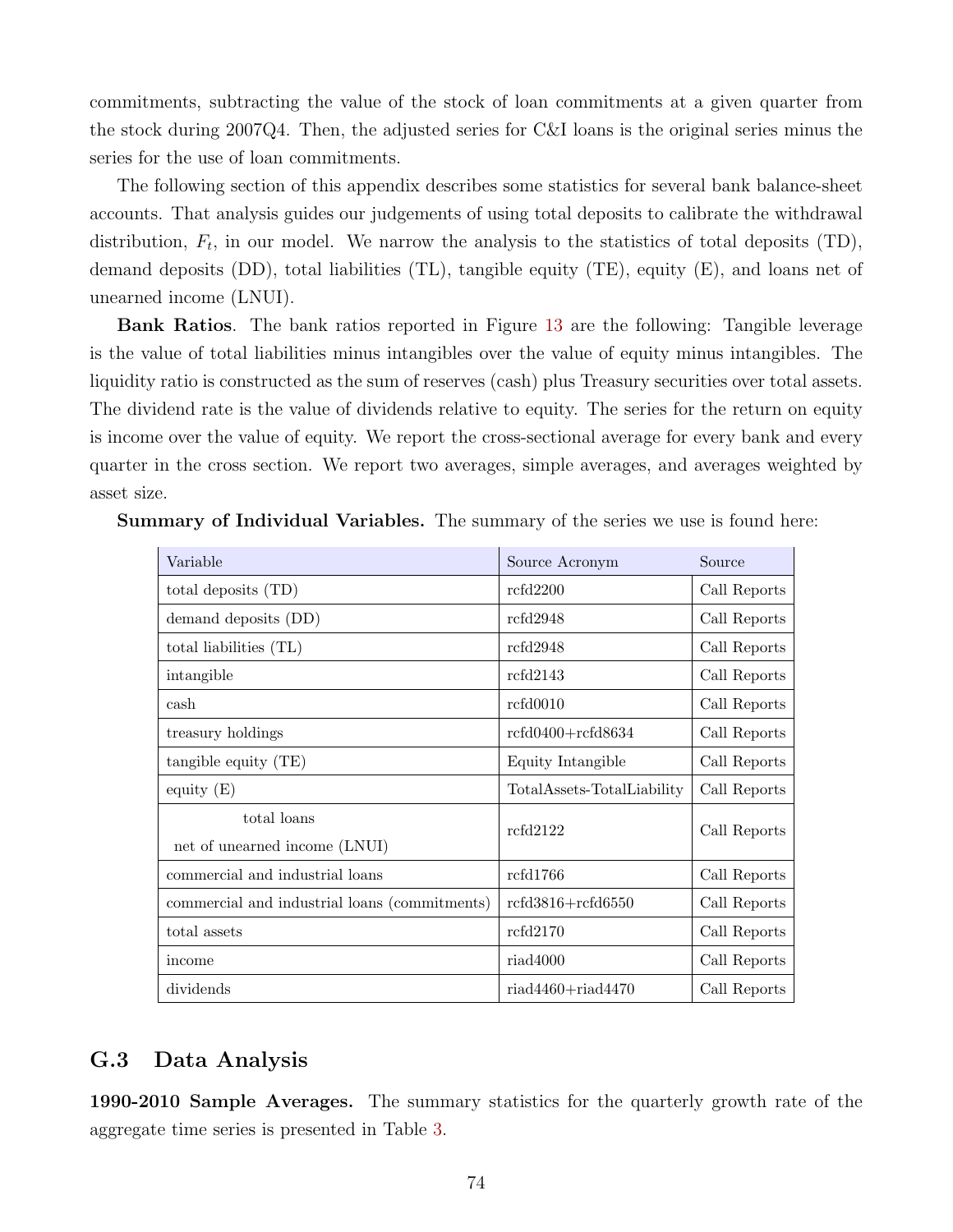commitments, subtracting the value of the stock of loan commitments at a given quarter from the stock during 2007Q4. Then, the adjusted series for C&I loans is the original series minus the series for the use of loan commitments.

The following section of this appendix describes some statistics for several bank balance-sheet accounts. That analysis guides our judgements of using total deposits to calibrate the withdrawal distribution, $F_t$, in our model. We narrow the analysis to the statistics of total deposits (TD), demand deposits (DD), total liabilities (TL), tangible equity (TE), equity (E), and loans net of unearned income (LNUI).

**Bank Ratios**. The bank ratios reported in Figure 13 are the following: Tangible leverage is the value of total liabilities minus intangibles over the value of equity minus intangibles. The liquidity ratio is constructed as the sum of reserves (cash) plus Treasury securities over total assets. The dividend rate is the value of dividends relative to equity. The series for the return on equity is income over the value of equity. We report the cross-sectional average for every bank and every quarter in the cross section. We report two averages, simple averages, and averages weighted by asset size.

**Summary of Individual Variables.** The summary of the series we use is found here:

| Variable | Source Acronym | Source |
|---|---|---|
| total deposits (TD) | rcfd2200 | Call Reports |
| demand deposits (DD) | rcfd2948 | Call Reports |
| total liabilities (TL) | rcfd2948 | Call Reports |
| intangible | rcfd2143 | Call Reports |
| cash | rcfd0010 | Call Reports |
| treasury holdings | rcfd0400+rcfd8634 | Call Reports |
| tangible equity (TE) | Equity Intangible | Call Reports |
| equity (E) | TotalAssets-TotalLiability | Call Reports |
| total loans net of unearned income (LNUI) | rcfd2122 | Call Reports |
| commercial and industrial loans | rcfd1766 | Call Reports |
| commercial and industrial loans (commitments) | rcfd3816+rcfd6550 | Call Reports |
| total assets | rcfd2170 | Call Reports |
| income | riad4000 | Call Reports |
| dividends | riad4460+riad4470 | Call Reports |

## G.3 Data Analysis

**1990-2010 Sample Averages.** The summary statistics for the quarterly growth rate of the aggregate time series is presented in Table 3.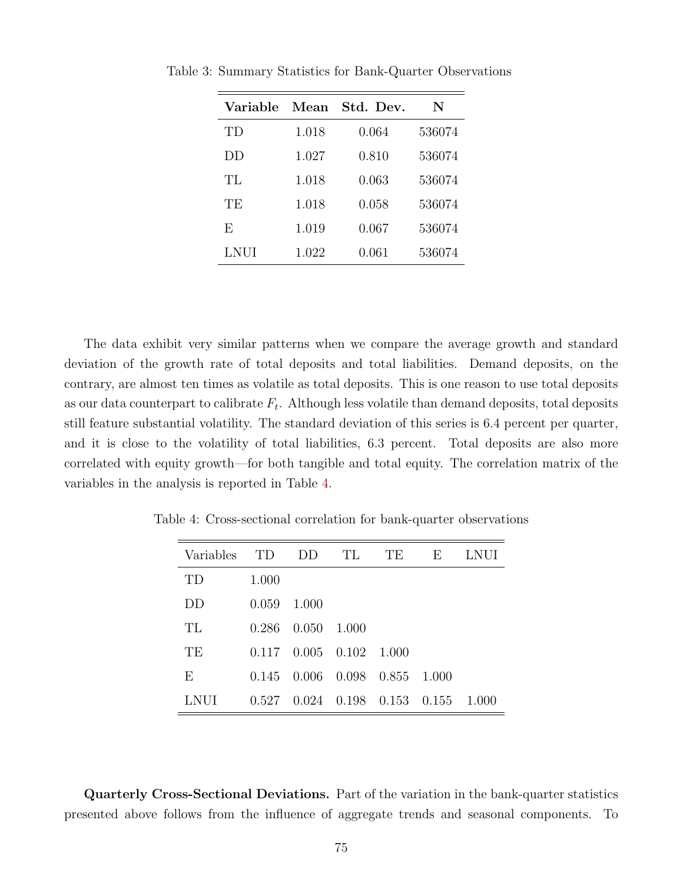Table 3: Summary Statistics for Bank-Quarter Observations

| **Variable** | **Mean** | **Std. Dev.** | **N** |
|---|---|---|---|
| TD | 1.018 | 0.064 | 536074 |
| DD | 1.027 | 0.810 | 536074 |
| TL | 1.018 | 0.063 | 536074 |
| TE | 1.018 | 0.058 | 536074 |
| E | 1.019 | 0.067 | 536074 |
| LNUI | 1.022 | 0.061 | 536074 |

The data exhibit very similar patterns when we compare the average growth and standard deviation of the growth rate of total deposits and total liabilities. Demand deposits, on the contrary, are almost ten times as volatile as total deposits. This is one reason to use total deposits as our data counterpart to calibrate $F_t$. Although less volatile than demand deposits, total deposits still feature substantial volatility. The standard deviation of this series is 6.4 percent per quarter, and it is close to the volatility of total liabilities, 6.3 percent. Total deposits are also more correlated with equity growth—for both tangible and total equity. The correlation matrix of the variables in the analysis is reported in Table 4.

Table 4: Cross-sectional correlation for bank-quarter observations

| Variables | TD | DD | TL | TE | E | LNUI |
|---|---|---|---|---|---|---|
| TD | 1.000 | | | | | |
| DD | 0.059 | 1.000 | | | | |
| TL | 0.286 | 0.050 | 1.000 | | | |
| TE | 0.117 | 0.005 | 0.102 | 1.000 | | |
| E | 0.145 | 0.006 | 0.098 | 0.855 | 1.000 | |
| LNUI | 0.527 | 0.024 | 0.198 | 0.153 | 0.155 | 1.000 |

**Quarterly Cross-Sectional Deviations.** Part of the variation in the bank-quarter statistics presented above follows from the influence of aggregate trends and seasonal components. To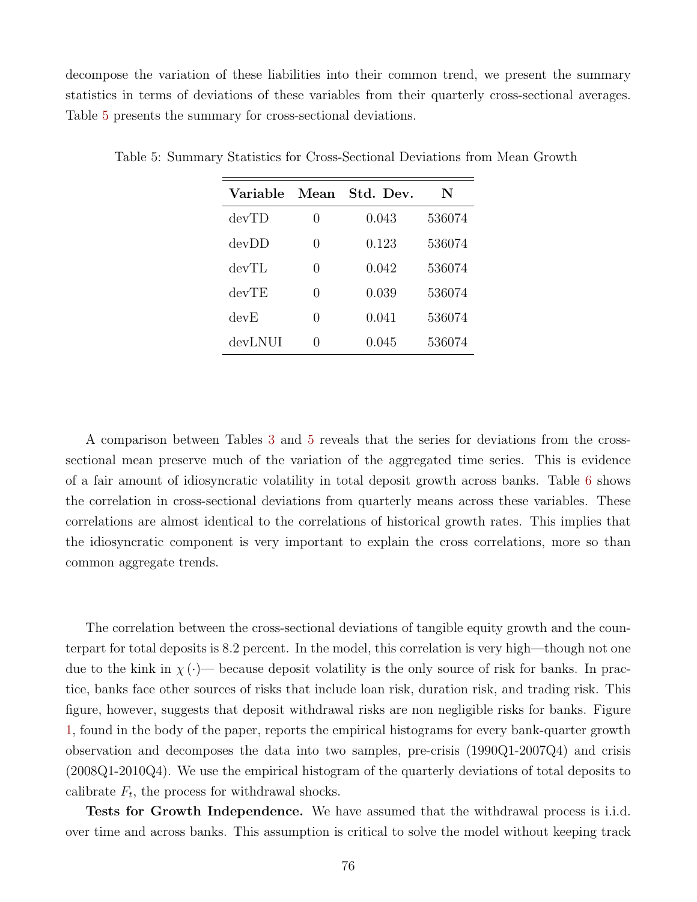decompose the variation of these liabilities into their common trend, we present the summary statistics in terms of deviations of these variables from their quarterly cross-sectional averages. Table 5 presents the summary for cross-sectional deviations.

Table 5: Summary Statistics for Cross-Sectional Deviations from Mean Growth

| Variable | Mean | Std. Dev. | N |
|---|---|---|---|
| devTD | 0 | 0.043 | 536074 |
| devDD | 0 | 0.123 | 536074 |
| devTL | 0 | 0.042 | 536074 |
| devTE | 0 | 0.039 | 536074 |
| devE | 0 | 0.041 | 536074 |
| devLNUI | 0 | 0.045 | 536074 |

A comparison between Tables 3 and 5 reveals that the series for deviations from the cross-sectional mean preserve much of the variation of the aggregated time series. This is evidence of a fair amount of idiosyncratic volatility in total deposit growth across banks. Table 6 shows the correlation in cross-sectional deviations from quarterly means across these variables. These correlations are almost identical to the correlations of historical growth rates. This implies that the idiosyncratic component is very important to explain the cross correlations, more so than common aggregate trends.

The correlation between the cross-sectional deviations of tangible equity growth and the counterpart for total deposits is 8.2 percent. In the model, this correlation is very high—though not one due to the kink in $\chi(\cdot)$— because deposit volatility is the only source of risk for banks. In practice, banks face other sources of risks that include loan risk, duration risk, and trading risk. This figure, however, suggests that deposit withdrawal risks are non negligible risks for banks. Figure 1, found in the body of the paper, reports the empirical histograms for every bank-quarter growth observation and decomposes the data into two samples, pre-crisis (1990Q1-2007Q4) and crisis (2008Q1-2010Q4). We use the empirical histogram of the quarterly deviations of total deposits to calibrate $F_t$, the process for withdrawal shocks.

**Tests for Growth Independence.** We have assumed that the withdrawal process is i.i.d. over time and across banks. This assumption is critical to solve the model without keeping track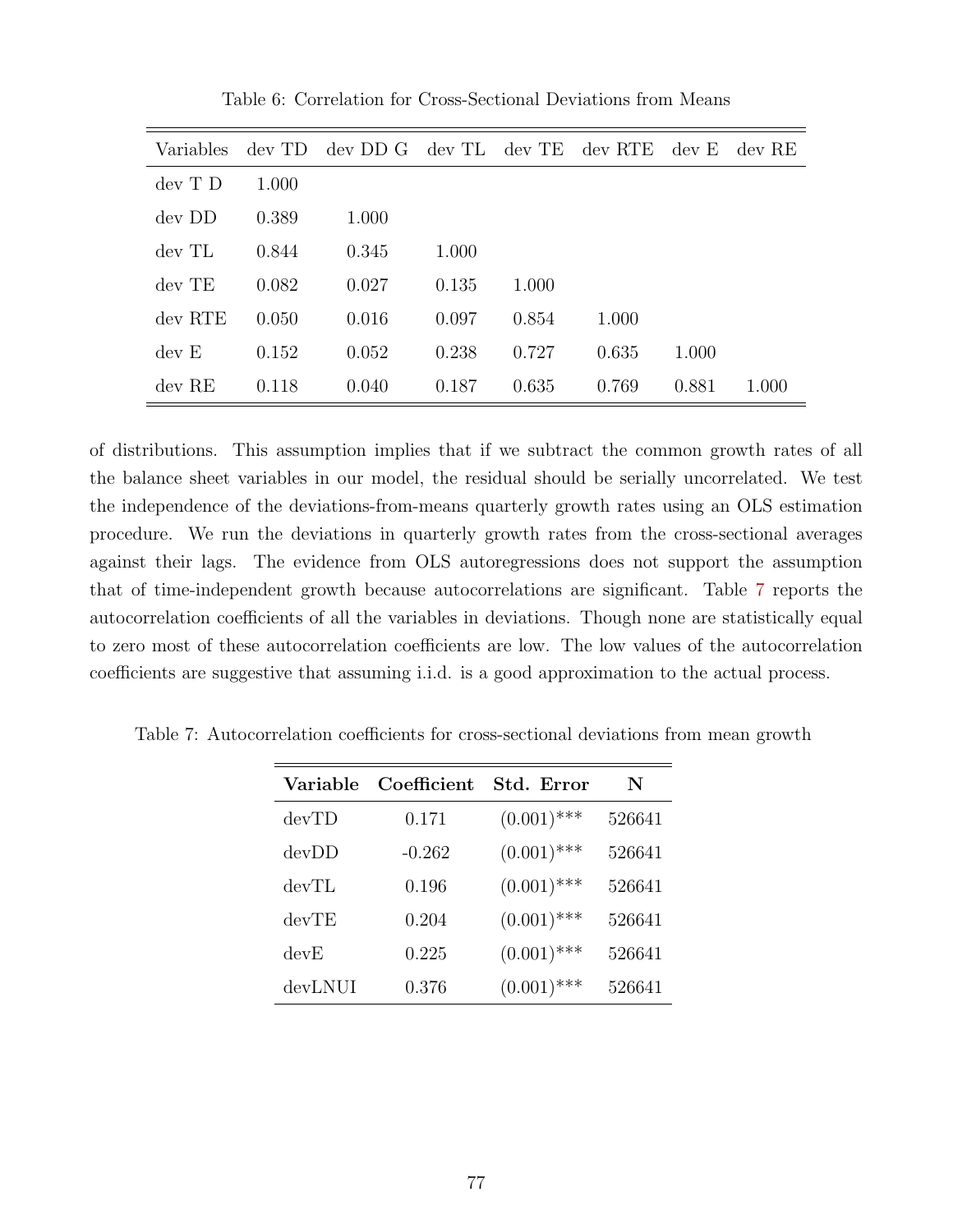Table 6: Correlation for Cross-Sectional Deviations from Means

| Variables | dev TD | dev DD G | dev TL | dev TE | dev RTE | dev E | dev RE |
|---|---|---|---|---|---|---|---|
| dev T D | 1.000 | | | | | | |
| dev DD | 0.389 | 1.000 | | | | | |
| dev TL | 0.844 | 0.345 | 1.000 | | | | |
| dev TE | 0.082 | 0.027 | 0.135 | 1.000 | | | |
| dev RTE | 0.050 | 0.016 | 0.097 | 0.854 | 1.000 | | |
| dev E | 0.152 | 0.052 | 0.238 | 0.727 | 0.635 | 1.000 | |
| dev RE | 0.118 | 0.040 | 0.187 | 0.635 | 0.769 | 0.881 | 1.000 |

of distributions. This assumption implies that if we subtract the common growth rates of all the balance sheet variables in our model, the residual should be serially uncorrelated. We test the independence of the deviations-from-means quarterly growth rates using an OLS estimation procedure. We run the deviations in quarterly growth rates from the cross-sectional averages against their lags. The evidence from OLS autoregressions does not support the assumption that of time-independent growth because autocorrelations are significant. Table 7 reports the autocorrelation coefficients of all the variables in deviations. Though none are statistically equal to zero most of these autocorrelation coefficients are low. The low values of the autocorrelation coefficients are suggestive that assuming i.i.d. is a good approximation to the actual process.

Table 7: Autocorrelation coefficients for cross-sectional deviations from mean growth

| **Variable** | **Coefficient** | **Std. Error** | **N** |
|---|---|---|---|
| devTD | 0.171 | (0.001)*** | 526641 |
| devDD | -0.262 | (0.001)*** | 526641 |
| devTL | 0.196 | (0.001)*** | 526641 |
| devTE | 0.204 | (0.001)*** | 526641 |
| devE | 0.225 | (0.001)*** | 526641 |
| devLNUI | 0.376 | (0.001)*** | 526641 |